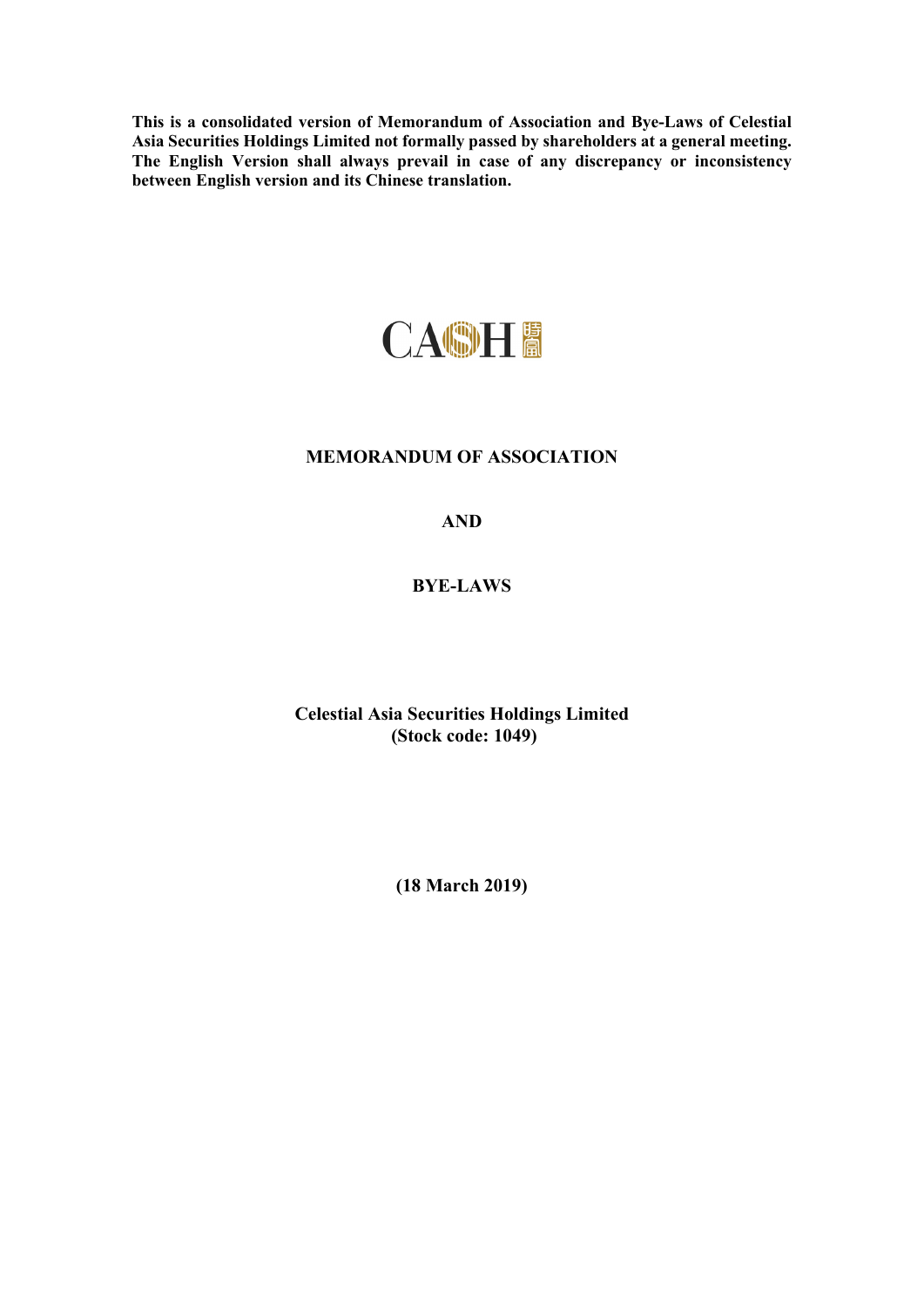**This is a consolidated version of Memorandum of Association and Bye-Laws of Celestial Asia Securities Holdings Limited not formally passed by shareholders at a general meeting. The English Version shall always prevail in case of any discrepancy or inconsistency between English version and its Chinese translation.**

CASH 時富

# MEMORANDUM OF ASSOCIATION

# AND

# BYE-LAWS

**Celestial Asia Securities Holdings Limited**
**(Stock code: 1049)**

**(18 March 2019)**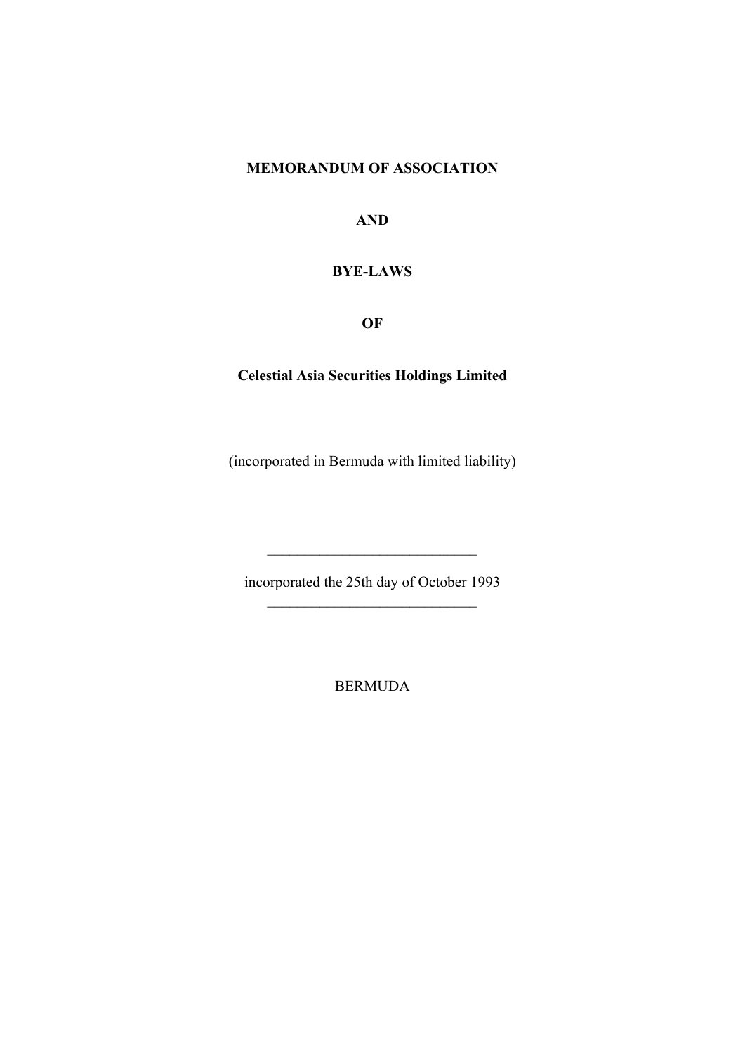**MEMORANDUM OF ASSOCIATION**

**AND**

**BYE-LAWS**

**OF**

**Celestial Asia Securities Holdings Limited**

(incorporated in Bermuda with limited liability)

---

incorporated the 25th day of October 1993

---

BERMUDA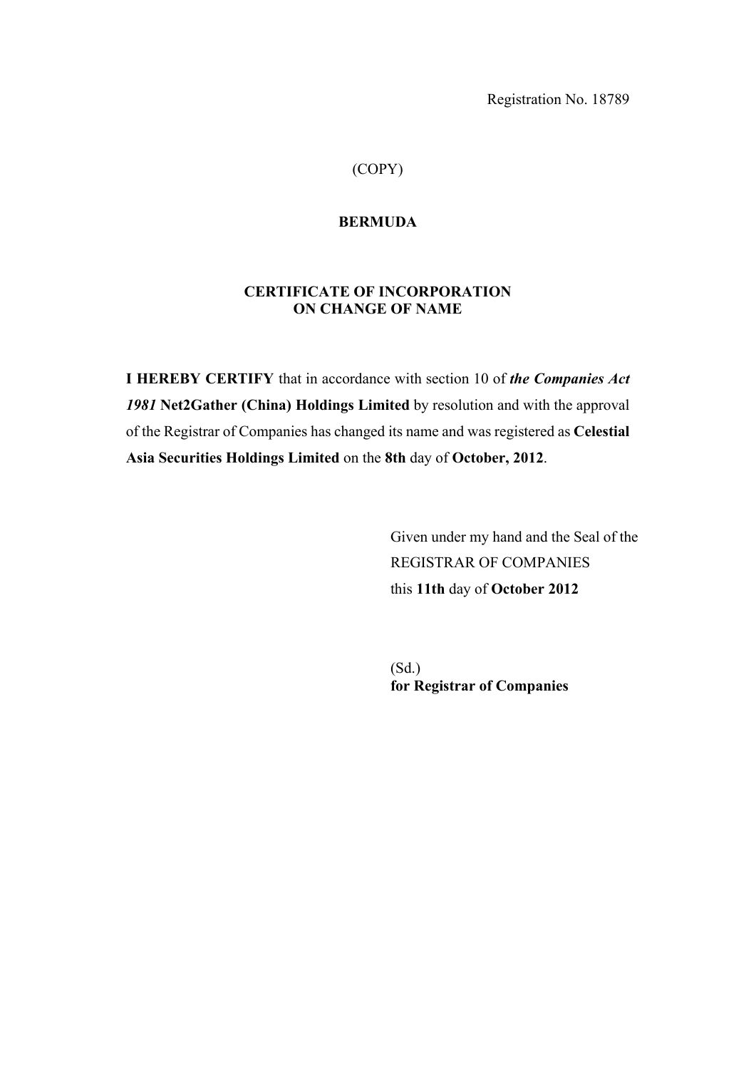Registration No. 18789

(COPY)

**BERMUDA**

**CERTIFICATE OF INCORPORATION**
**ON CHANGE OF NAME**

**I HEREBY CERTIFY** that in accordance with section 10 of ***the Companies Act 1981*** **Net2Gather (China) Holdings Limited** by resolution and with the approval of the Registrar of Companies has changed its name and was registered as **Celestial Asia Securities Holdings Limited** on the **8th** day of **October, 2012**.

Given under my hand and the Seal of the
REGISTRAR OF COMPANIES
this **11th** day of **October 2012**

(Sd.)
**for Registrar of Companies**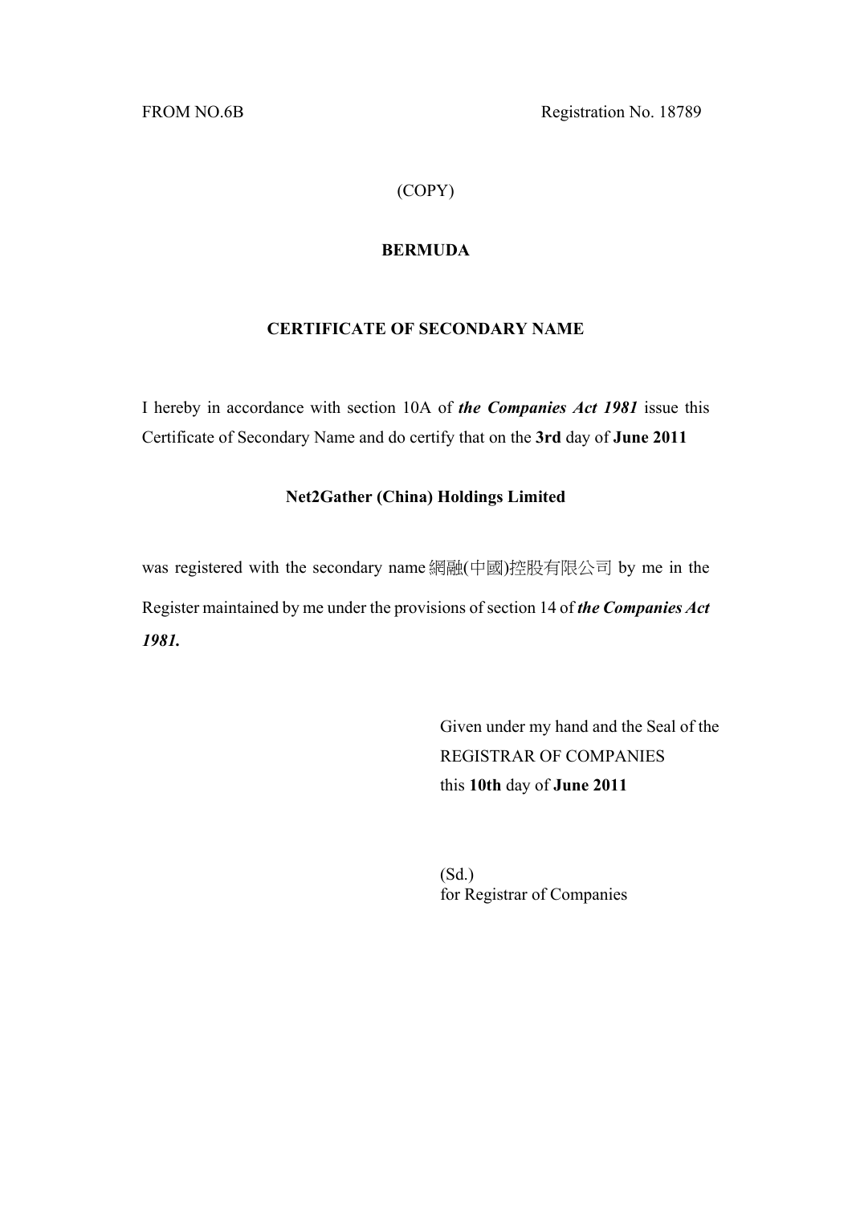FROM NO.6B Registration No. 18789

(COPY)

**BERMUDA**

**CERTIFICATE OF SECONDARY NAME**

I hereby in accordance with section 10A of ***the Companies Act 1981*** issue this Certificate of Secondary Name and do certify that on the **3rd** day of **June 2011**

**Net2Gather (China) Holdings Limited**

was registered with the secondary name 網融(中國)控股有限公司 by me in the Register maintained by me under the provisions of section 14 of ***the Companies Act 1981.***

Given under my hand and the Seal of the
REGISTRAR OF COMPANIES
this **10th** day of **June 2011**

(Sd.)
for Registrar of Companies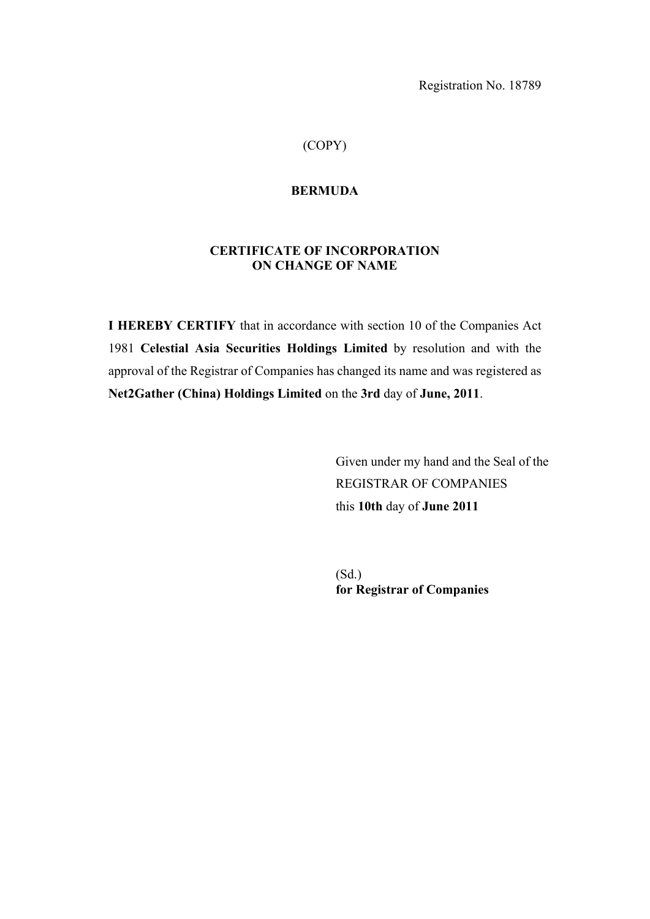Registration No. 18789

(COPY)

**BERMUDA**

**CERTIFICATE OF INCORPORATION ON CHANGE OF NAME**

**I HEREBY CERTIFY** that in accordance with section 10 of the Companies Act 1981 **Celestial Asia Securities Holdings Limited** by resolution and with the approval of the Registrar of Companies has changed its name and was registered as **Net2Gather (China) Holdings Limited** on the **3rd** day of **June, 2011**.

Given under my hand and the Seal of the REGISTRAR OF COMPANIES this **10th** day of **June 2011**

(Sd.)
**for Registrar of Companies**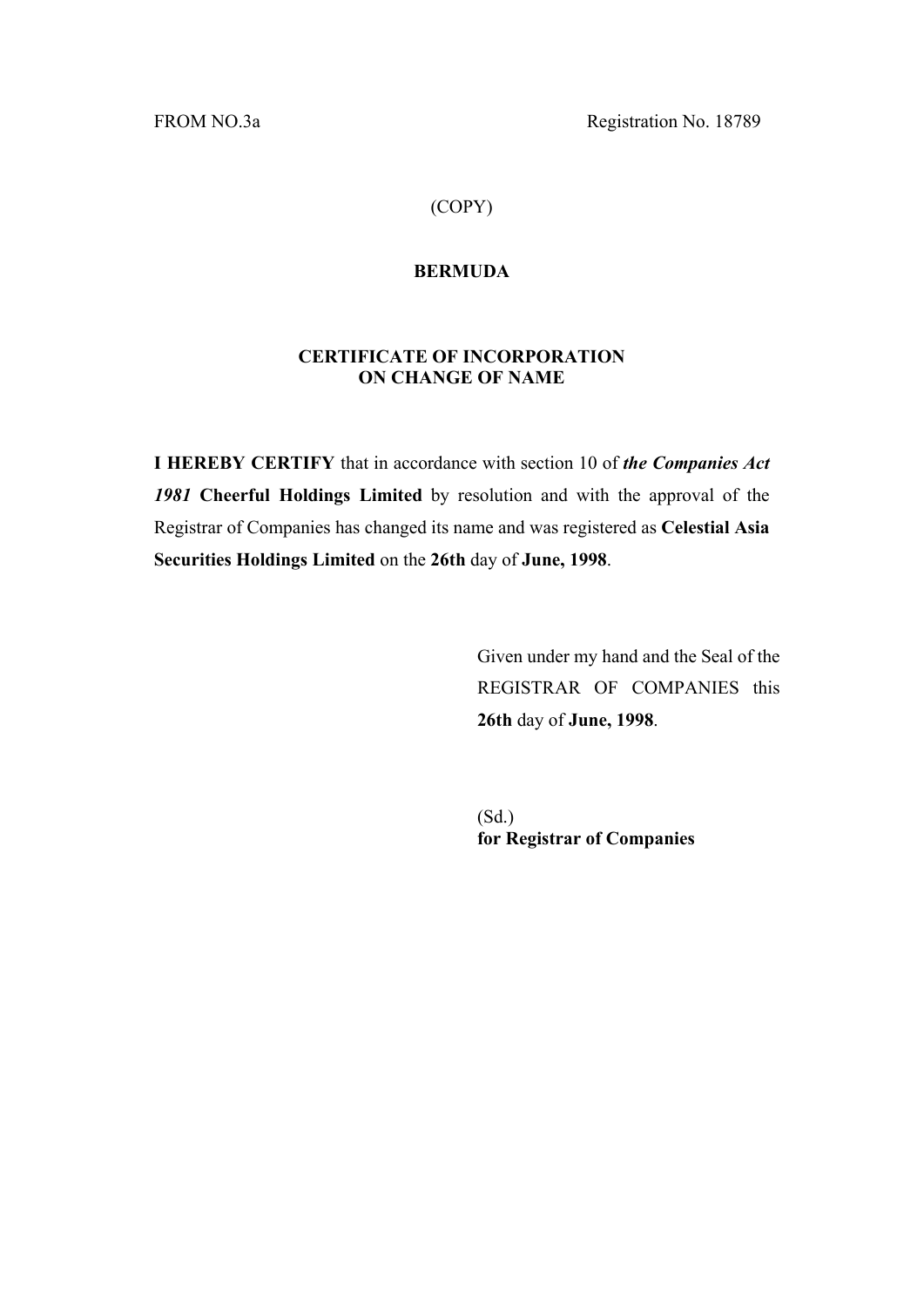FROM NO.3a Registration No. 18789

(COPY)

**BERMUDA**

**CERTIFICATE OF INCORPORATION**
**ON CHANGE OF NAME**

**I HEREBY CERTIFY** that in accordance with section 10 of ***the Companies Act 1981*** **Cheerful Holdings Limited** by resolution and with the approval of the Registrar of Companies has changed its name and was registered as **Celestial Asia Securities Holdings Limited** on the **26th** day of **June, 1998**.

Given under my hand and the Seal of the REGISTRAR OF COMPANIES this **26th** day of **June, 1998**.

(Sd.)
**for Registrar of Companies**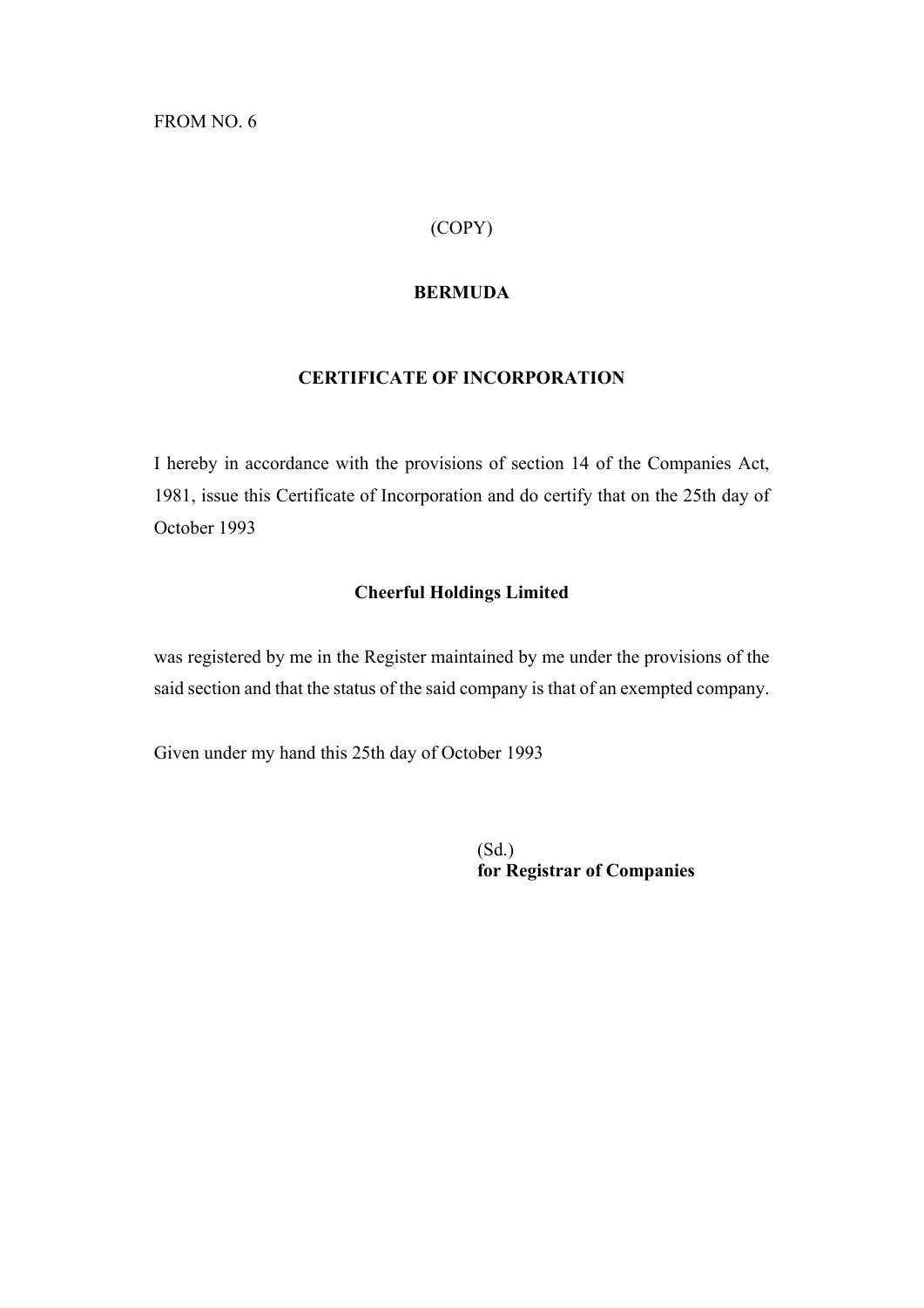FROM NO. 6

(COPY)

**BERMUDA**

**CERTIFICATE OF INCORPORATION**

I hereby in accordance with the provisions of section 14 of the Companies Act, 1981, issue this Certificate of Incorporation and do certify that on the 25th day of October 1993

**Cheerful Holdings Limited**

was registered by me in the Register maintained by me under the provisions of the said section and that the status of the said company is that of an exempted company.

Given under my hand this 25th day of October 1993

(Sd.)
**for Registrar of Companies**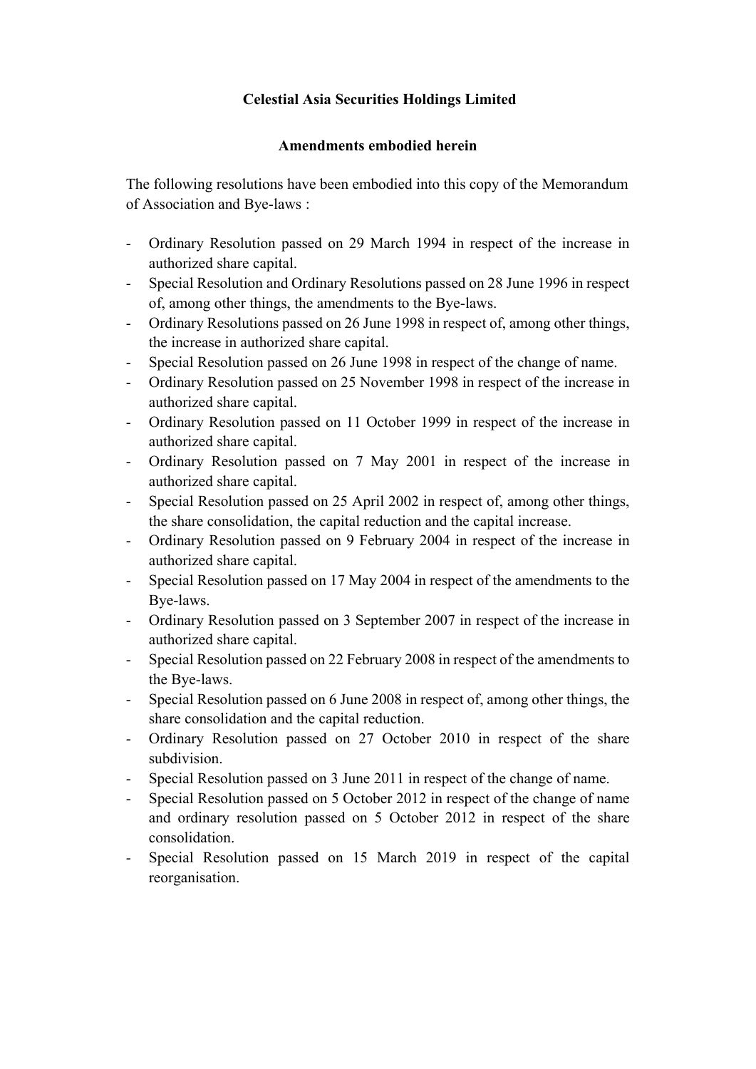**Celestial Asia Securities Holdings Limited**

**Amendments embodied herein**

The following resolutions have been embodied into this copy of the Memorandum of Association and Bye-laws :

- Ordinary Resolution passed on 29 March 1994 in respect of the increase in authorized share capital.
- Special Resolution and Ordinary Resolutions passed on 28 June 1996 in respect of, among other things, the amendments to the Bye-laws.
- Ordinary Resolutions passed on 26 June 1998 in respect of, among other things, the increase in authorized share capital.
- Special Resolution passed on 26 June 1998 in respect of the change of name.
- Ordinary Resolution passed on 25 November 1998 in respect of the increase in authorized share capital.
- Ordinary Resolution passed on 11 October 1999 in respect of the increase in authorized share capital.
- Ordinary Resolution passed on 7 May 2001 in respect of the increase in authorized share capital.
- Special Resolution passed on 25 April 2002 in respect of, among other things, the share consolidation, the capital reduction and the capital increase.
- Ordinary Resolution passed on 9 February 2004 in respect of the increase in authorized share capital.
- Special Resolution passed on 17 May 2004 in respect of the amendments to the Bye-laws.
- Ordinary Resolution passed on 3 September 2007 in respect of the increase in authorized share capital.
- Special Resolution passed on 22 February 2008 in respect of the amendments to the Bye-laws.
- Special Resolution passed on 6 June 2008 in respect of, among other things, the share consolidation and the capital reduction.
- Ordinary Resolution passed on 27 October 2010 in respect of the share subdivision.
- Special Resolution passed on 3 June 2011 in respect of the change of name.
- Special Resolution passed on 5 October 2012 in respect of the change of name and ordinary resolution passed on 5 October 2012 in respect of the share consolidation.
- Special Resolution passed on 15 March 2019 in respect of the capital reorganisation.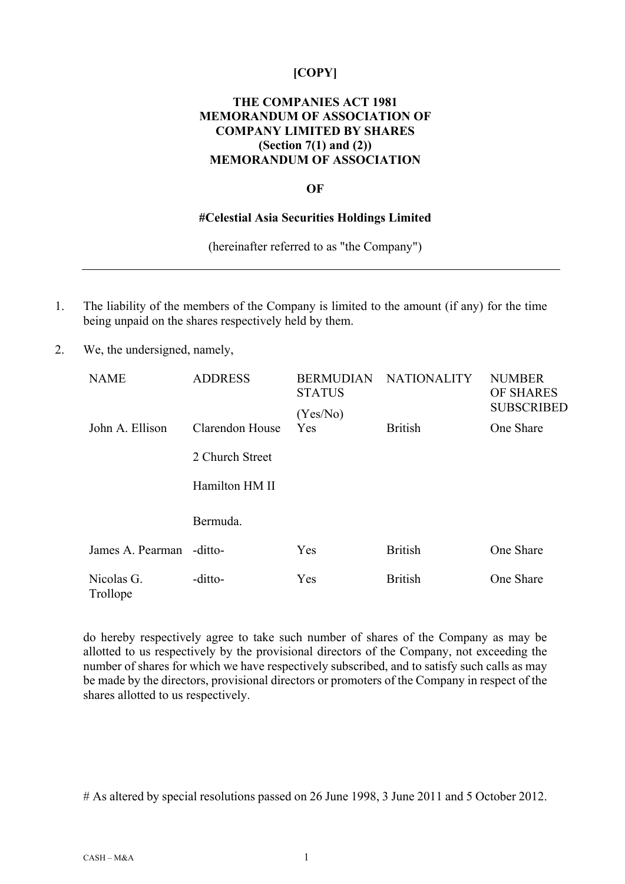**[COPY]**

**THE COMPANIES ACT 1981**
**MEMORANDUM OF ASSOCIATION OF**
**COMPANY LIMITED BY SHARES**
**(Section 7(1) and (2))**
**MEMORANDUM OF ASSOCIATION**

**OF**

**#Celestial Asia Securities Holdings Limited**

(hereinafter referred to as "the Company")

---

1. The liability of the members of the Company is limited to the amount (if any) for the time being unpaid on the shares respectively held by them.

2. We, the undersigned, namely,

| NAME | ADDRESS | BERMUDIAN STATUS (Yes/No) | NATIONALITY | NUMBER OF SHARES SUBSCRIBED |
|---|---|---|---|---|
| John A. Ellison | Clarendon House<br>2 Church Street<br>Hamilton HM II<br>Bermuda. | Yes | British | One Share |
| James A. Pearman | -ditto- | Yes | British | One Share |
| Nicolas G. Trollope | -ditto- | Yes | British | One Share |

do hereby respectively agree to take such number of shares of the Company as may be allotted to us respectively by the provisional directors of the Company, not exceeding the number of shares for which we have respectively subscribed, and to satisfy such calls as may be made by the directors, provisional directors or promoters of the Company in respect of the shares allotted to us respectively.

# As altered by special resolutions passed on 26 June 1998, 3 June 2011 and 5 October 2012.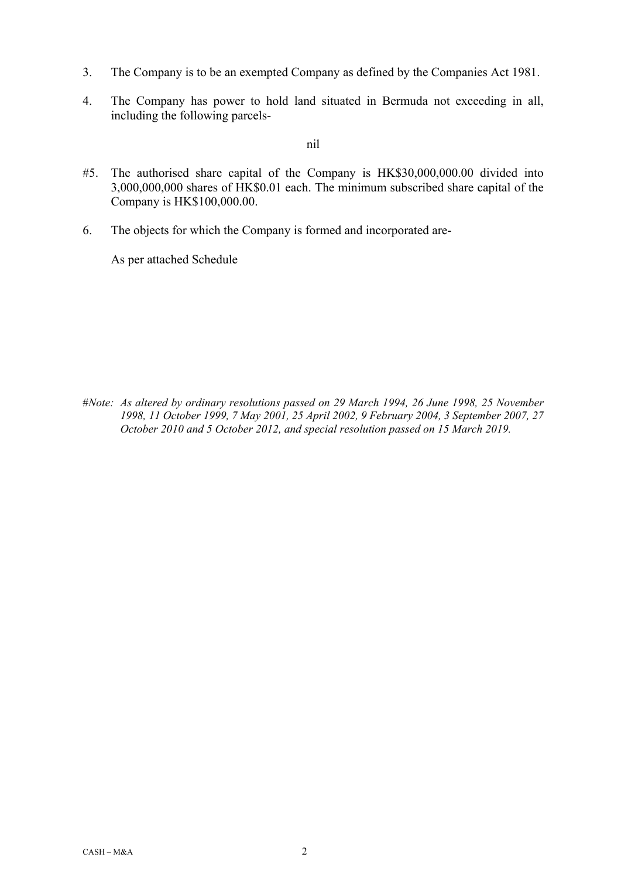3. The Company is to be an exempted Company as defined by the Companies Act 1981.

4. The Company has power to hold land situated in Bermuda not exceeding in all, including the following parcels-

nil

#5. The authorised share capital of the Company is HK$30,000,000.00 divided into 3,000,000,000 shares of HK$0.01 each. The minimum subscribed share capital of the Company is HK$100,000.00.

6. The objects for which the Company is formed and incorporated are-

As per attached Schedule

*#Note: As altered by ordinary resolutions passed on 29 March 1994, 26 June 1998, 25 November 1998, 11 October 1999, 7 May 2001, 25 April 2002, 9 February 2004, 3 September 2007, 27 October 2010 and 5 October 2012, and special resolution passed on 15 March 2019.*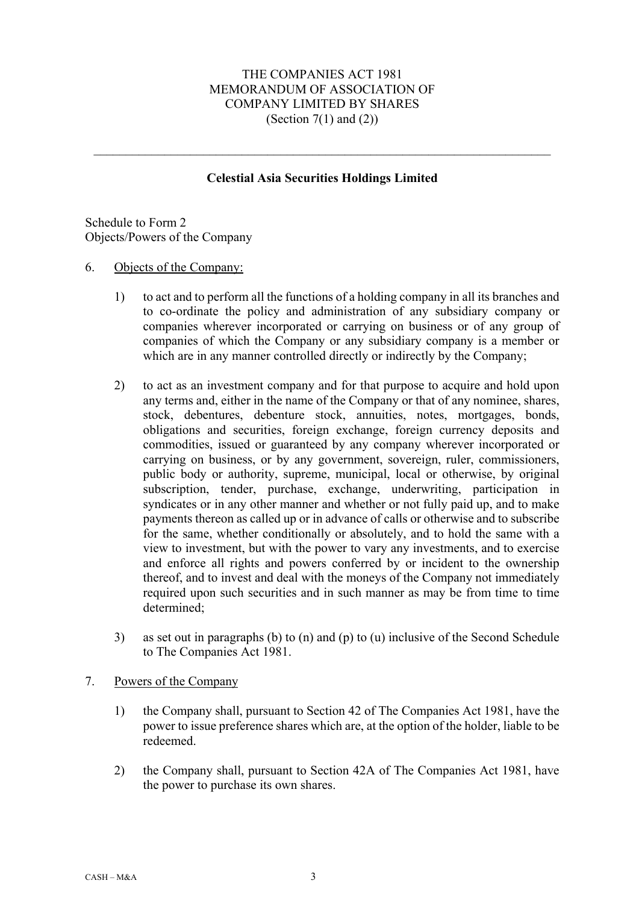THE COMPANIES ACT 1981
MEMORANDUM OF ASSOCIATION OF
COMPANY LIMITED BY SHARES
(Section 7(1) and (2))

---

**Celestial Asia Securities Holdings Limited**

Schedule to Form 2
Objects/Powers of the Company

6. Objects of the Company:

   1) to act and to perform all the functions of a holding company in all its branches and to co-ordinate the policy and administration of any subsidiary company or companies wherever incorporated or carrying on business or of any group of companies of which the Company or any subsidiary company is a member or which are in any manner controlled directly or indirectly by the Company;

   2) to act as an investment company and for that purpose to acquire and hold upon any terms and, either in the name of the Company or that of any nominee, shares, stock, debentures, debenture stock, annuities, notes, mortgages, bonds, obligations and securities, foreign exchange, foreign currency deposits and commodities, issued or guaranteed by any company wherever incorporated or carrying on business, or by any government, sovereign, ruler, commissioners, public body or authority, supreme, municipal, local or otherwise, by original subscription, tender, purchase, exchange, underwriting, participation in syndicates or in any other manner and whether or not fully paid up, and to make payments thereon as called up or in advance of calls or otherwise and to subscribe for the same, whether conditionally or absolutely, and to hold the same with a view to investment, but with the power to vary any investments, and to exercise and enforce all rights and powers conferred by or incident to the ownership thereof, and to invest and deal with the moneys of the Company not immediately required upon such securities and in such manner as may be from time to time determined;

   3) as set out in paragraphs (b) to (n) and (p) to (u) inclusive of the Second Schedule to The Companies Act 1981.

7. Powers of the Company

   1) the Company shall, pursuant to Section 42 of The Companies Act 1981, have the power to issue preference shares which are, at the option of the holder, liable to be redeemed.

   2) the Company shall, pursuant to Section 42A of The Companies Act 1981, have the power to purchase its own shares.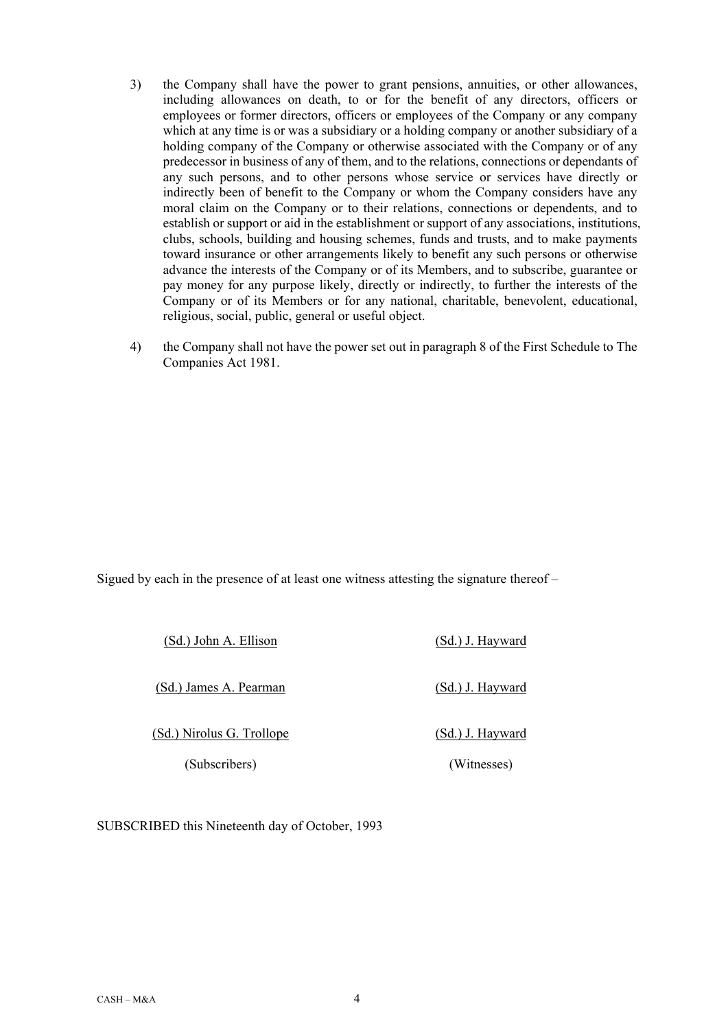3) the Company shall have the power to grant pensions, annuities, or other allowances, including allowances on death, to or for the benefit of any directors, officers or employees or former directors, officers or employees of the Company or any company which at any time is or was a subsidiary or a holding company or another subsidiary of a holding company of the Company or otherwise associated with the Company or of any predecessor in business of any of them, and to the relations, connections or dependants of any such persons, and to other persons whose service or services have directly or indirectly been of benefit to the Company or whom the Company considers have any moral claim on the Company or to their relations, connections or dependents, and to establish or support or aid in the establishment or support of any associations, institutions, clubs, schools, building and housing schemes, funds and trusts, and to make payments toward insurance or other arrangements likely to benefit any such persons or otherwise advance the interests of the Company or of its Members, and to subscribe, guarantee or pay money for any purpose likely, directly or indirectly, to further the interests of the Company or of its Members or for any national, charitable, benevolent, educational, religious, social, public, general or useful object.

4) the Company shall not have the power set out in paragraph 8 of the First Schedule to The Companies Act 1981.

Sigued by each in the presence of at least one witness attesting the signature thereof –

| | |
|---|---|
| (Sd.) John A. Ellison | (Sd.) J. Hayward |
| (Sd.) James A. Pearman | (Sd.) J. Hayward |
| (Sd.) Nirolus G. Trollope | (Sd.) J. Hayward |
| (Subscribers) | (Witnesses) |

SUBSCRIBED this Nineteenth day of October, 1993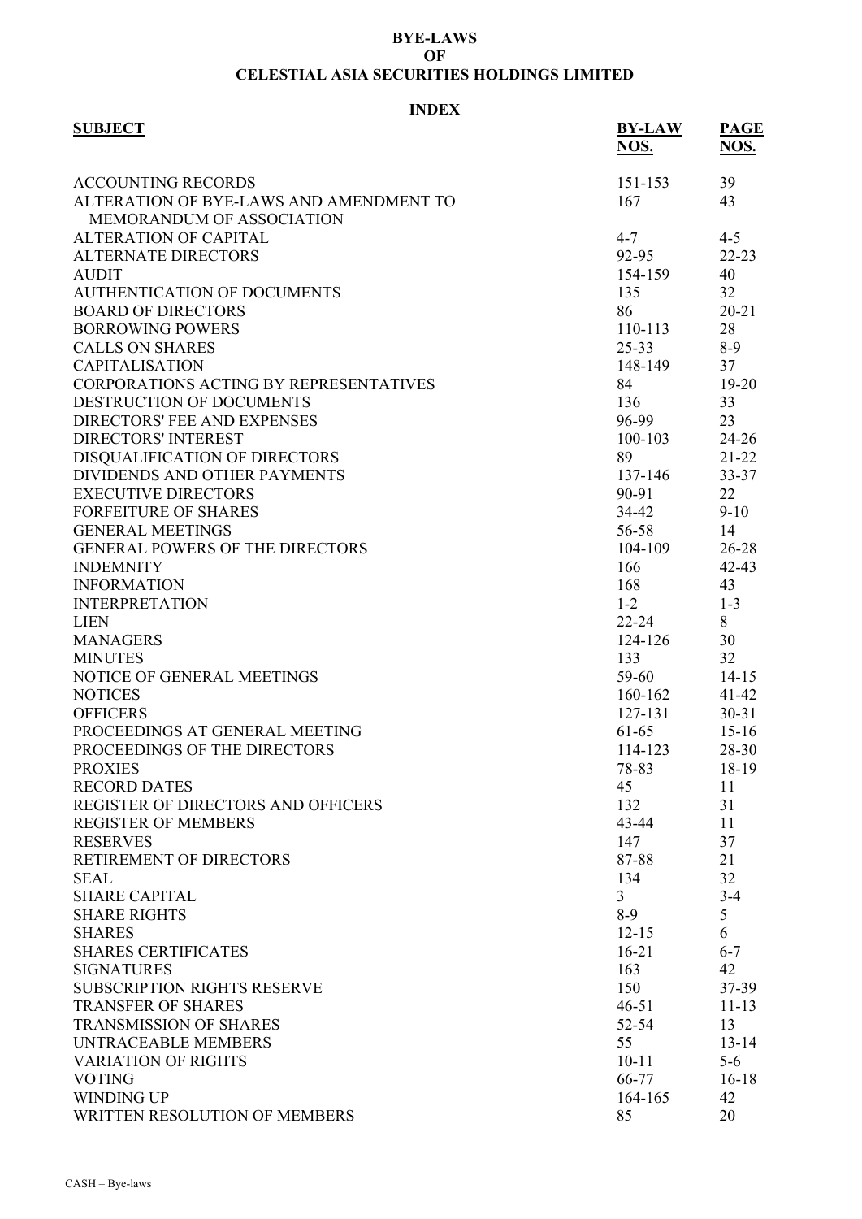# BYE-LAWS
# OF
# CELESTIAL ASIA SECURITIES HOLDINGS LIMITED

## INDEX

| SUBJECT | BY-LAW NOS. | PAGE NOS. |
|---|---|---|
| ACCOUNTING RECORDS | 151-153 | 39 |
| ALTERATION OF BYE-LAWS AND AMENDMENT TO MEMORANDUM OF ASSOCIATION | 167 | 43 |
| ALTERATION OF CAPITAL | 4-7 | 4-5 |
| ALTERNATE DIRECTORS | 92-95 | 22-23 |
| AUDIT | 154-159 | 40 |
| AUTHENTICATION OF DOCUMENTS | 135 | 32 |
| BOARD OF DIRECTORS | 86 | 20-21 |
| BORROWING POWERS | 110-113 | 28 |
| CALLS ON SHARES | 25-33 | 8-9 |
| CAPITALISATION | 148-149 | 37 |
| CORPORATIONS ACTING BY REPRESENTATIVES | 84 | 19-20 |
| DESTRUCTION OF DOCUMENTS | 136 | 33 |
| DIRECTORS' FEE AND EXPENSES | 96-99 | 23 |
| DIRECTORS' INTEREST | 100-103 | 24-26 |
| DISQUALIFICATION OF DIRECTORS | 89 | 21-22 |
| DIVIDENDS AND OTHER PAYMENTS | 137-146 | 33-37 |
| EXECUTIVE DIRECTORS | 90-91 | 22 |
| FORFEITURE OF SHARES | 34-42 | 9-10 |
| GENERAL MEETINGS | 56-58 | 14 |
| GENERAL POWERS OF THE DIRECTORS | 104-109 | 26-28 |
| INDEMNITY | 166 | 42-43 |
| INFORMATION | 168 | 43 |
| INTERPRETATION | 1-2 | 1-3 |
| LIEN | 22-24 | 8 |
| MANAGERS | 124-126 | 30 |
| MINUTES | 133 | 32 |
| NOTICE OF GENERAL MEETINGS | 59-60 | 14-15 |
| NOTICES | 160-162 | 41-42 |
| OFFICERS | 127-131 | 30-31 |
| PROCEEDINGS AT GENERAL MEETING | 61-65 | 15-16 |
| PROCEEDINGS OF THE DIRECTORS | 114-123 | 28-30 |
| PROXIES | 78-83 | 18-19 |
| RECORD DATES | 45 | 11 |
| REGISTER OF DIRECTORS AND OFFICERS | 132 | 31 |
| REGISTER OF MEMBERS | 43-44 | 11 |
| RESERVES | 147 | 37 |
| RETIREMENT OF DIRECTORS | 87-88 | 21 |
| SEAL | 134 | 32 |
| SHARE CAPITAL | 3 | 3-4 |
| SHARE RIGHTS | 8-9 | 5 |
| SHARES | 12-15 | 6 |
| SHARES CERTIFICATES | 16-21 | 6-7 |
| SIGNATURES | 163 | 42 |
| SUBSCRIPTION RIGHTS RESERVE | 150 | 37-39 |
| TRANSFER OF SHARES | 46-51 | 11-13 |
| TRANSMISSION OF SHARES | 52-54 | 13 |
| UNTRACEABLE MEMBERS | 55 | 13-14 |
| VARIATION OF RIGHTS | 10-11 | 5-6 |
| VOTING | 66-77 | 16-18 |
| WINDING UP | 164-165 | 42 |
| WRITTEN RESOLUTION OF MEMBERS | 85 | 20 |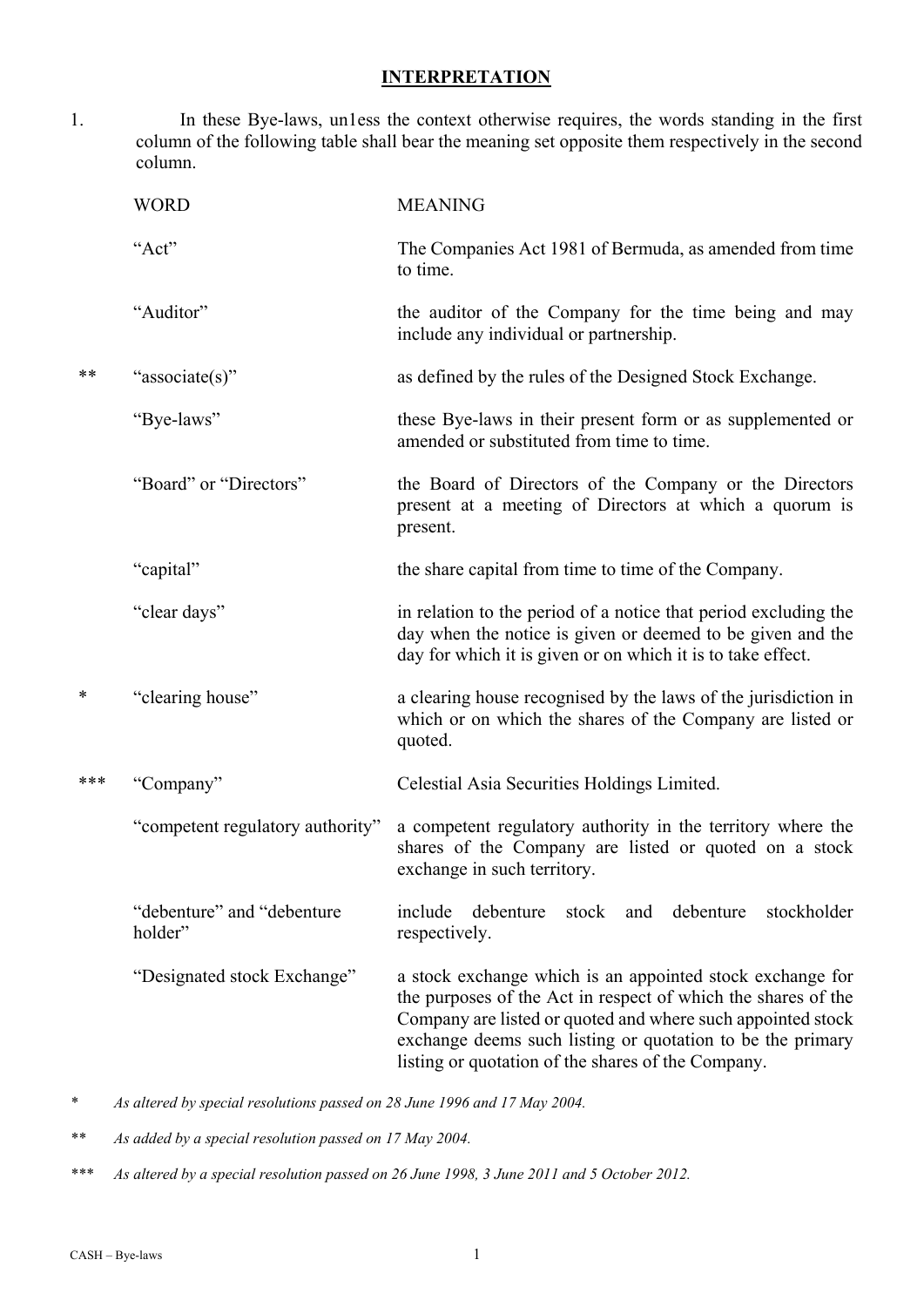## INTERPRETATION

1. In these Bye-laws, un1ess the context otherwise requires, the words standing in the first column of the following table shall bear the meaning set opposite them respectively in the second column.

| | WORD | MEANING |
|---|---|---|
| | "Act" | The Companies Act 1981 of Bermuda, as amended from time to time. |
| | "Auditor" | the auditor of the Company for the time being and may include any individual or partnership. |
| ** | "associate(s)" | as defined by the rules of the Designed Stock Exchange. |
| | "Bye-laws" | these Bye-laws in their present form or as supplemented or amended or substituted from time to time. |
| | "Board" or "Directors" | the Board of Directors of the Company or the Directors present at a meeting of Directors at which a quorum is present. |
| | "capital" | the share capital from time to time of the Company. |
| | "clear days" | in relation to the period of a notice that period excluding the day when the notice is given or deemed to be given and the day for which it is given or on which it is to take effect. |
| * | "clearing house" | a clearing house recognised by the laws of the jurisdiction in which or on which the shares of the Company are listed or quoted. |
| *** | "Company" | Celestial Asia Securities Holdings Limited. |
| | "competent regulatory authority" | a competent regulatory authority in the territory where the shares of the Company are listed or quoted on a stock exchange in such territory. |
| | "debenture" and "debenture holder" | include debenture stock and debenture stockholder respectively. |
| | "Designated stock Exchange" | a stock exchange which is an appointed stock exchange for the purposes of the Act in respect of which the shares of the Company are listed or quoted and where such appointed stock exchange deems such listing or quotation to be the primary listing or quotation of the shares of the Company. |

\* *As altered by special resolutions passed on 28 June 1996 and 17 May 2004.*

\** *As added by a special resolution passed on 17 May 2004.*

\*** *As altered by a special resolution passed on 26 June 1998, 3 June 2011 and 5 October 2012.*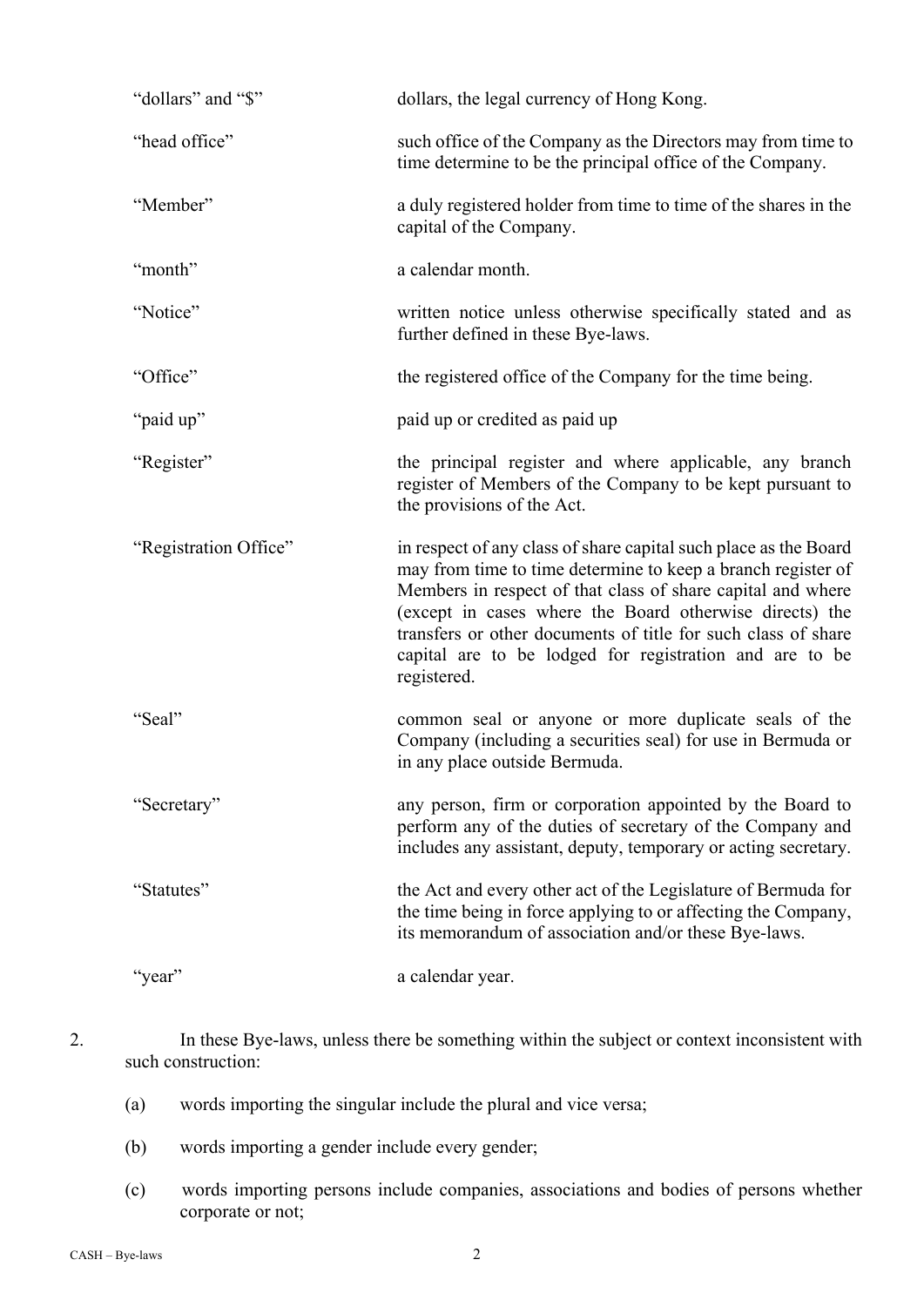| | |
|---|---|
| "dollars" and "$" | dollars, the legal currency of Hong Kong. |
| "head office" | such office of the Company as the Directors may from time to time determine to be the principal office of the Company. |
| "Member" | a duly registered holder from time to time of the shares in the capital of the Company. |
| "month" | a calendar month. |
| "Notice" | written notice unless otherwise specifically stated and as further defined in these Bye-laws. |
| "Office" | the registered office of the Company for the time being. |
| "paid up" | paid up or credited as paid up |
| "Register" | the principal register and where applicable, any branch register of Members of the Company to be kept pursuant to the provisions of the Act. |
| "Registration Office" | in respect of any class of share capital such place as the Board may from time to time determine to keep a branch register of Members in respect of that class of share capital and where (except in cases where the Board otherwise directs) the transfers or other documents of title for such class of share capital are to be lodged for registration and are to be registered. |
| "Seal" | common seal or anyone or more duplicate seals of the Company (including a securities seal) for use in Bermuda or in any place outside Bermuda. |
| "Secretary" | any person, firm or corporation appointed by the Board to perform any of the duties of secretary of the Company and includes any assistant, deputy, temporary or acting secretary. |
| "Statutes" | the Act and every other act of the Legislature of Bermuda for the time being in force applying to or affecting the Company, its memorandum of association and/or these Bye-laws. |
| "year" | a calendar year. |

2. In these Bye-laws, unless there be something within the subject or context inconsistent with such construction:

   (a) words importing the singular include the plural and vice versa;

   (b) words importing a gender include every gender;

   (c) words importing persons include companies, associations and bodies of persons whether corporate or not;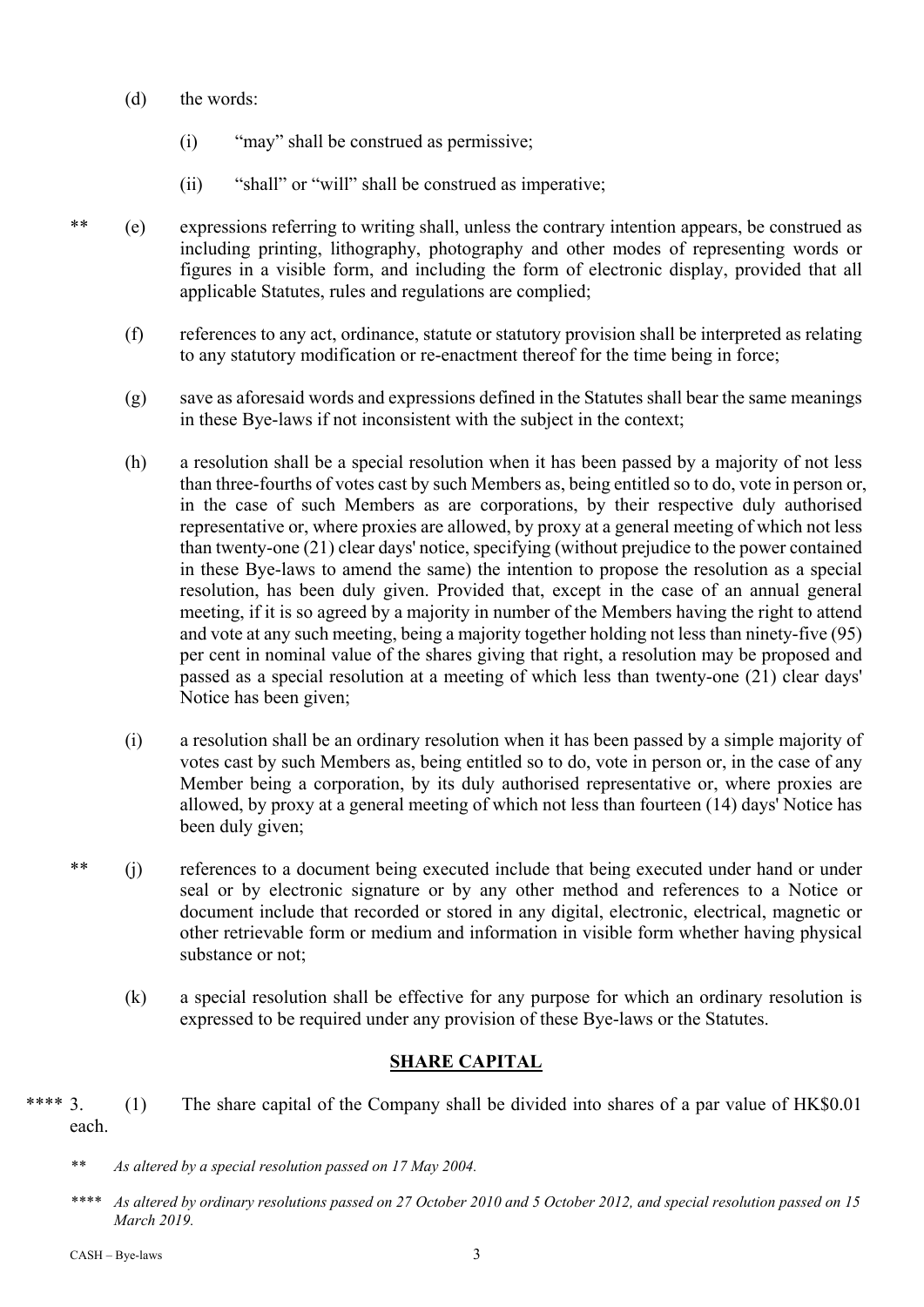(d) the words:

(i) "may" shall be construed as permissive;

(ii) "shall" or "will" shall be construed as imperative;

** (e) expressions referring to writing shall, unless the contrary intention appears, be construed as including printing, lithography, photography and other modes of representing words or figures in a visible form, and including the form of electronic display, provided that all applicable Statutes, rules and regulations are complied;

(f) references to any act, ordinance, statute or statutory provision shall be interpreted as relating to any statutory modification or re-enactment thereof for the time being in force;

(g) save as aforesaid words and expressions defined in the Statutes shall bear the same meanings in these Bye-laws if not inconsistent with the subject in the context;

(h) a resolution shall be a special resolution when it has been passed by a majority of not less than three-fourths of votes cast by such Members as, being entitled so to do, vote in person or, in the case of such Members as are corporations, by their respective duly authorised representative or, where proxies are allowed, by proxy at a general meeting of which not less than twenty-one (21) clear days' notice, specifying (without prejudice to the power contained in these Bye-laws to amend the same) the intention to propose the resolution as a special resolution, has been duly given. Provided that, except in the case of an annual general meeting, if it is so agreed by a majority in number of the Members having the right to attend and vote at any such meeting, being a majority together holding not less than ninety-five (95) per cent in nominal value of the shares giving that right, a resolution may be proposed and passed as a special resolution at a meeting of which less than twenty-one (21) clear days' Notice has been given;

(i) a resolution shall be an ordinary resolution when it has been passed by a simple majority of votes cast by such Members as, being entitled so to do, vote in person or, in the case of any Member being a corporation, by its duly authorised representative or, where proxies are allowed, by proxy at a general meeting of which not less than fourteen (14) days' Notice has been duly given;

** (j) references to a document being executed include that being executed under hand or under seal or by electronic signature or by any other method and references to a Notice or document include that recorded or stored in any digital, electronic, electrical, magnetic or other retrievable form or medium and information in visible form whether having physical substance or not;

(k) a special resolution shall be effective for any purpose for which an ordinary resolution is expressed to be required under any provision of these Bye-laws or the Statutes.

## SHARE CAPITAL

**** 3. (1) The share capital of the Company shall be divided into shares of a par value of HK$0.01 each.

*\*\* As altered by a special resolution passed on 17 May 2004.*

*\*\*\*\* As altered by ordinary resolutions passed on 27 October 2010 and 5 October 2012, and special resolution passed on 15 March 2019.*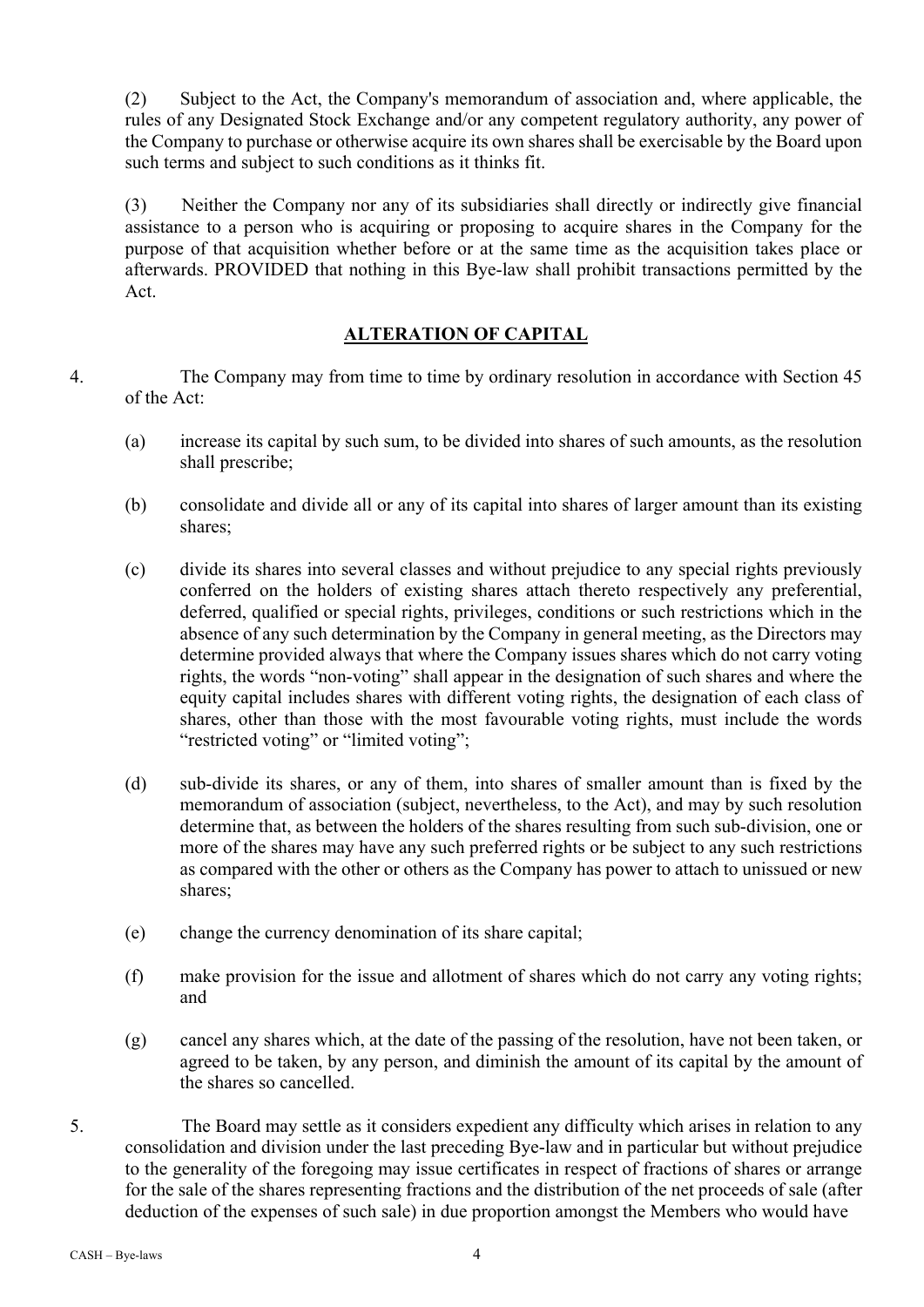(2) Subject to the Act, the Company's memorandum of association and, where applicable, the rules of any Designated Stock Exchange and/or any competent regulatory authority, any power of the Company to purchase or otherwise acquire its own shares shall be exercisable by the Board upon such terms and subject to such conditions as it thinks fit.

(3) Neither the Company nor any of its subsidiaries shall directly or indirectly give financial assistance to a person who is acquiring or proposing to acquire shares in the Company for the purpose of that acquisition whether before or at the same time as the acquisition takes place or afterwards. PROVIDED that nothing in this Bye-law shall prohibit transactions permitted by the Act.

## ALTERATION OF CAPITAL

4. The Company may from time to time by ordinary resolution in accordance with Section 45 of the Act:

   (a) increase its capital by such sum, to be divided into shares of such amounts, as the resolution shall prescribe;

   (b) consolidate and divide all or any of its capital into shares of larger amount than its existing shares;

   (c) divide its shares into several classes and without prejudice to any special rights previously conferred on the holders of existing shares attach thereto respectively any preferential, deferred, qualified or special rights, privileges, conditions or such restrictions which in the absence of any such determination by the Company in general meeting, as the Directors may determine provided always that where the Company issues shares which do not carry voting rights, the words "non-voting" shall appear in the designation of such shares and where the equity capital includes shares with different voting rights, the designation of each class of shares, other than those with the most favourable voting rights, must include the words "restricted voting" or "limited voting";

   (d) sub-divide its shares, or any of them, into shares of smaller amount than is fixed by the memorandum of association (subject, nevertheless, to the Act), and may by such resolution determine that, as between the holders of the shares resulting from such sub-division, one or more of the shares may have any such preferred rights or be subject to any such restrictions as compared with the other or others as the Company has power to attach to unissued or new shares;

   (e) change the currency denomination of its share capital;

   (f) make provision for the issue and allotment of shares which do not carry any voting rights; and

   (g) cancel any shares which, at the date of the passing of the resolution, have not been taken, or agreed to be taken, by any person, and diminish the amount of its capital by the amount of the shares so cancelled.

5. The Board may settle as it considers expedient any difficulty which arises in relation to any consolidation and division under the last preceding Bye-law and in particular but without prejudice to the generality of the foregoing may issue certificates in respect of fractions of shares or arrange for the sale of the shares representing fractions and the distribution of the net proceeds of sale (after deduction of the expenses of such sale) in due proportion amongst the Members who would have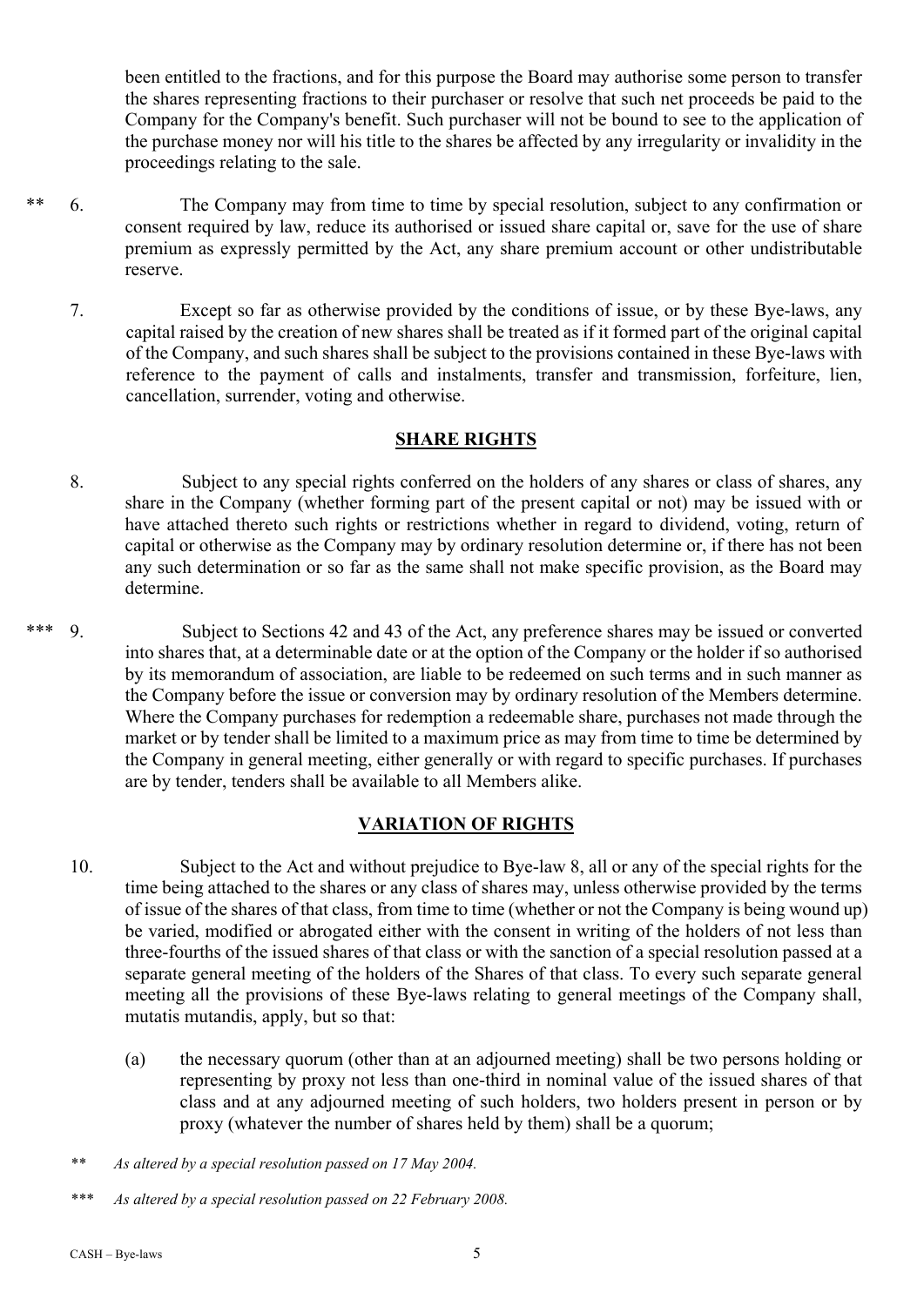been entitled to the fractions, and for this purpose the Board may authorise some person to transfer the shares representing fractions to their purchaser or resolve that such net proceeds be paid to the Company for the Company's benefit. Such purchaser will not be bound to see to the application of the purchase money nor will his title to the shares be affected by any irregularity or invalidity in the proceedings relating to the sale.

** 6. The Company may from time to time by special resolution, subject to any confirmation or consent required by law, reduce its authorised or issued share capital or, save for the use of share premium as expressly permitted by the Act, any share premium account or other undistributable reserve.

7. Except so far as otherwise provided by the conditions of issue, or by these Bye-laws, any capital raised by the creation of new shares shall be treated as if it formed part of the original capital of the Company, and such shares shall be subject to the provisions contained in these Bye-laws with reference to the payment of calls and instalments, transfer and transmission, forfeiture, lien, cancellation, surrender, voting and otherwise.

## SHARE RIGHTS

8. Subject to any special rights conferred on the holders of any shares or class of shares, any share in the Company (whether forming part of the present capital or not) may be issued with or have attached thereto such rights or restrictions whether in regard to dividend, voting, return of capital or otherwise as the Company may by ordinary resolution determine or, if there has not been any such determination or so far as the same shall not make specific provision, as the Board may determine.

*** 9. Subject to Sections 42 and 43 of the Act, any preference shares may be issued or converted into shares that, at a determinable date or at the option of the Company or the holder if so authorised by its memorandum of association, are liable to be redeemed on such terms and in such manner as the Company before the issue or conversion may by ordinary resolution of the Members determine. Where the Company purchases for redemption a redeemable share, purchases not made through the market or by tender shall be limited to a maximum price as may from time to time be determined by the Company in general meeting, either generally or with regard to specific purchases. If purchases are by tender, tenders shall be available to all Members alike.

## VARIATION OF RIGHTS

10. Subject to the Act and without prejudice to Bye-law 8, all or any of the special rights for the time being attached to the shares or any class of shares may, unless otherwise provided by the terms of issue of the shares of that class, from time to time (whether or not the Company is being wound up) be varied, modified or abrogated either with the consent in writing of the holders of not less than three-fourths of the issued shares of that class or with the sanction of a special resolution passed at a separate general meeting of the holders of the Shares of that class. To every such separate general meeting all the provisions of these Bye-laws relating to general meetings of the Company shall, mutatis mutandis, apply, but so that:

(a) the necessary quorum (other than at an adjourned meeting) shall be two persons holding or representing by proxy not less than one-third in nominal value of the issued shares of that class and at any adjourned meeting of such holders, two holders present in person or by proxy (whatever the number of shares held by them) shall be a quorum;

*\*\* As altered by a special resolution passed on 17 May 2004.*

*\*\*\* As altered by a special resolution passed on 22 February 2008.*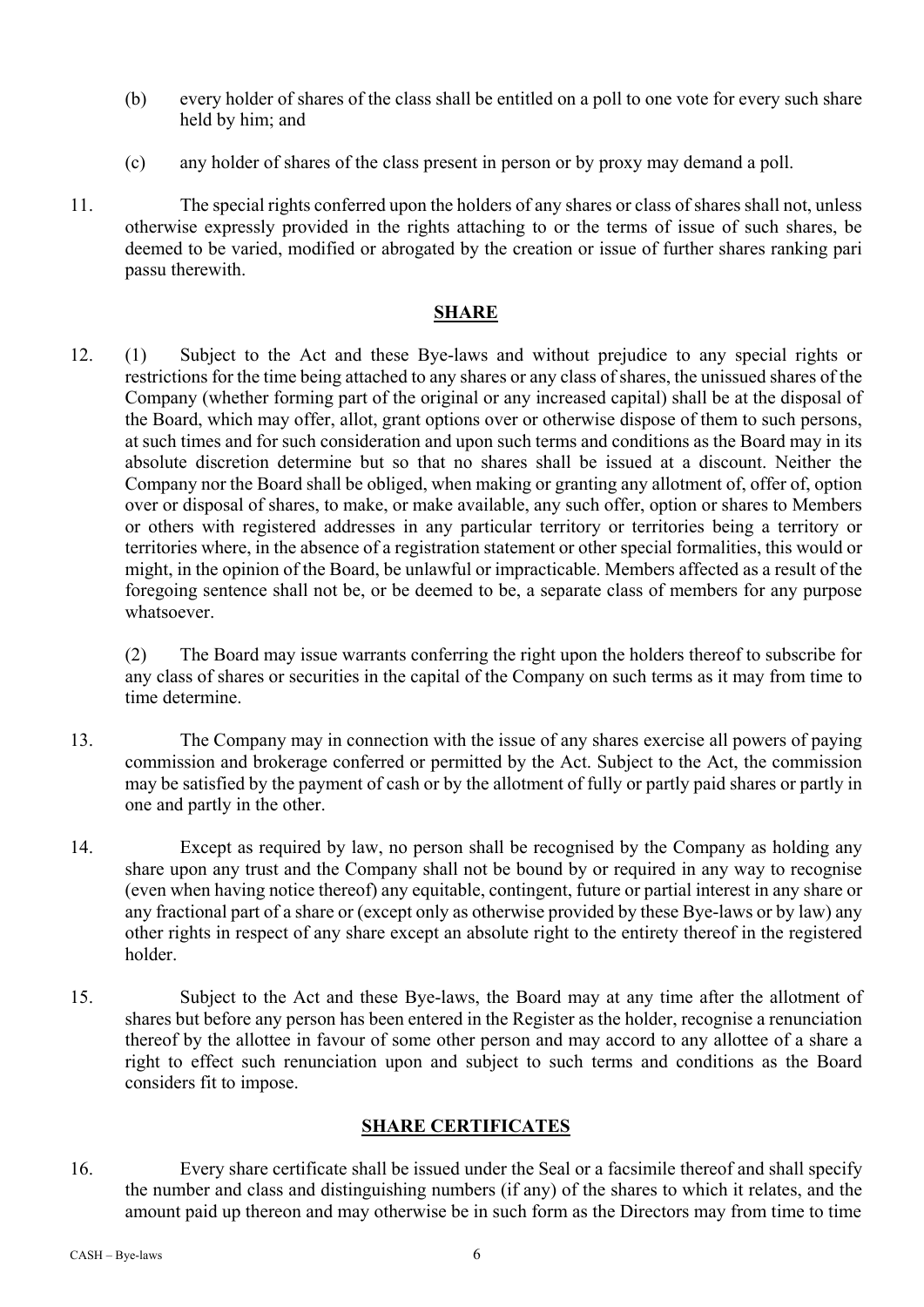(b) every holder of shares of the class shall be entitled on a poll to one vote for every such share held by him; and

(c) any holder of shares of the class present in person or by proxy may demand a poll.

11. The special rights conferred upon the holders of any shares or class of shares shall not, unless otherwise expressly provided in the rights attaching to or the terms of issue of such shares, be deemed to be varied, modified or abrogated by the creation or issue of further shares ranking pari passu therewith.

## SHARE

12. (1) Subject to the Act and these Bye-laws and without prejudice to any special rights or restrictions for the time being attached to any shares or any class of shares, the unissued shares of the Company (whether forming part of the original or any increased capital) shall be at the disposal of the Board, which may offer, allot, grant options over or otherwise dispose of them to such persons, at such times and for such consideration and upon such terms and conditions as the Board may in its absolute discretion determine but so that no shares shall be issued at a discount. Neither the Company nor the Board shall be obliged, when making or granting any allotment of, offer of, option over or disposal of shares, to make, or make available, any such offer, option or shares to Members or others with registered addresses in any particular territory or territories being a territory or territories where, in the absence of a registration statement or other special formalities, this would or might, in the opinion of the Board, be unlawful or impracticable. Members affected as a result of the foregoing sentence shall not be, or be deemed to be, a separate class of members for any purpose whatsoever.

(2) The Board may issue warrants conferring the right upon the holders thereof to subscribe for any class of shares or securities in the capital of the Company on such terms as it may from time to time determine.

13. The Company may in connection with the issue of any shares exercise all powers of paying commission and brokerage conferred or permitted by the Act. Subject to the Act, the commission may be satisfied by the payment of cash or by the allotment of fully or partly paid shares or partly in one and partly in the other.

14. Except as required by law, no person shall be recognised by the Company as holding any share upon any trust and the Company shall not be bound by or required in any way to recognise (even when having notice thereof) any equitable, contingent, future or partial interest in any share or any fractional part of a share or (except only as otherwise provided by these Bye-laws or by law) any other rights in respect of any share except an absolute right to the entirety thereof in the registered holder.

15. Subject to the Act and these Bye-laws, the Board may at any time after the allotment of shares but before any person has been entered in the Register as the holder, recognise a renunciation thereof by the allottee in favour of some other person and may accord to any allottee of a share a right to effect such renunciation upon and subject to such terms and conditions as the Board considers fit to impose.

## SHARE CERTIFICATES

16. Every share certificate shall be issued under the Seal or a facsimile thereof and shall specify the number and class and distinguishing numbers (if any) of the shares to which it relates, and the amount paid up thereon and may otherwise be in such form as the Directors may from time to time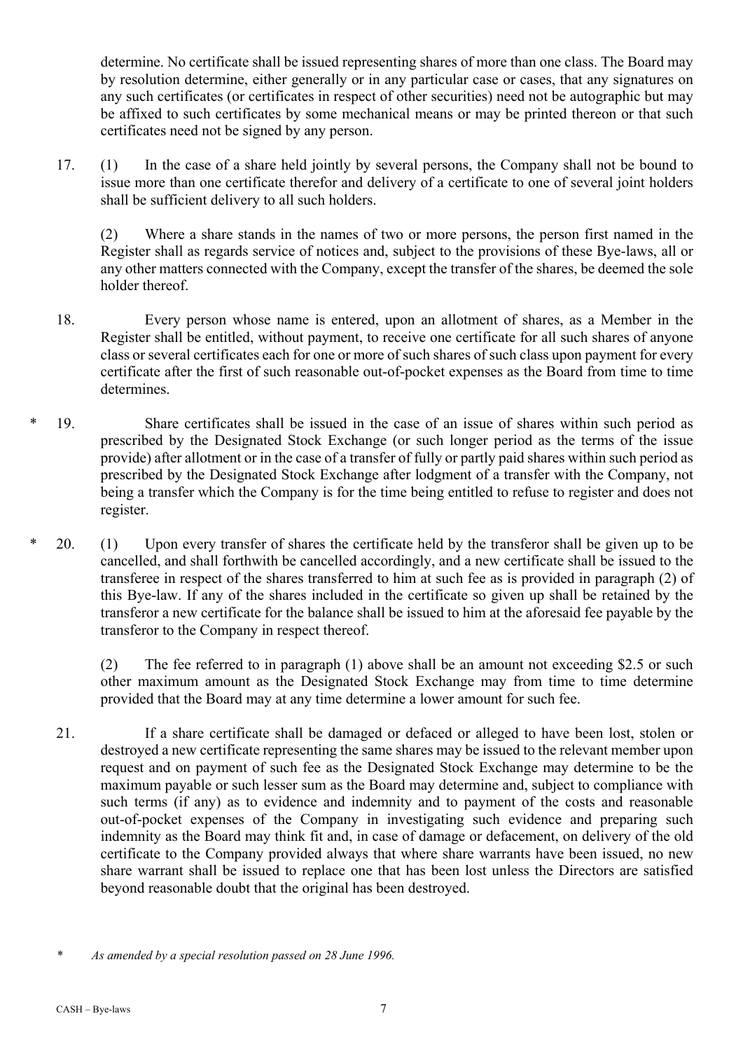determine. No certificate shall be issued representing shares of more than one class. The Board may by resolution determine, either generally or in any particular case or cases, that any signatures on any such certificates (or certificates in respect of other securities) need not be autographic but may be affixed to such certificates by some mechanical means or may be printed thereon or that such certificates need not be signed by any person.

17. (1) In the case of a share held jointly by several persons, the Company shall not be bound to issue more than one certificate therefor and delivery of a certificate to one of several joint holders shall be sufficient delivery to all such holders.

(2) Where a share stands in the names of two or more persons, the person first named in the Register shall as regards service of notices and, subject to the provisions of these Bye-laws, all or any other matters connected with the Company, except the transfer of the shares, be deemed the sole holder thereof.

18. Every person whose name is entered, upon an allotment of shares, as a Member in the Register shall be entitled, without payment, to receive one certificate for all such shares of anyone class or several certificates each for one or more of such shares of such class upon payment for every certificate after the first of such reasonable out-of-pocket expenses as the Board from time to time determines.

\* 19. Share certificates shall be issued in the case of an issue of shares within such period as prescribed by the Designated Stock Exchange (or such longer period as the terms of the issue provide) after allotment or in the case of a transfer of fully or partly paid shares within such period as prescribed by the Designated Stock Exchange after lodgment of a transfer with the Company, not being a transfer which the Company is for the time being entitled to refuse to register and does not register.

\* 20. (1) Upon every transfer of shares the certificate held by the transferor shall be given up to be cancelled, and shall forthwith be cancelled accordingly, and a new certificate shall be issued to the transferee in respect of the shares transferred to him at such fee as is provided in paragraph (2) of this Bye-law. If any of the shares included in the certificate so given up shall be retained by the transferor a new certificate for the balance shall be issued to him at the aforesaid fee payable by the transferor to the Company in respect thereof.

(2) The fee referred to in paragraph (1) above shall be an amount not exceeding $2.5 or such other maximum amount as the Designated Stock Exchange may from time to time determine provided that the Board may at any time determine a lower amount for such fee.

21. If a share certificate shall be damaged or defaced or alleged to have been lost, stolen or destroyed a new certificate representing the same shares may be issued to the relevant member upon request and on payment of such fee as the Designated Stock Exchange may determine to be the maximum payable or such lesser sum as the Board may determine and, subject to compliance with such terms (if any) as to evidence and indemnity and to payment of the costs and reasonable out-of-pocket expenses of the Company in investigating such evidence and preparing such indemnity as the Board may think fit and, in case of damage or defacement, on delivery of the old certificate to the Company provided always that where share warrants have been issued, no new share warrant shall be issued to replace one that has been lost unless the Directors are satisfied beyond reasonable doubt that the original has been destroyed.

\* *As amended by a special resolution passed on 28 June 1996.*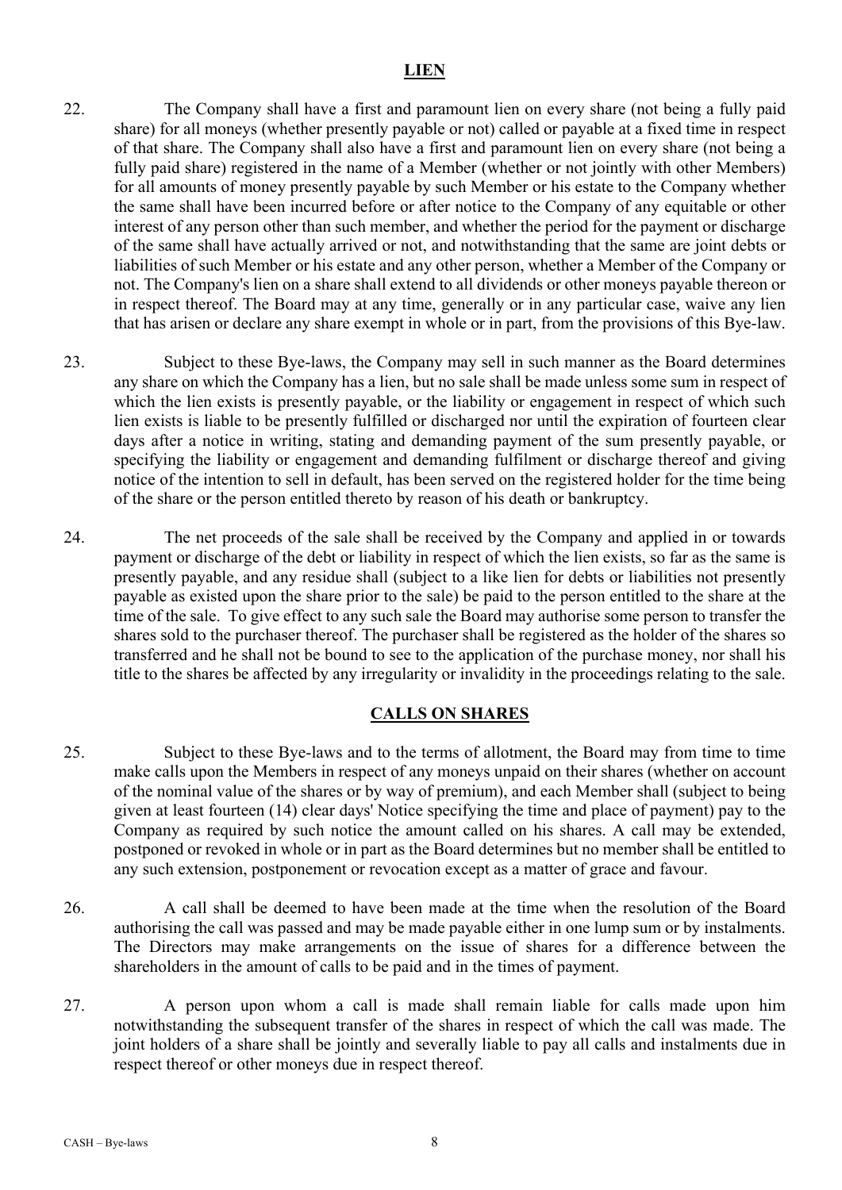## LIEN

22. The Company shall have a first and paramount lien on every share (not being a fully paid share) for all moneys (whether presently payable or not) called or payable at a fixed time in respect of that share. The Company shall also have a first and paramount lien on every share (not being a fully paid share) registered in the name of a Member (whether or not jointly with other Members) for all amounts of money presently payable by such Member or his estate to the Company whether the same shall have been incurred before or after notice to the Company of any equitable or other interest of any person other than such member, and whether the period for the payment or discharge of the same shall have actually arrived or not, and notwithstanding that the same are joint debts or liabilities of such Member or his estate and any other person, whether a Member of the Company or not. The Company's lien on a share shall extend to all dividends or other moneys payable thereon or in respect thereof. The Board may at any time, generally or in any particular case, waive any lien that has arisen or declare any share exempt in whole or in part, from the provisions of this Bye-law.

23. Subject to these Bye-laws, the Company may sell in such manner as the Board determines any share on which the Company has a lien, but no sale shall be made unless some sum in respect of which the lien exists is presently payable, or the liability or engagement in respect of which such lien exists is liable to be presently fulfilled or discharged nor until the expiration of fourteen clear days after a notice in writing, stating and demanding payment of the sum presently payable, or specifying the liability or engagement and demanding fulfilment or discharge thereof and giving notice of the intention to sell in default, has been served on the registered holder for the time being of the share or the person entitled thereto by reason of his death or bankruptcy.

24. The net proceeds of the sale shall be received by the Company and applied in or towards payment or discharge of the debt or liability in respect of which the lien exists, so far as the same is presently payable, and any residue shall (subject to a like lien for debts or liabilities not presently payable as existed upon the share prior to the sale) be paid to the person entitled to the share at the time of the sale. To give effect to any such sale the Board may authorise some person to transfer the shares sold to the purchaser thereof. The purchaser shall be registered as the holder of the shares so transferred and he shall not be bound to see to the application of the purchase money, nor shall his title to the shares be affected by any irregularity or invalidity in the proceedings relating to the sale.

## CALLS ON SHARES

25. Subject to these Bye-laws and to the terms of allotment, the Board may from time to time make calls upon the Members in respect of any moneys unpaid on their shares (whether on account of the nominal value of the shares or by way of premium), and each Member shall (subject to being given at least fourteen (14) clear days' Notice specifying the time and place of payment) pay to the Company as required by such notice the amount called on his shares. A call may be extended, postponed or revoked in whole or in part as the Board determines but no member shall be entitled to any such extension, postponement or revocation except as a matter of grace and favour.

26. A call shall be deemed to have been made at the time when the resolution of the Board authorising the call was passed and may be made payable either in one lump sum or by instalments. The Directors may make arrangements on the issue of shares for a difference between the shareholders in the amount of calls to be paid and in the times of payment.

27. A person upon whom a call is made shall remain liable for calls made upon him notwithstanding the subsequent transfer of the shares in respect of which the call was made. The joint holders of a share shall be jointly and severally liable to pay all calls and instalments due in respect thereof or other moneys due in respect thereof.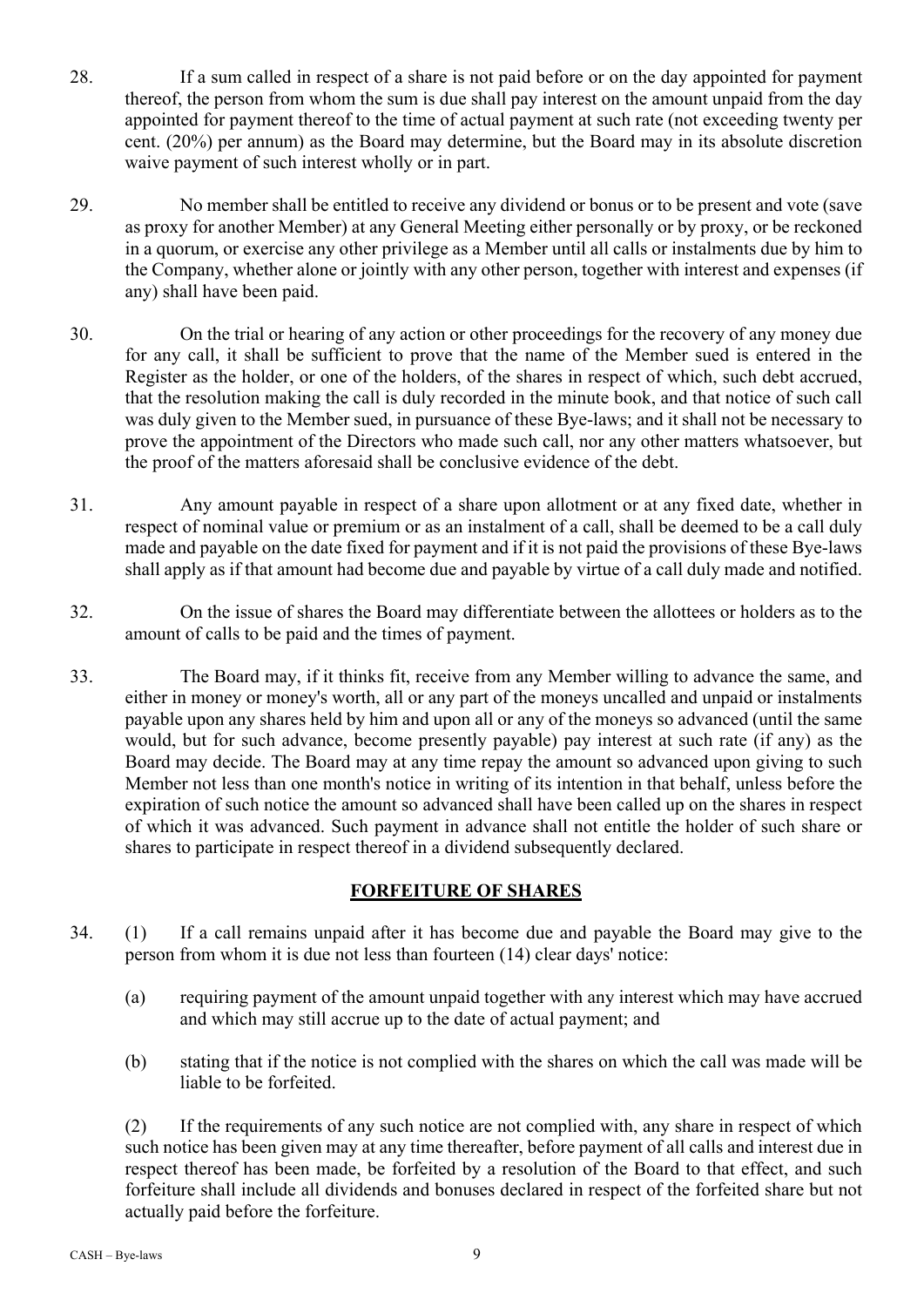28. If a sum called in respect of a share is not paid before or on the day appointed for payment thereof, the person from whom the sum is due shall pay interest on the amount unpaid from the day appointed for payment thereof to the time of actual payment at such rate (not exceeding twenty per cent. (20%) per annum) as the Board may determine, but the Board may in its absolute discretion waive payment of such interest wholly or in part.

29. No member shall be entitled to receive any dividend or bonus or to be present and vote (save as proxy for another Member) at any General Meeting either personally or by proxy, or be reckoned in a quorum, or exercise any other privilege as a Member until all calls or instalments due by him to the Company, whether alone or jointly with any other person, together with interest and expenses (if any) shall have been paid.

30. On the trial or hearing of any action or other proceedings for the recovery of any money due for any call, it shall be sufficient to prove that the name of the Member sued is entered in the Register as the holder, or one of the holders, of the shares in respect of which, such debt accrued, that the resolution making the call is duly recorded in the minute book, and that notice of such call was duly given to the Member sued, in pursuance of these Bye-laws; and it shall not be necessary to prove the appointment of the Directors who made such call, nor any other matters whatsoever, but the proof of the matters aforesaid shall be conclusive evidence of the debt.

31. Any amount payable in respect of a share upon allotment or at any fixed date, whether in respect of nominal value or premium or as an instalment of a call, shall be deemed to be a call duly made and payable on the date fixed for payment and if it is not paid the provisions of these Bye-laws shall apply as if that amount had become due and payable by virtue of a call duly made and notified.

32. On the issue of shares the Board may differentiate between the allottees or holders as to the amount of calls to be paid and the times of payment.

33. The Board may, if it thinks fit, receive from any Member willing to advance the same, and either in money or money's worth, all or any part of the moneys uncalled and unpaid or instalments payable upon any shares held by him and upon all or any of the moneys so advanced (until the same would, but for such advance, become presently payable) pay interest at such rate (if any) as the Board may decide. The Board may at any time repay the amount so advanced upon giving to such Member not less than one month's notice in writing of its intention in that behalf, unless before the expiration of such notice the amount so advanced shall have been called up on the shares in respect of which it was advanced. Such payment in advance shall not entitle the holder of such share or shares to participate in respect thereof in a dividend subsequently declared.

## FORFEITURE OF SHARES

34. (1) If a call remains unpaid after it has become due and payable the Board may give to the person from whom it is due not less than fourteen (14) clear days' notice:

    (a) requiring payment of the amount unpaid together with any interest which may have accrued and which may still accrue up to the date of actual payment; and

    (b) stating that if the notice is not complied with the shares on which the call was made will be liable to be forfeited.

    (2) If the requirements of any such notice are not complied with, any share in respect of which such notice has been given may at any time thereafter, before payment of all calls and interest due in respect thereof has been made, be forfeited by a resolution of the Board to that effect, and such forfeiture shall include all dividends and bonuses declared in respect of the forfeited share but not actually paid before the forfeiture.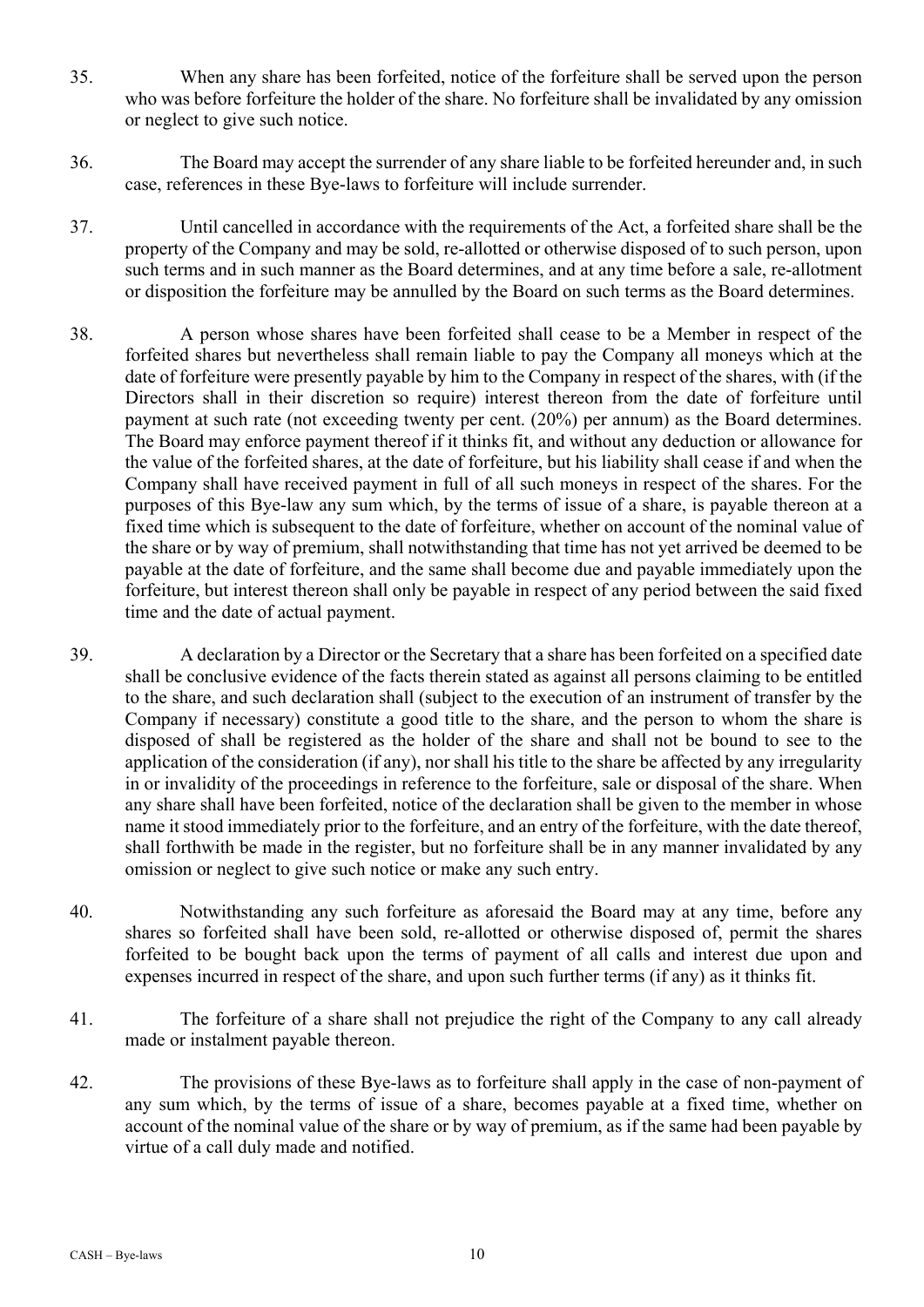35. When any share has been forfeited, notice of the forfeiture shall be served upon the person who was before forfeiture the holder of the share. No forfeiture shall be invalidated by any omission or neglect to give such notice.

36. The Board may accept the surrender of any share liable to be forfeited hereunder and, in such case, references in these Bye-laws to forfeiture will include surrender.

37. Until cancelled in accordance with the requirements of the Act, a forfeited share shall be the property of the Company and may be sold, re-allotted or otherwise disposed of to such person, upon such terms and in such manner as the Board determines, and at any time before a sale, re-allotment or disposition the forfeiture may be annulled by the Board on such terms as the Board determines.

38. A person whose shares have been forfeited shall cease to be a Member in respect of the forfeited shares but nevertheless shall remain liable to pay the Company all moneys which at the date of forfeiture were presently payable by him to the Company in respect of the shares, with (if the Directors shall in their discretion so require) interest thereon from the date of forfeiture until payment at such rate (not exceeding twenty per cent. (20%) per annum) as the Board determines. The Board may enforce payment thereof if it thinks fit, and without any deduction or allowance for the value of the forfeited shares, at the date of forfeiture, but his liability shall cease if and when the Company shall have received payment in full of all such moneys in respect of the shares. For the purposes of this Bye-law any sum which, by the terms of issue of a share, is payable thereon at a fixed time which is subsequent to the date of forfeiture, whether on account of the nominal value of the share or by way of premium, shall notwithstanding that time has not yet arrived be deemed to be payable at the date of forfeiture, and the same shall become due and payable immediately upon the forfeiture, but interest thereon shall only be payable in respect of any period between the said fixed time and the date of actual payment.

39. A declaration by a Director or the Secretary that a share has been forfeited on a specified date shall be conclusive evidence of the facts therein stated as against all persons claiming to be entitled to the share, and such declaration shall (subject to the execution of an instrument of transfer by the Company if necessary) constitute a good title to the share, and the person to whom the share is disposed of shall be registered as the holder of the share and shall not be bound to see to the application of the consideration (if any), nor shall his title to the share be affected by any irregularity in or invalidity of the proceedings in reference to the forfeiture, sale or disposal of the share. When any share shall have been forfeited, notice of the declaration shall be given to the member in whose name it stood immediately prior to the forfeiture, and an entry of the forfeiture, with the date thereof, shall forthwith be made in the register, but no forfeiture shall be in any manner invalidated by any omission or neglect to give such notice or make any such entry.

40. Notwithstanding any such forfeiture as aforesaid the Board may at any time, before any shares so forfeited shall have been sold, re-allotted or otherwise disposed of, permit the shares forfeited to be bought back upon the terms of payment of all calls and interest due upon and expenses incurred in respect of the share, and upon such further terms (if any) as it thinks fit.

41. The forfeiture of a share shall not prejudice the right of the Company to any call already made or instalment payable thereon.

42. The provisions of these Bye-laws as to forfeiture shall apply in the case of non-payment of any sum which, by the terms of issue of a share, becomes payable at a fixed time, whether on account of the nominal value of the share or by way of premium, as if the same had been payable by virtue of a call duly made and notified.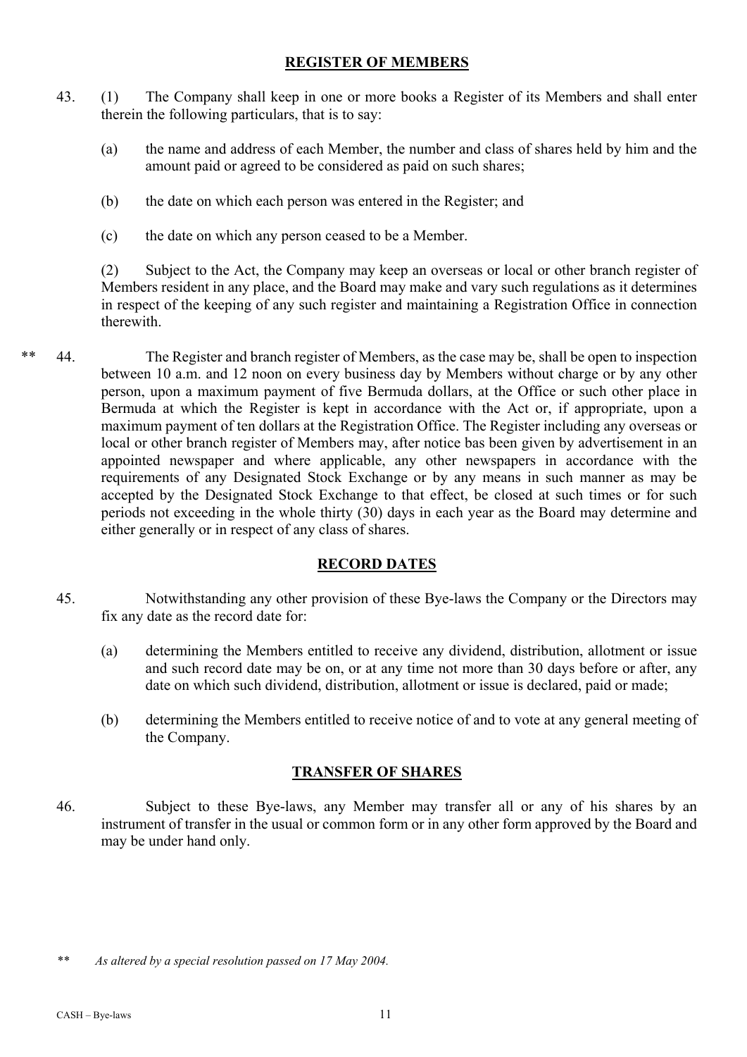## REGISTER OF MEMBERS

43. (1) The Company shall keep in one or more books a Register of its Members and shall enter therein the following particulars, that is to say:

(a) the name and address of each Member, the number and class of shares held by him and the amount paid or agreed to be considered as paid on such shares;

(b) the date on which each person was entered in the Register; and

(c) the date on which any person ceased to be a Member.

(2) Subject to the Act, the Company may keep an overseas or local or other branch register of Members resident in any place, and the Board may make and vary such regulations as it determines in respect of the keeping of any such register and maintaining a Registration Office in connection therewith.

** 44. The Register and branch register of Members, as the case may be, shall be open to inspection between 10 a.m. and 12 noon on every business day by Members without charge or by any other person, upon a maximum payment of five Bermuda dollars, at the Office or such other place in Bermuda at which the Register is kept in accordance with the Act or, if appropriate, upon a maximum payment of ten dollars at the Registration Office. The Register including any overseas or local or other branch register of Members may, after notice bas been given by advertisement in an appointed newspaper and where applicable, any other newspapers in accordance with the requirements of any Designated Stock Exchange or by any means in such manner as may be accepted by the Designated Stock Exchange to that effect, be closed at such times or for such periods not exceeding in the whole thirty (30) days in each year as the Board may determine and either generally or in respect of any class of shares.

## RECORD DATES

45. Notwithstanding any other provision of these Bye-laws the Company or the Directors may fix any date as the record date for:

(a) determining the Members entitled to receive any dividend, distribution, allotment or issue and such record date may be on, or at any time not more than 30 days before or after, any date on which such dividend, distribution, allotment or issue is declared, paid or made;

(b) determining the Members entitled to receive notice of and to vote at any general meeting of the Company.

## TRANSFER OF SHARES

46. Subject to these Bye-laws, any Member may transfer all or any of his shares by an instrument of transfer in the usual or common form or in any other form approved by the Board and may be under hand only.

*\*\* As altered by a special resolution passed on 17 May 2004.*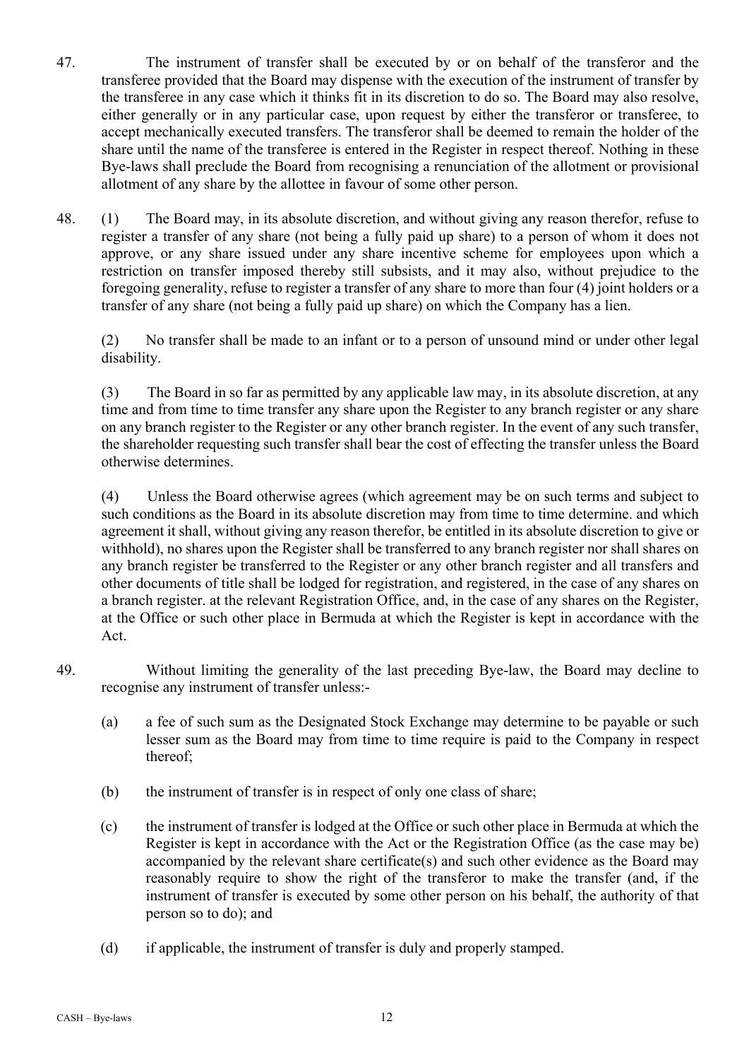47. The instrument of transfer shall be executed by or on behalf of the transferor and the transferee provided that the Board may dispense with the execution of the instrument of transfer by the transferee in any case which it thinks fit in its discretion to do so. The Board may also resolve, either generally or in any particular case, upon request by either the transferor or transferee, to accept mechanically executed transfers. The transferor shall be deemed to remain the holder of the share until the name of the transferee is entered in the Register in respect thereof. Nothing in these Bye-laws shall preclude the Board from recognising a renunciation of the allotment or provisional allotment of any share by the allottee in favour of some other person.

48. (1) The Board may, in its absolute discretion, and without giving any reason therefor, refuse to register a transfer of any share (not being a fully paid up share) to a person of whom it does not approve, or any share issued under any share incentive scheme for employees upon which a restriction on transfer imposed thereby still subsists, and it may also, without prejudice to the foregoing generality, refuse to register a transfer of any share to more than four (4) joint holders or a transfer of any share (not being a fully paid up share) on which the Company has a lien.

(2) No transfer shall be made to an infant or to a person of unsound mind or under other legal disability.

(3) The Board in so far as permitted by any applicable law may, in its absolute discretion, at any time and from time to time transfer any share upon the Register to any branch register or any share on any branch register to the Register or any other branch register. In the event of any such transfer, the shareholder requesting such transfer shall bear the cost of effecting the transfer unless the Board otherwise determines.

(4) Unless the Board otherwise agrees (which agreement may be on such terms and subject to such conditions as the Board in its absolute discretion may from time to time determine. and which agreement it shall, without giving any reason therefor, be entitled in its absolute discretion to give or withhold), no shares upon the Register shall be transferred to any branch register nor shall shares on any branch register be transferred to the Register or any other branch register and all transfers and other documents of title shall be lodged for registration, and registered, in the case of any shares on a branch register. at the relevant Registration Office, and, in the case of any shares on the Register, at the Office or such other place in Bermuda at which the Register is kept in accordance with the Act.

49. Without limiting the generality of the last preceding Bye-law, the Board may decline to recognise any instrument of transfer unless:-

(a) a fee of such sum as the Designated Stock Exchange may determine to be payable or such lesser sum as the Board may from time to time require is paid to the Company in respect thereof;

(b) the instrument of transfer is in respect of only one class of share;

(c) the instrument of transfer is lodged at the Office or such other place in Bermuda at which the Register is kept in accordance with the Act or the Registration Office (as the case may be) accompanied by the relevant share certificate(s) and such other evidence as the Board may reasonably require to show the right of the transferor to make the transfer (and, if the instrument of transfer is executed by some other person on his behalf, the authority of that person so to do); and

(d) if applicable, the instrument of transfer is duly and properly stamped.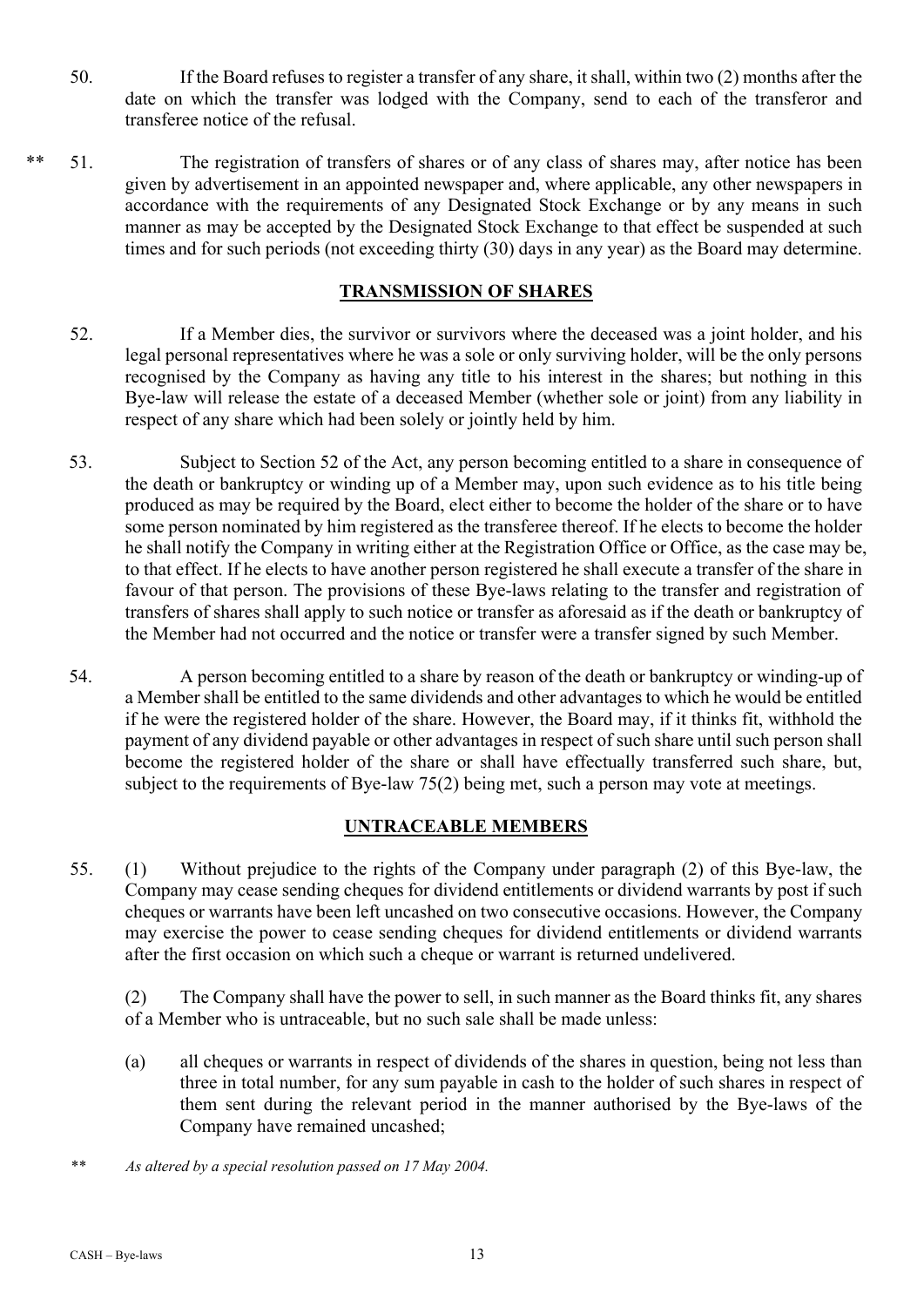50. If the Board refuses to register a transfer of any share, it shall, within two (2) months after the date on which the transfer was lodged with the Company, send to each of the transferor and transferee notice of the refusal.

** 51. The registration of transfers of shares or of any class of shares may, after notice has been given by advertisement in an appointed newspaper and, where applicable, any other newspapers in accordance with the requirements of any Designated Stock Exchange or by any means in such manner as may be accepted by the Designated Stock Exchange to that effect be suspended at such times and for such periods (not exceeding thirty (30) days in any year) as the Board may determine.

## TRANSMISSION OF SHARES

52. If a Member dies, the survivor or survivors where the deceased was a joint holder, and his legal personal representatives where he was a sole or only surviving holder, will be the only persons recognised by the Company as having any title to his interest in the shares; but nothing in this Bye-law will release the estate of a deceased Member (whether sole or joint) from any liability in respect of any share which had been solely or jointly held by him.

53. Subject to Section 52 of the Act, any person becoming entitled to a share in consequence of the death or bankruptcy or winding up of a Member may, upon such evidence as to his title being produced as may be required by the Board, elect either to become the holder of the share or to have some person nominated by him registered as the transferee thereof. If he elects to become the holder he shall notify the Company in writing either at the Registration Office or Office, as the case may be, to that effect. If he elects to have another person registered he shall execute a transfer of the share in favour of that person. The provisions of these Bye-laws relating to the transfer and registration of transfers of shares shall apply to such notice or transfer as aforesaid as if the death or bankruptcy of the Member had not occurred and the notice or transfer were a transfer signed by such Member.

54. A person becoming entitled to a share by reason of the death or bankruptcy or winding-up of a Member shall be entitled to the same dividends and other advantages to which he would be entitled if he were the registered holder of the share. However, the Board may, if it thinks fit, withhold the payment of any dividend payable or other advantages in respect of such share until such person shall become the registered holder of the share or shall have effectually transferred such share, but, subject to the requirements of Bye-law 75(2) being met, such a person may vote at meetings.

## UNTRACEABLE MEMBERS

55. (1) Without prejudice to the rights of the Company under paragraph (2) of this Bye-law, the Company may cease sending cheques for dividend entitlements or dividend warrants by post if such cheques or warrants have been left uncashed on two consecutive occasions. However, the Company may exercise the power to cease sending cheques for dividend entitlements or dividend warrants after the first occasion on which such a cheque or warrant is returned undelivered.

(2) The Company shall have the power to sell, in such manner as the Board thinks fit, any shares of a Member who is untraceable, but no such sale shall be made unless:

(a) all cheques or warrants in respect of dividends of the shares in question, being not less than three in total number, for any sum payable in cash to the holder of such shares in respect of them sent during the relevant period in the manner authorised by the Bye-laws of the Company have remained uncashed;

** *As altered by a special resolution passed on 17 May 2004.*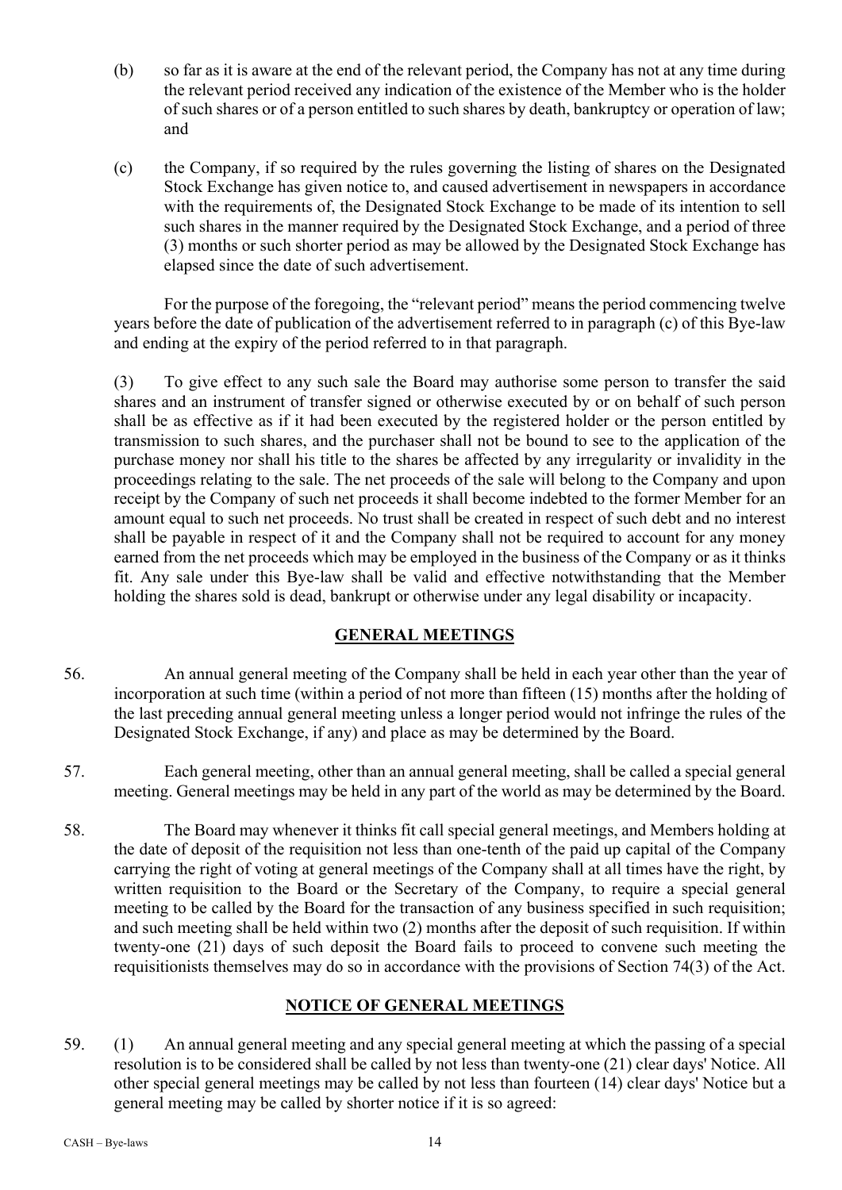(b) so far as it is aware at the end of the relevant period, the Company has not at any time during the relevant period received any indication of the existence of the Member who is the holder of such shares or of a person entitled to such shares by death, bankruptcy or operation of law; and

(c) the Company, if so required by the rules governing the listing of shares on the Designated Stock Exchange has given notice to, and caused advertisement in newspapers in accordance with the requirements of, the Designated Stock Exchange to be made of its intention to sell such shares in the manner required by the Designated Stock Exchange, and a period of three (3) months or such shorter period as may be allowed by the Designated Stock Exchange has elapsed since the date of such advertisement.

For the purpose of the foregoing, the "relevant period" means the period commencing twelve years before the date of publication of the advertisement referred to in paragraph (c) of this Bye-law and ending at the expiry of the period referred to in that paragraph.

(3) To give effect to any such sale the Board may authorise some person to transfer the said shares and an instrument of transfer signed or otherwise executed by or on behalf of such person shall be as effective as if it had been executed by the registered holder or the person entitled by transmission to such shares, and the purchaser shall not be bound to see to the application of the purchase money nor shall his title to the shares be affected by any irregularity or invalidity in the proceedings relating to the sale. The net proceeds of the sale will belong to the Company and upon receipt by the Company of such net proceeds it shall become indebted to the former Member for an amount equal to such net proceeds. No trust shall be created in respect of such debt and no interest shall be payable in respect of it and the Company shall not be required to account for any money earned from the net proceeds which may be employed in the business of the Company or as it thinks fit. Any sale under this Bye-law shall be valid and effective notwithstanding that the Member holding the shares sold is dead, bankrupt or otherwise under any legal disability or incapacity.

## GENERAL MEETINGS

56. An annual general meeting of the Company shall be held in each year other than the year of incorporation at such time (within a period of not more than fifteen (15) months after the holding of the last preceding annual general meeting unless a longer period would not infringe the rules of the Designated Stock Exchange, if any) and place as may be determined by the Board.

57. Each general meeting, other than an annual general meeting, shall be called a special general meeting. General meetings may be held in any part of the world as may be determined by the Board.

58. The Board may whenever it thinks fit call special general meetings, and Members holding at the date of deposit of the requisition not less than one-tenth of the paid up capital of the Company carrying the right of voting at general meetings of the Company shall at all times have the right, by written requisition to the Board or the Secretary of the Company, to require a special general meeting to be called by the Board for the transaction of any business specified in such requisition; and such meeting shall be held within two (2) months after the deposit of such requisition. If within twenty-one (21) days of such deposit the Board fails to proceed to convene such meeting the requisitionists themselves may do so in accordance with the provisions of Section 74(3) of the Act.

## NOTICE OF GENERAL MEETINGS

59. (1) An annual general meeting and any special general meeting at which the passing of a special resolution is to be considered shall be called by not less than twenty-one (21) clear days' Notice. All other special general meetings may be called by not less than fourteen (14) clear days' Notice but a general meeting may be called by shorter notice if it is so agreed: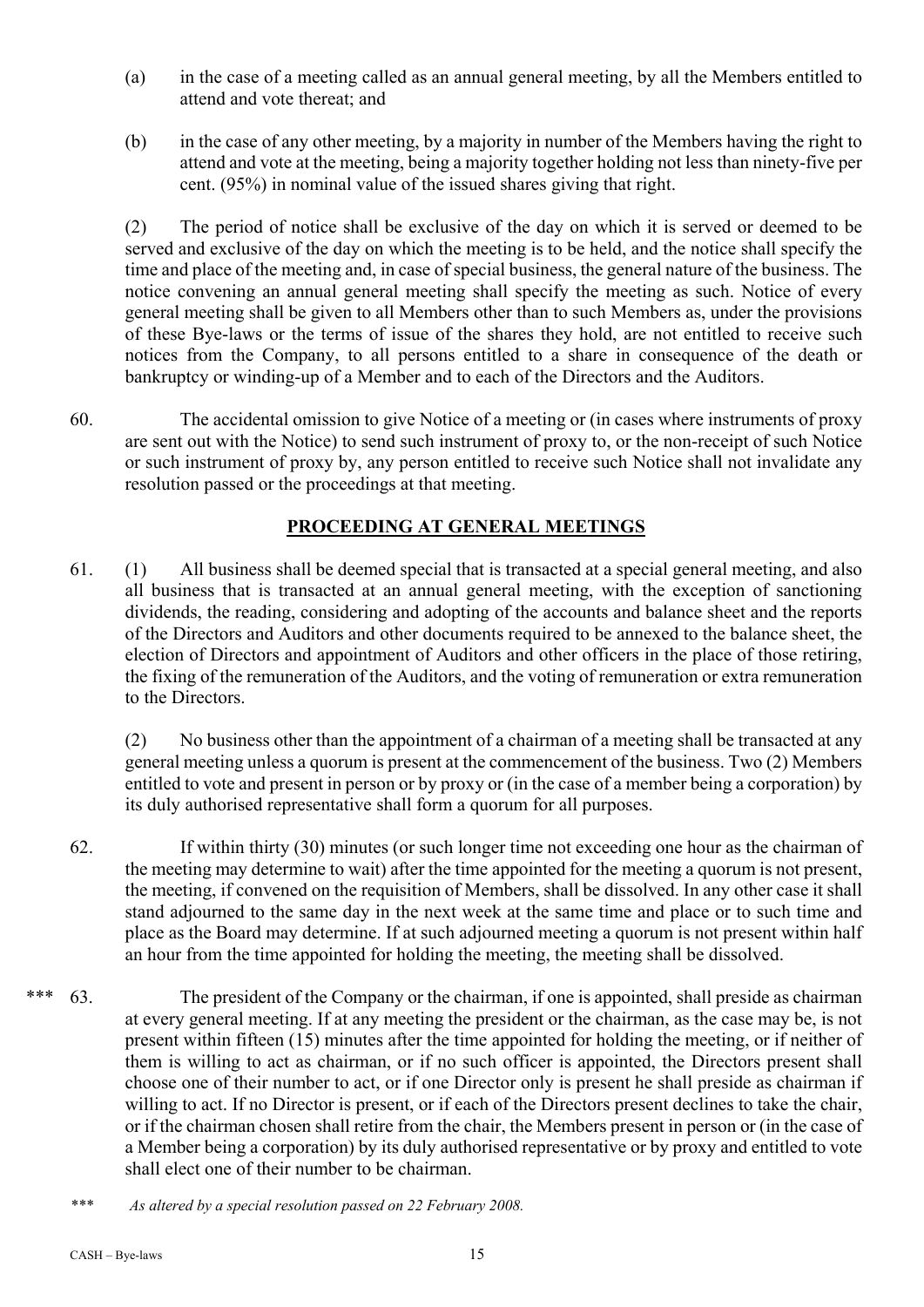(a) in the case of a meeting called as an annual general meeting, by all the Members entitled to attend and vote thereat; and

(b) in the case of any other meeting, by a majority in number of the Members having the right to attend and vote at the meeting, being a majority together holding not less than ninety-five per cent. (95%) in nominal value of the issued shares giving that right.

(2) The period of notice shall be exclusive of the day on which it is served or deemed to be served and exclusive of the day on which the meeting is to be held, and the notice shall specify the time and place of the meeting and, in case of special business, the general nature of the business. The notice convening an annual general meeting shall specify the meeting as such. Notice of every general meeting shall be given to all Members other than to such Members as, under the provisions of these Bye-laws or the terms of issue of the shares they hold, are not entitled to receive such notices from the Company, to all persons entitled to a share in consequence of the death or bankruptcy or winding-up of a Member and to each of the Directors and the Auditors.

60. The accidental omission to give Notice of a meeting or (in cases where instruments of proxy are sent out with the Notice) to send such instrument of proxy to, or the non-receipt of such Notice or such instrument of proxy by, any person entitled to receive such Notice shall not invalidate any resolution passed or the proceedings at that meeting.

## PROCEEDING AT GENERAL MEETINGS

61. (1) All business shall be deemed special that is transacted at a special general meeting, and also all business that is transacted at an annual general meeting, with the exception of sanctioning dividends, the reading, considering and adopting of the accounts and balance sheet and the reports of the Directors and Auditors and other documents required to be annexed to the balance sheet, the election of Directors and appointment of Auditors and other officers in the place of those retiring, the fixing of the remuneration of the Auditors, and the voting of remuneration or extra remuneration to the Directors.

(2) No business other than the appointment of a chairman of a meeting shall be transacted at any general meeting unless a quorum is present at the commencement of the business. Two (2) Members entitled to vote and present in person or by proxy or (in the case of a member being a corporation) by its duly authorised representative shall form a quorum for all purposes.

62. If within thirty (30) minutes (or such longer time not exceeding one hour as the chairman of the meeting may determine to wait) after the time appointed for the meeting a quorum is not present, the meeting, if convened on the requisition of Members, shall be dissolved. In any other case it shall stand adjourned to the same day in the next week at the same time and place or to such time and place as the Board may determine. If at such adjourned meeting a quorum is not present within half an hour from the time appointed for holding the meeting, the meeting shall be dissolved.

*** 63. The president of the Company or the chairman, if one is appointed, shall preside as chairman at every general meeting. If at any meeting the president or the chairman, as the case may be, is not present within fifteen (15) minutes after the time appointed for holding the meeting, or if neither of them is willing to act as chairman, or if no such officer is appointed, the Directors present shall choose one of their number to act, or if one Director only is present he shall preside as chairman if willing to act. If no Director is present, or if each of the Directors present declines to take the chair, or if the chairman chosen shall retire from the chair, the Members present in person or (in the case of a Member being a corporation) by its duly authorised representative or by proxy and entitled to vote shall elect one of their number to be chairman.

*\*\*\* As altered by a special resolution passed on 22 February 2008.*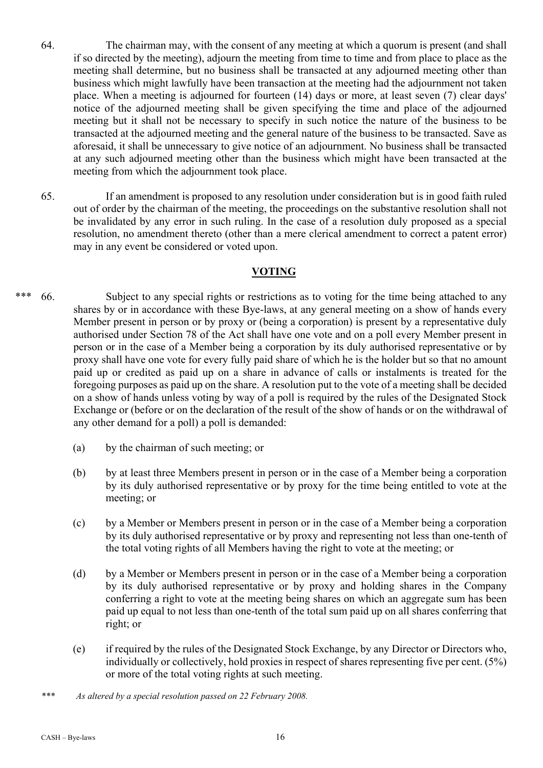64. The chairman may, with the consent of any meeting at which a quorum is present (and shall if so directed by the meeting), adjourn the meeting from time to time and from place to place as the meeting shall determine, but no business shall be transacted at any adjourned meeting other than business which might lawfully have been transaction at the meeting had the adjournment not taken place. When a meeting is adjourned for fourteen (14) days or more, at least seven (7) clear days' notice of the adjourned meeting shall be given specifying the time and place of the adjourned meeting but it shall not be necessary to specify in such notice the nature of the business to be transacted at the adjourned meeting and the general nature of the business to be transacted. Save as aforesaid, it shall be unnecessary to give notice of an adjournment. No business shall be transacted at any such adjourned meeting other than the business which might have been transacted at the meeting from which the adjournment took place.

65. If an amendment is proposed to any resolution under consideration but is in good faith ruled out of order by the chairman of the meeting, the proceedings on the substantive resolution shall not be invalidated by any error in such ruling. In the case of a resolution duly proposed as a special resolution, no amendment thereto (other than a mere clerical amendment to correct a patent error) may in any event be considered or voted upon.

## VOTING

*** 66. Subject to any special rights or restrictions as to voting for the time being attached to any shares by or in accordance with these Bye-laws, at any general meeting on a show of hands every Member present in person or by proxy or (being a corporation) is present by a representative duly authorised under Section 78 of the Act shall have one vote and on a poll every Member present in person or in the case of a Member being a corporation by its duly authorised representative or by proxy shall have one vote for every fully paid share of which he is the holder but so that no amount paid up or credited as paid up on a share in advance of calls or instalments is treated for the foregoing purposes as paid up on the share. A resolution put to the vote of a meeting shall be decided on a show of hands unless voting by way of a poll is required by the rules of the Designated Stock Exchange or (before or on the declaration of the result of the show of hands or on the withdrawal of any other demand for a poll) a poll is demanded:

(a) by the chairman of such meeting; or

(b) by at least three Members present in person or in the case of a Member being a corporation by its duly authorised representative or by proxy for the time being entitled to vote at the meeting; or

(c) by a Member or Members present in person or in the case of a Member being a corporation by its duly authorised representative or by proxy and representing not less than one-tenth of the total voting rights of all Members having the right to vote at the meeting; or

(d) by a Member or Members present in person or in the case of a Member being a corporation by its duly authorised representative or by proxy and holding shares in the Company conferring a right to vote at the meeting being shares on which an aggregate sum has been paid up equal to not less than one-tenth of the total sum paid up on all shares conferring that right; or

(e) if required by the rules of the Designated Stock Exchange, by any Director or Directors who, individually or collectively, hold proxies in respect of shares representing five per cent. (5%) or more of the total voting rights at such meeting.

*\*\*\* As altered by a special resolution passed on 22 February 2008.*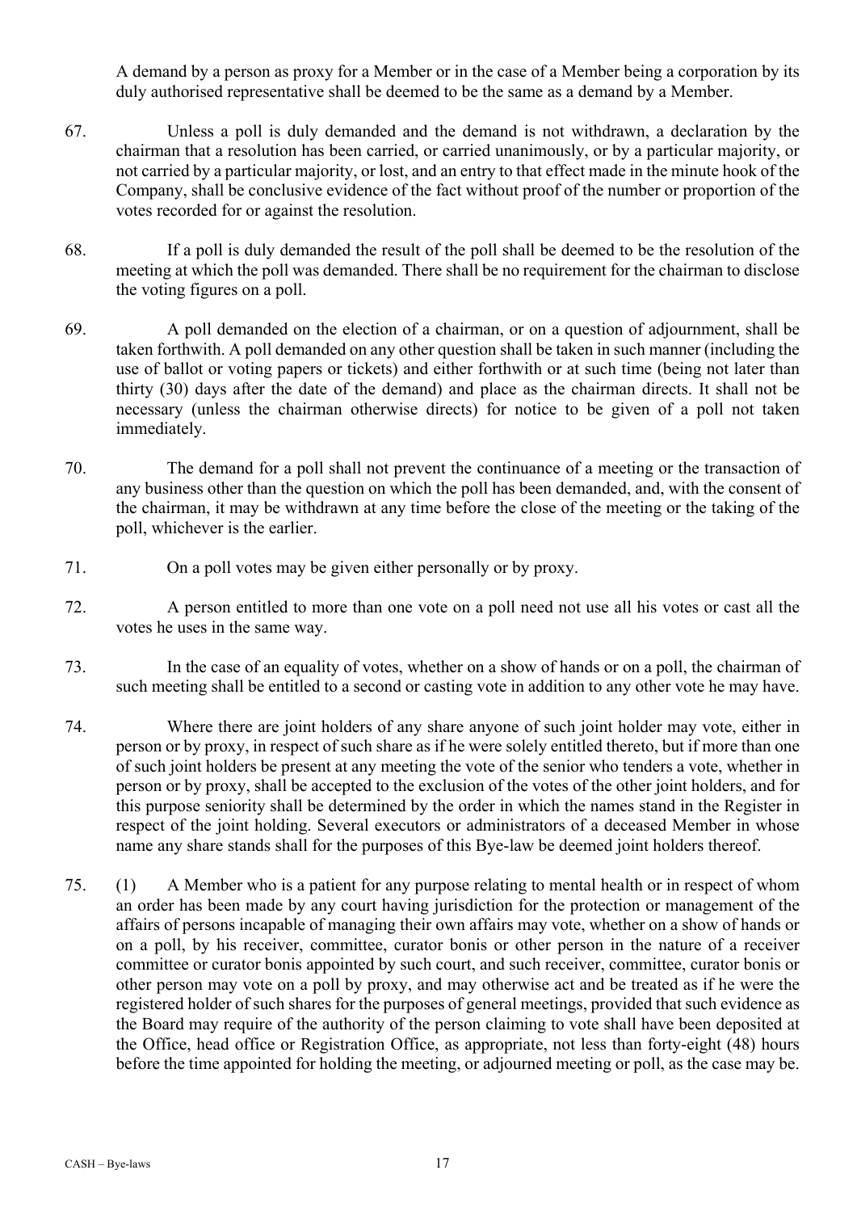A demand by a person as proxy for a Member or in the case of a Member being a corporation by its duly authorised representative shall be deemed to be the same as a demand by a Member.

67. Unless a poll is duly demanded and the demand is not withdrawn, a declaration by the chairman that a resolution has been carried, or carried unanimously, or by a particular majority, or not carried by a particular majority, or lost, and an entry to that effect made in the minute hook of the Company, shall be conclusive evidence of the fact without proof of the number or proportion of the votes recorded for or against the resolution.

68. If a poll is duly demanded the result of the poll shall be deemed to be the resolution of the meeting at which the poll was demanded. There shall be no requirement for the chairman to disclose the voting figures on a poll.

69. A poll demanded on the election of a chairman, or on a question of adjournment, shall be taken forthwith. A poll demanded on any other question shall be taken in such manner (including the use of ballot or voting papers or tickets) and either forthwith or at such time (being not later than thirty (30) days after the date of the demand) and place as the chairman directs. It shall not be necessary (unless the chairman otherwise directs) for notice to be given of a poll not taken immediately.

70. The demand for a poll shall not prevent the continuance of a meeting or the transaction of any business other than the question on which the poll has been demanded, and, with the consent of the chairman, it may be withdrawn at any time before the close of the meeting or the taking of the poll, whichever is the earlier.

71. On a poll votes may be given either personally or by proxy.

72. A person entitled to more than one vote on a poll need not use all his votes or cast all the votes he uses in the same way.

73. In the case of an equality of votes, whether on a show of hands or on a poll, the chairman of such meeting shall be entitled to a second or casting vote in addition to any other vote he may have.

74. Where there are joint holders of any share anyone of such joint holder may vote, either in person or by proxy, in respect of such share as if he were solely entitled thereto, but if more than one of such joint holders be present at any meeting the vote of the senior who tenders a vote, whether in person or by proxy, shall be accepted to the exclusion of the votes of the other joint holders, and for this purpose seniority shall be determined by the order in which the names stand in the Register in respect of the joint holding. Several executors or administrators of a deceased Member in whose name any share stands shall for the purposes of this Bye-law be deemed joint holders thereof.

75. (1) A Member who is a patient for any purpose relating to mental health or in respect of whom an order has been made by any court having jurisdiction for the protection or management of the affairs of persons incapable of managing their own affairs may vote, whether on a show of hands or on a poll, by his receiver, committee, curator bonis or other person in the nature of a receiver committee or curator bonis appointed by such court, and such receiver, committee, curator bonis or other person may vote on a poll by proxy, and may otherwise act and be treated as if he were the registered holder of such shares for the purposes of general meetings, provided that such evidence as the Board may require of the authority of the person claiming to vote shall have been deposited at the Office, head office or Registration Office, as appropriate, not less than forty-eight (48) hours before the time appointed for holding the meeting, or adjourned meeting or poll, as the case may be.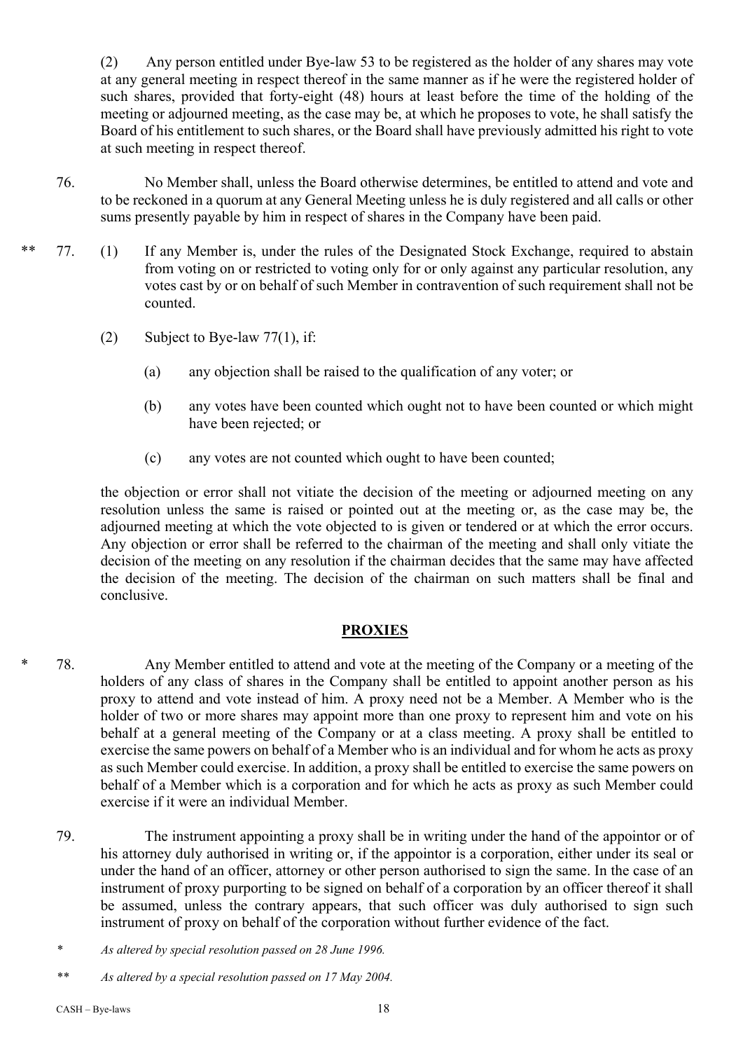(2) Any person entitled under Bye-law 53 to be registered as the holder of any shares may vote at any general meeting in respect thereof in the same manner as if he were the registered holder of such shares, provided that forty-eight (48) hours at least before the time of the holding of the meeting or adjourned meeting, as the case may be, at which he proposes to vote, he shall satisfy the Board of his entitlement to such shares, or the Board shall have previously admitted his right to vote at such meeting in respect thereof.

76. No Member shall, unless the Board otherwise determines, be entitled to attend and vote and to be reckoned in a quorum at any General Meeting unless he is duly registered and all calls or other sums presently payable by him in respect of shares in the Company have been paid.

** 77. (1) If any Member is, under the rules of the Designated Stock Exchange, required to abstain from voting on or restricted to voting only for or only against any particular resolution, any votes cast by or on behalf of such Member in contravention of such requirement shall not be counted.

(2) Subject to Bye-law 77(1), if:

(a) any objection shall be raised to the qualification of any voter; or

(b) any votes have been counted which ought not to have been counted or which might have been rejected; or

(c) any votes are not counted which ought to have been counted;

the objection or error shall not vitiate the decision of the meeting or adjourned meeting on any resolution unless the same is raised or pointed out at the meeting or, as the case may be, the adjourned meeting at which the vote objected to is given or tendered or at which the error occurs. Any objection or error shall be referred to the chairman of the meeting and shall only vitiate the decision of the meeting on any resolution if the chairman decides that the same may have affected the decision of the meeting. The decision of the chairman on such matters shall be final and conclusive.

## PROXIES

* 78. Any Member entitled to attend and vote at the meeting of the Company or a meeting of the holders of any class of shares in the Company shall be entitled to appoint another person as his proxy to attend and vote instead of him. A proxy need not be a Member. A Member who is the holder of two or more shares may appoint more than one proxy to represent him and vote on his behalf at a general meeting of the Company or at a class meeting. A proxy shall be entitled to exercise the same powers on behalf of a Member who is an individual and for whom he acts as proxy as such Member could exercise. In addition, a proxy shall be entitled to exercise the same powers on behalf of a Member which is a corporation and for which he acts as proxy as such Member could exercise if it were an individual Member.

79. The instrument appointing a proxy shall be in writing under the hand of the appointor or of his attorney duly authorised in writing or, if the appointor is a corporation, either under its seal or under the hand of an officer, attorney or other person authorised to sign the same. In the case of an instrument of proxy purporting to be signed on behalf of a corporation by an officer thereof it shall be assumed, unless the contrary appears, that such officer was duly authorised to sign such instrument of proxy on behalf of the corporation without further evidence of the fact.

*\* As altered by special resolution passed on 28 June 1996.*

*\*\* As altered by a special resolution passed on 17 May 2004.*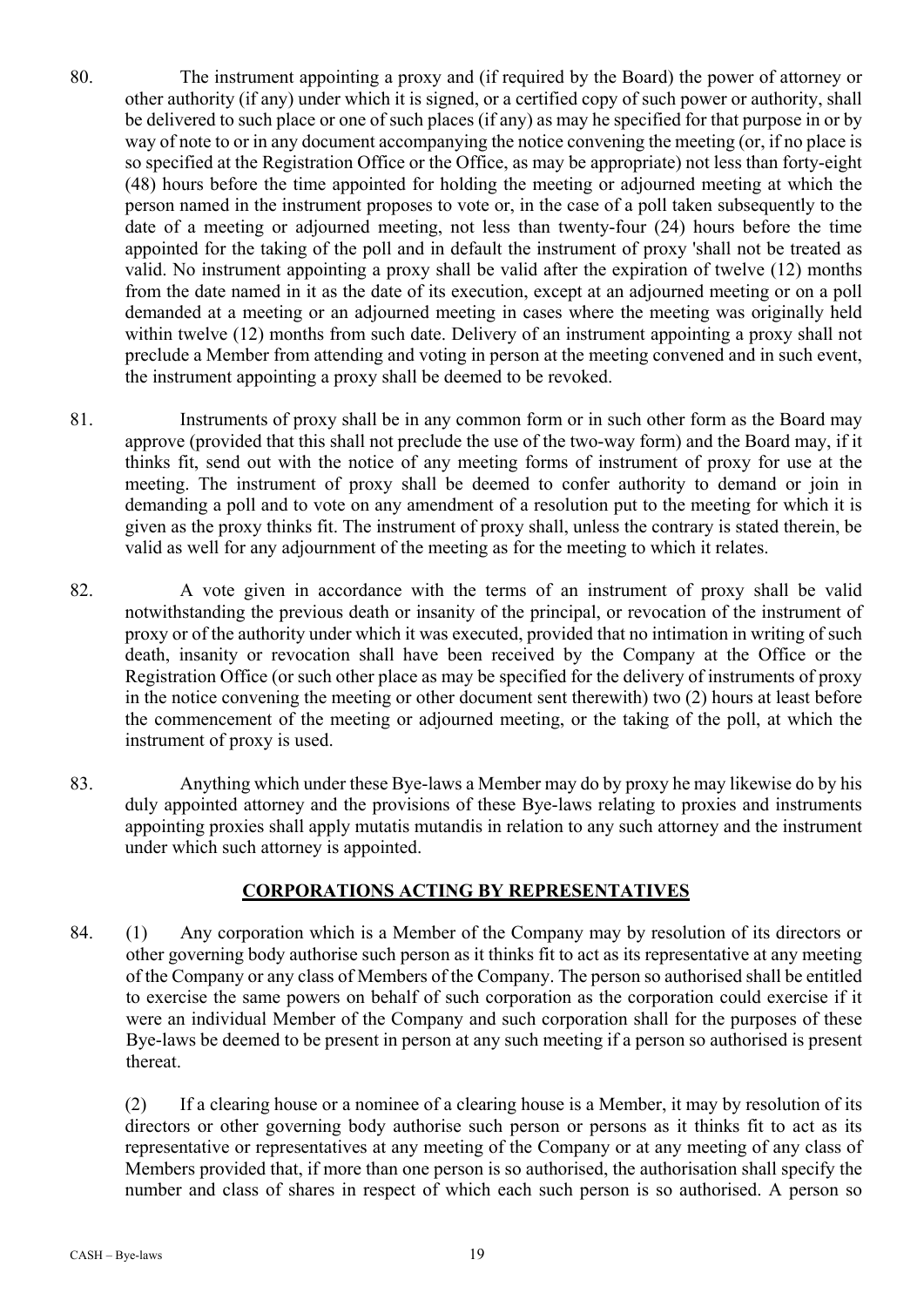80. The instrument appointing a proxy and (if required by the Board) the power of attorney or other authority (if any) under which it is signed, or a certified copy of such power or authority, shall be delivered to such place or one of such places (if any) as may he specified for that purpose in or by way of note to or in any document accompanying the notice convening the meeting (or, if no place is so specified at the Registration Office or the Office, as may be appropriate) not less than forty-eight (48) hours before the time appointed for holding the meeting or adjourned meeting at which the person named in the instrument proposes to vote or, in the case of a poll taken subsequently to the date of a meeting or adjourned meeting, not less than twenty-four (24) hours before the time appointed for the taking of the poll and in default the instrument of proxy 'shall not be treated as valid. No instrument appointing a proxy shall be valid after the expiration of twelve (12) months from the date named in it as the date of its execution, except at an adjourned meeting or on a poll demanded at a meeting or an adjourned meeting in cases where the meeting was originally held within twelve (12) months from such date. Delivery of an instrument appointing a proxy shall not preclude a Member from attending and voting in person at the meeting convened and in such event, the instrument appointing a proxy shall be deemed to be revoked.

81. Instruments of proxy shall be in any common form or in such other form as the Board may approve (provided that this shall not preclude the use of the two-way form) and the Board may, if it thinks fit, send out with the notice of any meeting forms of instrument of proxy for use at the meeting. The instrument of proxy shall be deemed to confer authority to demand or join in demanding a poll and to vote on any amendment of a resolution put to the meeting for which it is given as the proxy thinks fit. The instrument of proxy shall, unless the contrary is stated therein, be valid as well for any adjournment of the meeting as for the meeting to which it relates.

82. A vote given in accordance with the terms of an instrument of proxy shall be valid notwithstanding the previous death or insanity of the principal, or revocation of the instrument of proxy or of the authority under which it was executed, provided that no intimation in writing of such death, insanity or revocation shall have been received by the Company at the Office or the Registration Office (or such other place as may be specified for the delivery of instruments of proxy in the notice convening the meeting or other document sent therewith) two (2) hours at least before the commencement of the meeting or adjourned meeting, or the taking of the poll, at which the instrument of proxy is used.

83. Anything which under these Bye-laws a Member may do by proxy he may likewise do by his duly appointed attorney and the provisions of these Bye-laws relating to proxies and instruments appointing proxies shall apply mutatis mutandis in relation to any such attorney and the instrument under which such attorney is appointed.

## CORPORATIONS ACTING BY REPRESENTATIVES

84. (1) Any corporation which is a Member of the Company may by resolution of its directors or other governing body authorise such person as it thinks fit to act as its representative at any meeting of the Company or any class of Members of the Company. The person so authorised shall be entitled to exercise the same powers on behalf of such corporation as the corporation could exercise if it were an individual Member of the Company and such corporation shall for the purposes of these Bye-laws be deemed to be present in person at any such meeting if a person so authorised is present thereat.

(2) If a clearing house or a nominee of a clearing house is a Member, it may by resolution of its directors or other governing body authorise such person or persons as it thinks fit to act as its representative or representatives at any meeting of the Company or at any meeting of any class of Members provided that, if more than one person is so authorised, the authorisation shall specify the number and class of shares in respect of which each such person is so authorised. A person so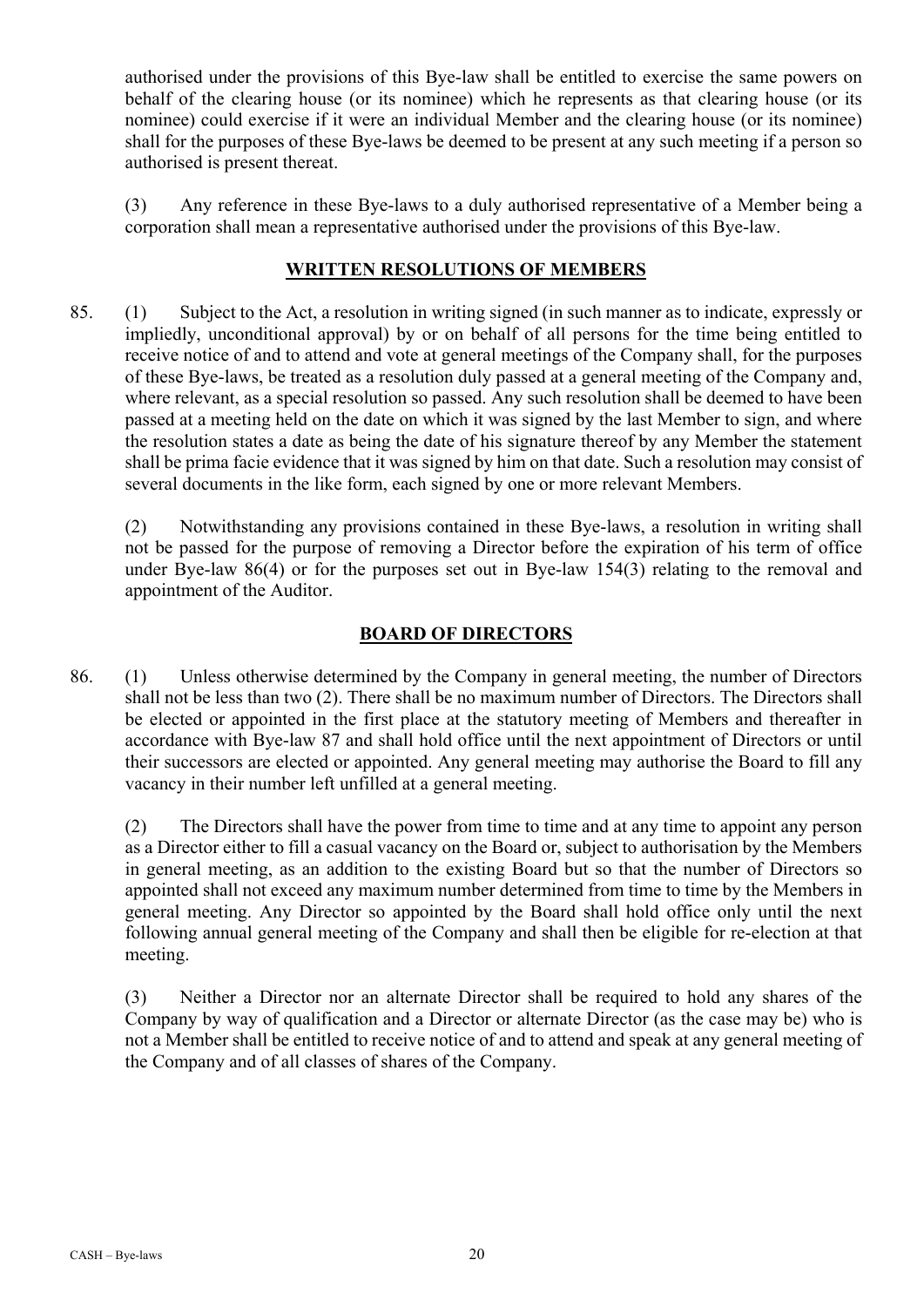authorised under the provisions of this Bye-law shall be entitled to exercise the same powers on behalf of the clearing house (or its nominee) which he represents as that clearing house (or its nominee) could exercise if it were an individual Member and the clearing house (or its nominee) shall for the purposes of these Bye-laws be deemed to be present at any such meeting if a person so authorised is present thereat.

(3) Any reference in these Bye-laws to a duly authorised representative of a Member being a corporation shall mean a representative authorised under the provisions of this Bye-law.

## WRITTEN RESOLUTIONS OF MEMBERS

85. (1) Subject to the Act, a resolution in writing signed (in such manner as to indicate, expressly or impliedly, unconditional approval) by or on behalf of all persons for the time being entitled to receive notice of and to attend and vote at general meetings of the Company shall, for the purposes of these Bye-laws, be treated as a resolution duly passed at a general meeting of the Company and, where relevant, as a special resolution so passed. Any such resolution shall be deemed to have been passed at a meeting held on the date on which it was signed by the last Member to sign, and where the resolution states a date as being the date of his signature thereof by any Member the statement shall be prima facie evidence that it was signed by him on that date. Such a resolution may consist of several documents in the like form, each signed by one or more relevant Members.

(2) Notwithstanding any provisions contained in these Bye-laws, a resolution in writing shall not be passed for the purpose of removing a Director before the expiration of his term of office under Bye-law 86(4) or for the purposes set out in Bye-law 154(3) relating to the removal and appointment of the Auditor.

## BOARD OF DIRECTORS

86. (1) Unless otherwise determined by the Company in general meeting, the number of Directors shall not be less than two (2). There shall be no maximum number of Directors. The Directors shall be elected or appointed in the first place at the statutory meeting of Members and thereafter in accordance with Bye-law 87 and shall hold office until the next appointment of Directors or until their successors are elected or appointed. Any general meeting may authorise the Board to fill any vacancy in their number left unfilled at a general meeting.

(2) The Directors shall have the power from time to time and at any time to appoint any person as a Director either to fill a casual vacancy on the Board or, subject to authorisation by the Members in general meeting, as an addition to the existing Board but so that the number of Directors so appointed shall not exceed any maximum number determined from time to time by the Members in general meeting. Any Director so appointed by the Board shall hold office only until the next following annual general meeting of the Company and shall then be eligible for re-election at that meeting.

(3) Neither a Director nor an alternate Director shall be required to hold any shares of the Company by way of qualification and a Director or alternate Director (as the case may be) who is not a Member shall be entitled to receive notice of and to attend and speak at any general meeting of the Company and of all classes of shares of the Company.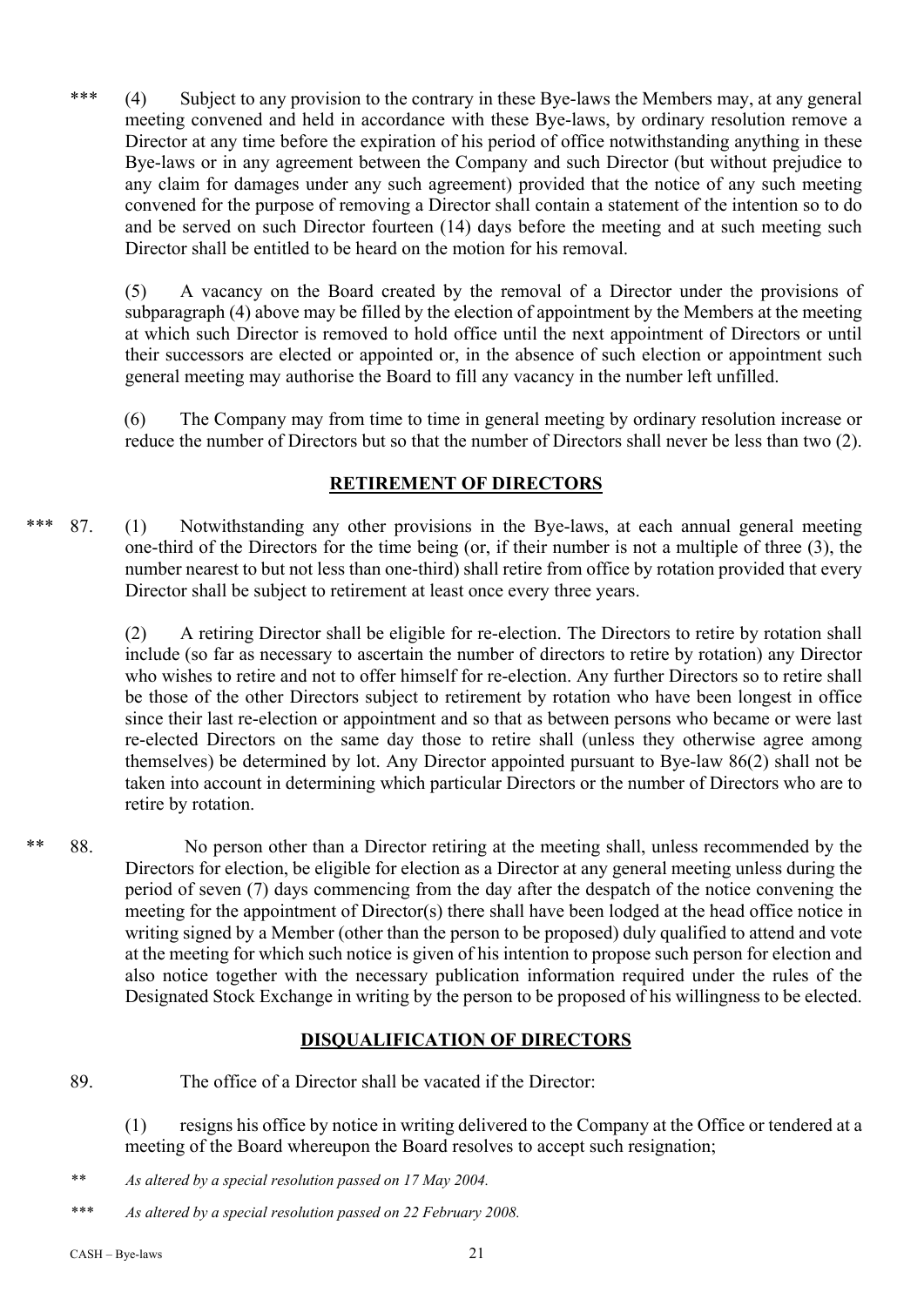\*\*\* (4) Subject to any provision to the contrary in these Bye-laws the Members may, at any general meeting convened and held in accordance with these Bye-laws, by ordinary resolution remove a Director at any time before the expiration of his period of office notwithstanding anything in these Bye-laws or in any agreement between the Company and such Director (but without prejudice to any claim for damages under any such agreement) provided that the notice of any such meeting convened for the purpose of removing a Director shall contain a statement of the intention so to do and be served on such Director fourteen (14) days before the meeting and at such meeting such Director shall be entitled to be heard on the motion for his removal.

(5) A vacancy on the Board created by the removal of a Director under the provisions of subparagraph (4) above may be filled by the election of appointment by the Members at the meeting at which such Director is removed to hold office until the next appointment of Directors or until their successors are elected or appointed or, in the absence of such election or appointment such general meeting may authorise the Board to fill any vacancy in the number left unfilled.

(6) The Company may from time to time in general meeting by ordinary resolution increase or reduce the number of Directors but so that the number of Directors shall never be less than two (2).

## RETIREMENT OF DIRECTORS

\*\*\* 87. (1) Notwithstanding any other provisions in the Bye-laws, at each annual general meeting one-third of the Directors for the time being (or, if their number is not a multiple of three (3), the number nearest to but not less than one-third) shall retire from office by rotation provided that every Director shall be subject to retirement at least once every three years.

(2) A retiring Director shall be eligible for re-election. The Directors to retire by rotation shall include (so far as necessary to ascertain the number of directors to retire by rotation) any Director who wishes to retire and not to offer himself for re-election. Any further Directors so to retire shall be those of the other Directors subject to retirement by rotation who have been longest in office since their last re-election or appointment and so that as between persons who became or were last re-elected Directors on the same day those to retire shall (unless they otherwise agree among themselves) be determined by lot. Any Director appointed pursuant to Bye-law 86(2) shall not be taken into account in determining which particular Directors or the number of Directors who are to retire by rotation.

\*\* 88. No person other than a Director retiring at the meeting shall, unless recommended by the Directors for election, be eligible for election as a Director at any general meeting unless during the period of seven (7) days commencing from the day after the despatch of the notice convening the meeting for the appointment of Director(s) there shall have been lodged at the head office notice in writing signed by a Member (other than the person to be proposed) duly qualified to attend and vote at the meeting for which such notice is given of his intention to propose such person for election and also notice together with the necessary publication information required under the rules of the Designated Stock Exchange in writing by the person to be proposed of his willingness to be elected.

## DISQUALIFICATION OF DIRECTORS

89. The office of a Director shall be vacated if the Director:

(1) resigns his office by notice in writing delivered to the Company at the Office or tendered at a meeting of the Board whereupon the Board resolves to accept such resignation;

*\*\* As altered by a special resolution passed on 17 May 2004.*

*\*\*\* As altered by a special resolution passed on 22 February 2008.*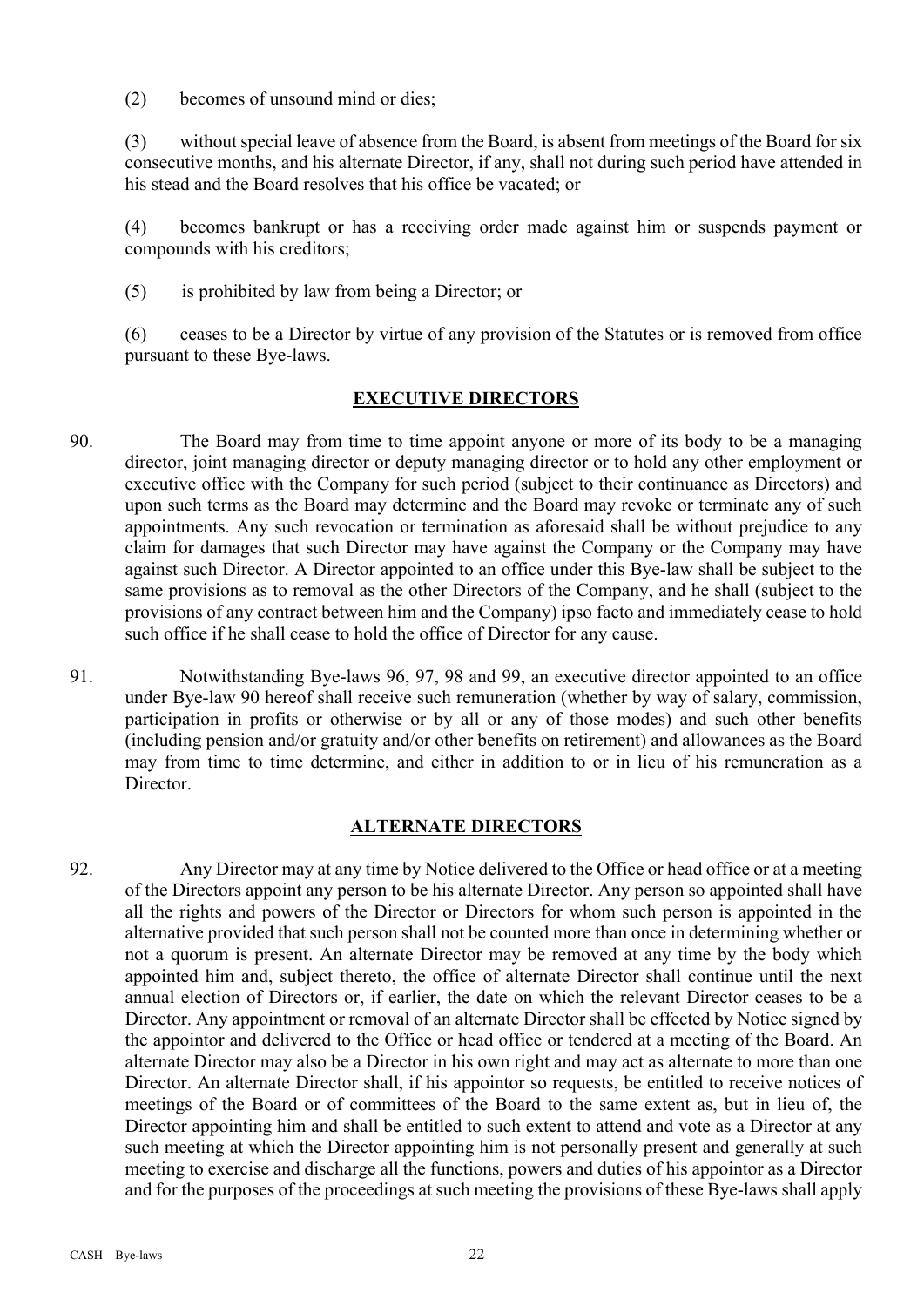(2) becomes of unsound mind or dies;

(3) without special leave of absence from the Board, is absent from meetings of the Board for six consecutive months, and his alternate Director, if any, shall not during such period have attended in his stead and the Board resolves that his office be vacated; or

(4) becomes bankrupt or has a receiving order made against him or suspends payment or compounds with his creditors;

(5) is prohibited by law from being a Director; or

(6) ceases to be a Director by virtue of any provision of the Statutes or is removed from office pursuant to these Bye-laws.

## EXECUTIVE DIRECTORS

90. The Board may from time to time appoint anyone or more of its body to be a managing director, joint managing director or deputy managing director or to hold any other employment or executive office with the Company for such period (subject to their continuance as Directors) and upon such terms as the Board may determine and the Board may revoke or terminate any of such appointments. Any such revocation or termination as aforesaid shall be without prejudice to any claim for damages that such Director may have against the Company or the Company may have against such Director. A Director appointed to an office under this Bye-law shall be subject to the same provisions as to removal as the other Directors of the Company, and he shall (subject to the provisions of any contract between him and the Company) ipso facto and immediately cease to hold such office if he shall cease to hold the office of Director for any cause.

91. Notwithstanding Bye-laws 96, 97, 98 and 99, an executive director appointed to an office under Bye-law 90 hereof shall receive such remuneration (whether by way of salary, commission, participation in profits or otherwise or by all or any of those modes) and such other benefits (including pension and/or gratuity and/or other benefits on retirement) and allowances as the Board may from time to time determine, and either in addition to or in lieu of his remuneration as a Director.

## ALTERNATE DIRECTORS

92. Any Director may at any time by Notice delivered to the Office or head office or at a meeting of the Directors appoint any person to be his alternate Director. Any person so appointed shall have all the rights and powers of the Director or Directors for whom such person is appointed in the alternative provided that such person shall not be counted more than once in determining whether or not a quorum is present. An alternate Director may be removed at any time by the body which appointed him and, subject thereto, the office of alternate Director shall continue until the next annual election of Directors or, if earlier, the date on which the relevant Director ceases to be a Director. Any appointment or removal of an alternate Director shall be effected by Notice signed by the appointor and delivered to the Office or head office or tendered at a meeting of the Board. An alternate Director may also be a Director in his own right and may act as alternate to more than one Director. An alternate Director shall, if his appointor so requests, be entitled to receive notices of meetings of the Board or of committees of the Board to the same extent as, but in lieu of, the Director appointing him and shall be entitled to such extent to attend and vote as a Director at any such meeting at which the Director appointing him is not personally present and generally at such meeting to exercise and discharge all the functions, powers and duties of his appointor as a Director and for the purposes of the proceedings at such meeting the provisions of these Bye-laws shall apply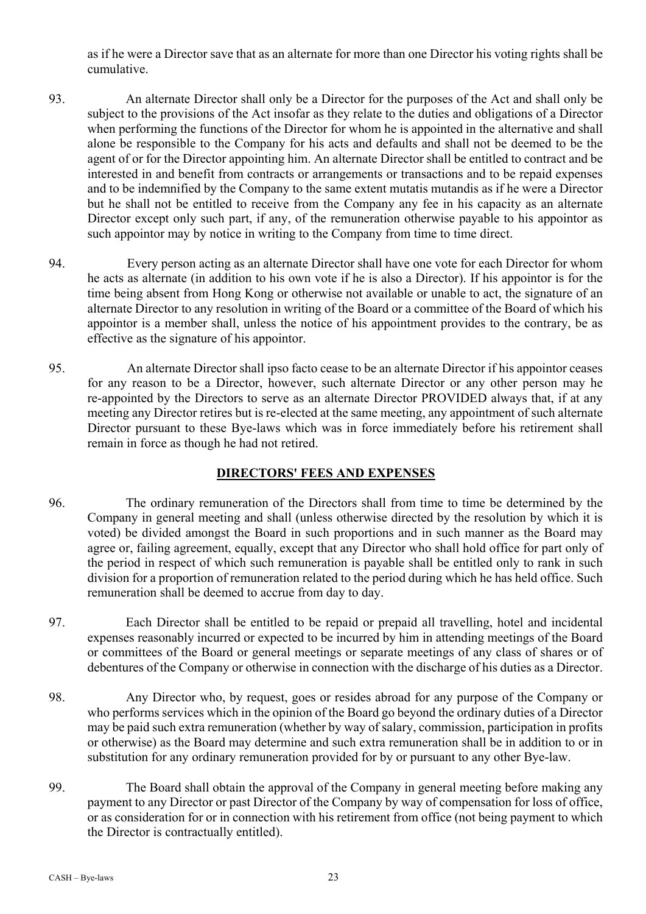as if he were a Director save that as an alternate for more than one Director his voting rights shall be cumulative.

93. An alternate Director shall only be a Director for the purposes of the Act and shall only be subject to the provisions of the Act insofar as they relate to the duties and obligations of a Director when performing the functions of the Director for whom he is appointed in the alternative and shall alone be responsible to the Company for his acts and defaults and shall not be deemed to be the agent of or for the Director appointing him. An alternate Director shall be entitled to contract and be interested in and benefit from contracts or arrangements or transactions and to be repaid expenses and to be indemnified by the Company to the same extent mutatis mutandis as if he were a Director but he shall not be entitled to receive from the Company any fee in his capacity as an alternate Director except only such part, if any, of the remuneration otherwise payable to his appointor as such appointor may by notice in writing to the Company from time to time direct.

94. Every person acting as an alternate Director shall have one vote for each Director for whom he acts as alternate (in addition to his own vote if he is also a Director). If his appointor is for the time being absent from Hong Kong or otherwise not available or unable to act, the signature of an alternate Director to any resolution in writing of the Board or a committee of the Board of which his appointor is a member shall, unless the notice of his appointment provides to the contrary, be as effective as the signature of his appointor.

95. An alternate Director shall ipso facto cease to be an alternate Director if his appointor ceases for any reason to be a Director, however, such alternate Director or any other person may he re-appointed by the Directors to serve as an alternate Director PROVIDED always that, if at any meeting any Director retires but is re-elected at the same meeting, any appointment of such alternate Director pursuant to these Bye-laws which was in force immediately before his retirement shall remain in force as though he had not retired.

## DIRECTORS' FEES AND EXPENSES

96. The ordinary remuneration of the Directors shall from time to time be determined by the Company in general meeting and shall (unless otherwise directed by the resolution by which it is voted) be divided amongst the Board in such proportions and in such manner as the Board may agree or, failing agreement, equally, except that any Director who shall hold office for part only of the period in respect of which such remuneration is payable shall be entitled only to rank in such division for a proportion of remuneration related to the period during which he has held office. Such remuneration shall be deemed to accrue from day to day.

97. Each Director shall be entitled to be repaid or prepaid all travelling, hotel and incidental expenses reasonably incurred or expected to be incurred by him in attending meetings of the Board or committees of the Board or general meetings or separate meetings of any class of shares or of debentures of the Company or otherwise in connection with the discharge of his duties as a Director.

98. Any Director who, by request, goes or resides abroad for any purpose of the Company or who performs services which in the opinion of the Board go beyond the ordinary duties of a Director may be paid such extra remuneration (whether by way of salary, commission, participation in profits or otherwise) as the Board may determine and such extra remuneration shall be in addition to or in substitution for any ordinary remuneration provided for by or pursuant to any other Bye-law.

99. The Board shall obtain the approval of the Company in general meeting before making any payment to any Director or past Director of the Company by way of compensation for loss of office, or as consideration for or in connection with his retirement from office (not being payment to which the Director is contractually entitled).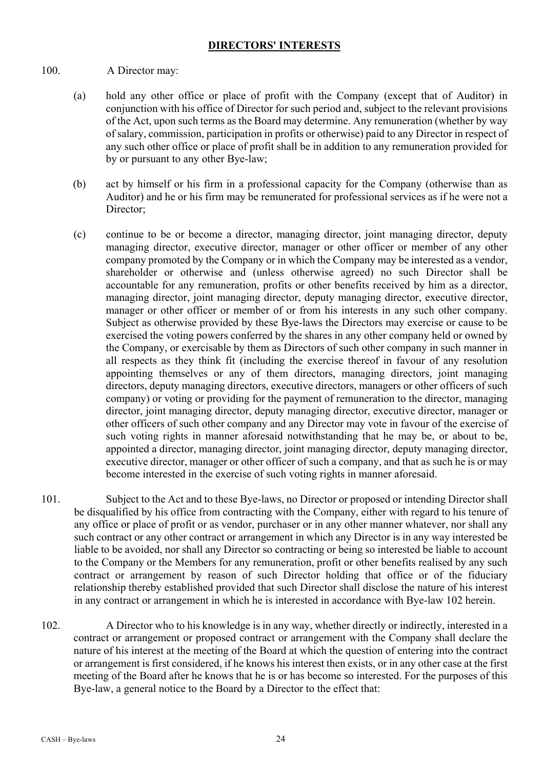## DIRECTORS' INTERESTS

100. A Director may:

(a) hold any other office or place of profit with the Company (except that of Auditor) in conjunction with his office of Director for such period and, subject to the relevant provisions of the Act, upon such terms as the Board may determine. Any remuneration (whether by way of salary, commission, participation in profits or otherwise) paid to any Director in respect of any such other office or place of profit shall be in addition to any remuneration provided for by or pursuant to any other Bye-law;

(b) act by himself or his firm in a professional capacity for the Company (otherwise than as Auditor) and he or his firm may be remunerated for professional services as if he were not a Director;

(c) continue to be or become a director, managing director, joint managing director, deputy managing director, executive director, manager or other officer or member of any other company promoted by the Company or in which the Company may be interested as a vendor, shareholder or otherwise and (unless otherwise agreed) no such Director shall be accountable for any remuneration, profits or other benefits received by him as a director, managing director, joint managing director, deputy managing director, executive director, manager or other officer or member of or from his interests in any such other company. Subject as otherwise provided by these Bye-laws the Directors may exercise or cause to be exercised the voting powers conferred by the shares in any other company held or owned by the Company, or exercisable by them as Directors of such other company in such manner in all respects as they think fit (including the exercise thereof in favour of any resolution appointing themselves or any of them directors, managing directors, joint managing directors, deputy managing directors, executive directors, managers or other officers of such company) or voting or providing for the payment of remuneration to the director, managing director, joint managing director, deputy managing director, executive director, manager or other officers of such other company and any Director may vote in favour of the exercise of such voting rights in manner aforesaid notwithstanding that he may be, or about to be, appointed a director, managing director, joint managing director, deputy managing director, executive director, manager or other officer of such a company, and that as such he is or may become interested in the exercise of such voting rights in manner aforesaid.

101. Subject to the Act and to these Bye-laws, no Director or proposed or intending Director shall be disqualified by his office from contracting with the Company, either with regard to his tenure of any office or place of profit or as vendor, purchaser or in any other manner whatever, nor shall any such contract or any other contract or arrangement in which any Director is in any way interested be liable to be avoided, nor shall any Director so contracting or being so interested be liable to account to the Company or the Members for any remuneration, profit or other benefits realised by any such contract or arrangement by reason of such Director holding that office or of the fiduciary relationship thereby established provided that such Director shall disclose the nature of his interest in any contract or arrangement in which he is interested in accordance with Bye-law 102 herein.

102. A Director who to his knowledge is in any way, whether directly or indirectly, interested in a contract or arrangement or proposed contract or arrangement with the Company shall declare the nature of his interest at the meeting of the Board at which the question of entering into the contract or arrangement is first considered, if he knows his interest then exists, or in any other case at the first meeting of the Board after he knows that he is or has become so interested. For the purposes of this Bye-law, a general notice to the Board by a Director to the effect that: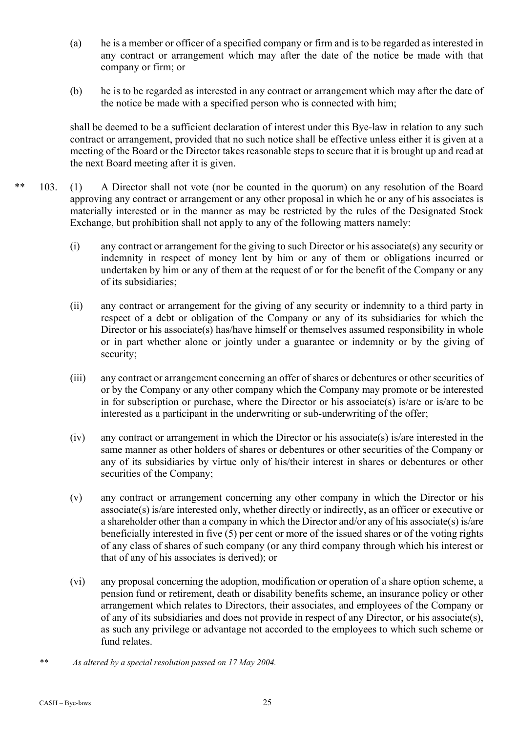(a) he is a member or officer of a specified company or firm and is to be regarded as interested in any contract or arrangement which may after the date of the notice be made with that company or firm; or

(b) he is to be regarded as interested in any contract or arrangement which may after the date of the notice be made with a specified person who is connected with him;

shall be deemed to be a sufficient declaration of interest under this Bye-law in relation to any such contract or arrangement, provided that no such notice shall be effective unless either it is given at a meeting of the Board or the Director takes reasonable steps to secure that it is brought up and read at the next Board meeting after it is given.

** 103. (1) A Director shall not vote (nor be counted in the quorum) on any resolution of the Board approving any contract or arrangement or any other proposal in which he or any of his associates is materially interested or in the manner as may be restricted by the rules of the Designated Stock Exchange, but prohibition shall not apply to any of the following matters namely:

(i) any contract or arrangement for the giving to such Director or his associate(s) any security or indemnity in respect of money lent by him or any of them or obligations incurred or undertaken by him or any of them at the request of or for the benefit of the Company or any of its subsidiaries;

(ii) any contract or arrangement for the giving of any security or indemnity to a third party in respect of a debt or obligation of the Company or any of its subsidiaries for which the Director or his associate(s) has/have himself or themselves assumed responsibility in whole or in part whether alone or jointly under a guarantee or indemnity or by the giving of security;

(iii) any contract or arrangement concerning an offer of shares or debentures or other securities of or by the Company or any other company which the Company may promote or be interested in for subscription or purchase, where the Director or his associate(s) is/are or is/are to be interested as a participant in the underwriting or sub-underwriting of the offer;

(iv) any contract or arrangement in which the Director or his associate(s) is/are interested in the same manner as other holders of shares or debentures or other securities of the Company or any of its subsidiaries by virtue only of his/their interest in shares or debentures or other securities of the Company;

(v) any contract or arrangement concerning any other company in which the Director or his associate(s) is/are interested only, whether directly or indirectly, as an officer or executive or a shareholder other than a company in which the Director and/or any of his associate(s) is/are beneficially interested in five (5) per cent or more of the issued shares or of the voting rights of any class of shares of such company (or any third company through which his interest or that of any of his associates is derived); or

(vi) any proposal concerning the adoption, modification or operation of a share option scheme, a pension fund or retirement, death or disability benefits scheme, an insurance policy or other arrangement which relates to Directors, their associates, and employees of the Company or of any of its subsidiaries and does not provide in respect of any Director, or his associate(s), as such any privilege or advantage not accorded to the employees to which such scheme or fund relates.

** *As altered by a special resolution passed on 17 May 2004.*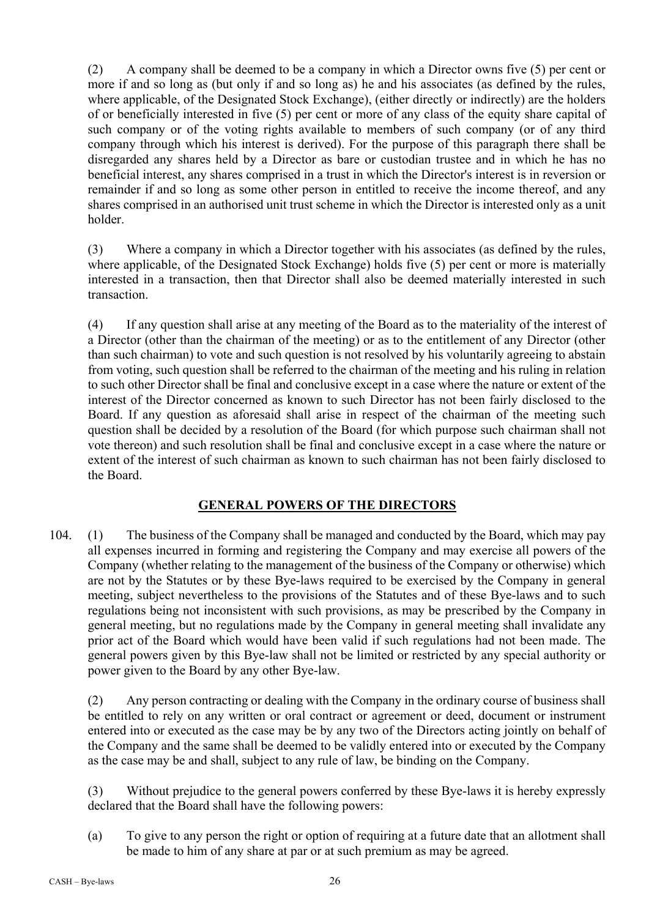(2) A company shall be deemed to be a company in which a Director owns five (5) per cent or more if and so long as (but only if and so long as) he and his associates (as defined by the rules, where applicable, of the Designated Stock Exchange), (either directly or indirectly) are the holders of or beneficially interested in five (5) per cent or more of any class of the equity share capital of such company or of the voting rights available to members of such company (or of any third company through which his interest is derived). For the purpose of this paragraph there shall be disregarded any shares held by a Director as bare or custodian trustee and in which he has no beneficial interest, any shares comprised in a trust in which the Director's interest is in reversion or remainder if and so long as some other person in entitled to receive the income thereof, and any shares comprised in an authorised unit trust scheme in which the Director is interested only as a unit holder.

(3) Where a company in which a Director together with his associates (as defined by the rules, where applicable, of the Designated Stock Exchange) holds five (5) per cent or more is materially interested in a transaction, then that Director shall also be deemed materially interested in such transaction.

(4) If any question shall arise at any meeting of the Board as to the materiality of the interest of a Director (other than the chairman of the meeting) or as to the entitlement of any Director (other than such chairman) to vote and such question is not resolved by his voluntarily agreeing to abstain from voting, such question shall be referred to the chairman of the meeting and his ruling in relation to such other Director shall be final and conclusive except in a case where the nature or extent of the interest of the Director concerned as known to such Director has not been fairly disclosed to the Board. If any question as aforesaid shall arise in respect of the chairman of the meeting such question shall be decided by a resolution of the Board (for which purpose such chairman shall not vote thereon) and such resolution shall be final and conclusive except in a case where the nature or extent of the interest of such chairman as known to such chairman has not been fairly disclosed to the Board.

## GENERAL POWERS OF THE DIRECTORS

104. (1) The business of the Company shall be managed and conducted by the Board, which may pay all expenses incurred in forming and registering the Company and may exercise all powers of the Company (whether relating to the management of the business of the Company or otherwise) which are not by the Statutes or by these Bye-laws required to be exercised by the Company in general meeting, subject nevertheless to the provisions of the Statutes and of these Bye-laws and to such regulations being not inconsistent with such provisions, as may be prescribed by the Company in general meeting, but no regulations made by the Company in general meeting shall invalidate any prior act of the Board which would have been valid if such regulations had not been made. The general powers given by this Bye-law shall not be limited or restricted by any special authority or power given to the Board by any other Bye-law.

(2) Any person contracting or dealing with the Company in the ordinary course of business shall be entitled to rely on any written or oral contract or agreement or deed, document or instrument entered into or executed as the case may be by any two of the Directors acting jointly on behalf of the Company and the same shall be deemed to be validly entered into or executed by the Company as the case may be and shall, subject to any rule of law, be binding on the Company.

(3) Without prejudice to the general powers conferred by these Bye-laws it is hereby expressly declared that the Board shall have the following powers:

(a) To give to any person the right or option of requiring at a future date that an allotment shall be made to him of any share at par or at such premium as may be agreed.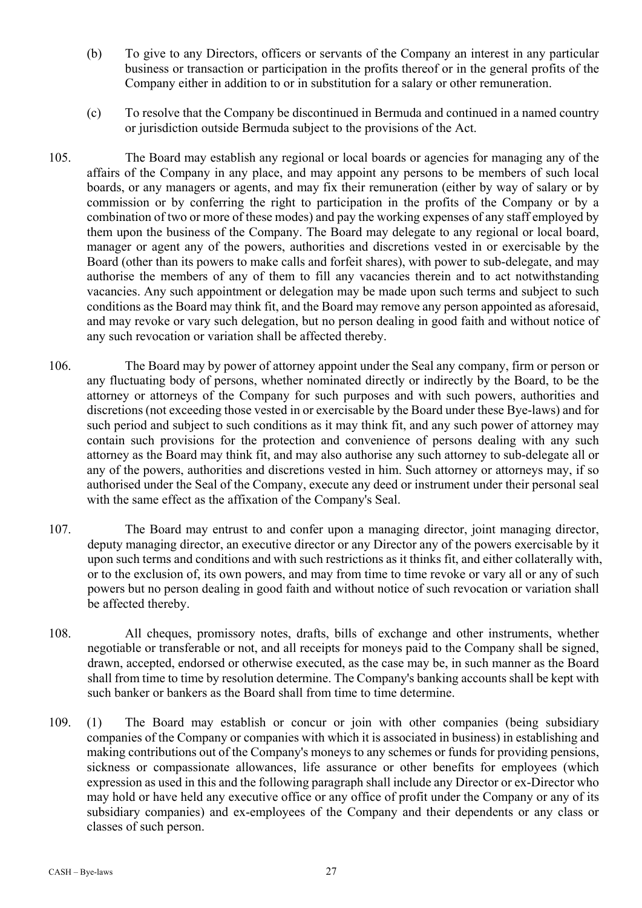(b) To give to any Directors, officers or servants of the Company an interest in any particular business or transaction or participation in the profits thereof or in the general profits of the Company either in addition to or in substitution for a salary or other remuneration.

(c) To resolve that the Company be discontinued in Bermuda and continued in a named country or jurisdiction outside Bermuda subject to the provisions of the Act.

105. The Board may establish any regional or local boards or agencies for managing any of the affairs of the Company in any place, and may appoint any persons to be members of such local boards, or any managers or agents, and may fix their remuneration (either by way of salary or by commission or by conferring the right to participation in the profits of the Company or by a combination of two or more of these modes) and pay the working expenses of any staff employed by them upon the business of the Company. The Board may delegate to any regional or local board, manager or agent any of the powers, authorities and discretions vested in or exercisable by the Board (other than its powers to make calls and forfeit shares), with power to sub-delegate, and may authorise the members of any of them to fill any vacancies therein and to act notwithstanding vacancies. Any such appointment or delegation may be made upon such terms and subject to such conditions as the Board may think fit, and the Board may remove any person appointed as aforesaid, and may revoke or vary such delegation, but no person dealing in good faith and without notice of any such revocation or variation shall be affected thereby.

106. The Board may by power of attorney appoint under the Seal any company, firm or person or any fluctuating body of persons, whether nominated directly or indirectly by the Board, to be the attorney or attorneys of the Company for such purposes and with such powers, authorities and discretions (not exceeding those vested in or exercisable by the Board under these Bye-laws) and for such period and subject to such conditions as it may think fit, and any such power of attorney may contain such provisions for the protection and convenience of persons dealing with any such attorney as the Board may think fit, and may also authorise any such attorney to sub-delegate all or any of the powers, authorities and discretions vested in him. Such attorney or attorneys may, if so authorised under the Seal of the Company, execute any deed or instrument under their personal seal with the same effect as the affixation of the Company's Seal.

107. The Board may entrust to and confer upon a managing director, joint managing director, deputy managing director, an executive director or any Director any of the powers exercisable by it upon such terms and conditions and with such restrictions as it thinks fit, and either collaterally with, or to the exclusion of, its own powers, and may from time to time revoke or vary all or any of such powers but no person dealing in good faith and without notice of such revocation or variation shall be affected thereby.

108. All cheques, promissory notes, drafts, bills of exchange and other instruments, whether negotiable or transferable or not, and all receipts for moneys paid to the Company shall be signed, drawn, accepted, endorsed or otherwise executed, as the case may be, in such manner as the Board shall from time to time by resolution determine. The Company's banking accounts shall be kept with such banker or bankers as the Board shall from time to time determine.

109. (1) The Board may establish or concur or join with other companies (being subsidiary companies of the Company or companies with which it is associated in business) in establishing and making contributions out of the Company's moneys to any schemes or funds for providing pensions, sickness or compassionate allowances, life assurance or other benefits for employees (which expression as used in this and the following paragraph shall include any Director or ex-Director who may hold or have held any executive office or any office of profit under the Company or any of its subsidiary companies) and ex-employees of the Company and their dependents or any class or classes of such person.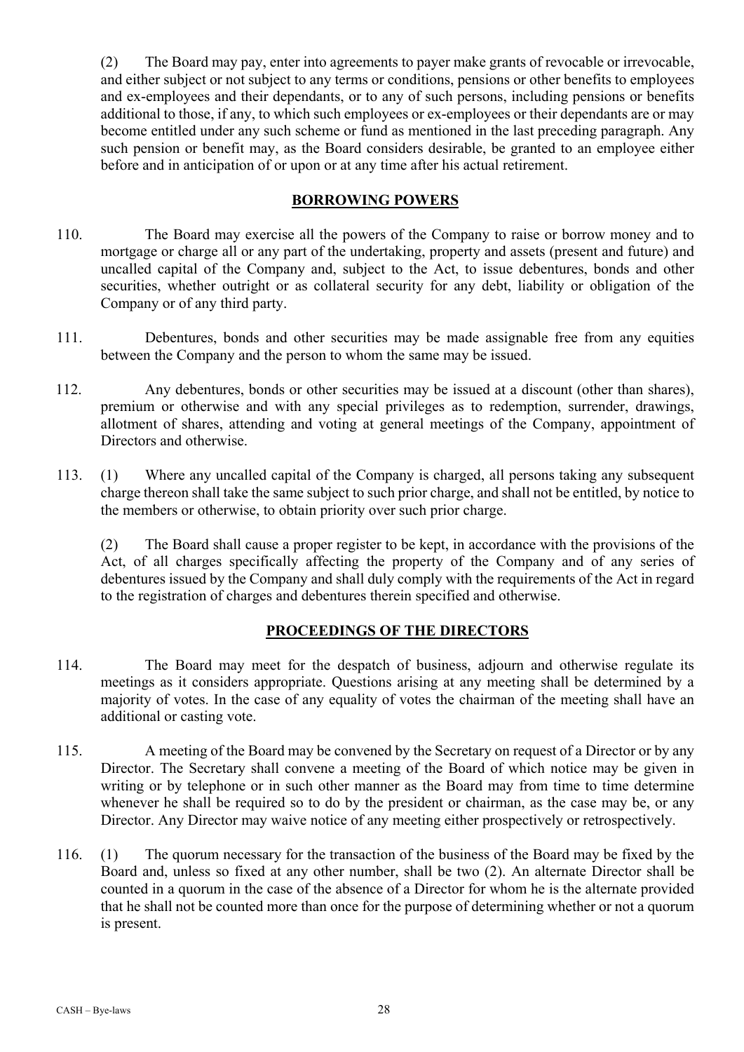(2) The Board may pay, enter into agreements to payer make grants of revocable or irrevocable, and either subject or not subject to any terms or conditions, pensions or other benefits to employees and ex-employees and their dependants, or to any of such persons, including pensions or benefits additional to those, if any, to which such employees or ex-employees or their dependants are or may become entitled under any such scheme or fund as mentioned in the last preceding paragraph. Any such pension or benefit may, as the Board considers desirable, be granted to an employee either before and in anticipation of or upon or at any time after his actual retirement.

## BORROWING POWERS

110. The Board may exercise all the powers of the Company to raise or borrow money and to mortgage or charge all or any part of the undertaking, property and assets (present and future) and uncalled capital of the Company and, subject to the Act, to issue debentures, bonds and other securities, whether outright or as collateral security for any debt, liability or obligation of the Company or of any third party.

111. Debentures, bonds and other securities may be made assignable free from any equities between the Company and the person to whom the same may be issued.

112. Any debentures, bonds or other securities may be issued at a discount (other than shares), premium or otherwise and with any special privileges as to redemption, surrender, drawings, allotment of shares, attending and voting at general meetings of the Company, appointment of Directors and otherwise.

113. (1) Where any uncalled capital of the Company is charged, all persons taking any subsequent charge thereon shall take the same subject to such prior charge, and shall not be entitled, by notice to the members or otherwise, to obtain priority over such prior charge.

(2) The Board shall cause a proper register to be kept, in accordance with the provisions of the Act, of all charges specifically affecting the property of the Company and of any series of debentures issued by the Company and shall duly comply with the requirements of the Act in regard to the registration of charges and debentures therein specified and otherwise.

## PROCEEDINGS OF THE DIRECTORS

114. The Board may meet for the despatch of business, adjourn and otherwise regulate its meetings as it considers appropriate. Questions arising at any meeting shall be determined by a majority of votes. In the case of any equality of votes the chairman of the meeting shall have an additional or casting vote.

115. A meeting of the Board may be convened by the Secretary on request of a Director or by any Director. The Secretary shall convene a meeting of the Board of which notice may be given in writing or by telephone or in such other manner as the Board may from time to time determine whenever he shall be required so to do by the president or chairman, as the case may be, or any Director. Any Director may waive notice of any meeting either prospectively or retrospectively.

116. (1) The quorum necessary for the transaction of the business of the Board may be fixed by the Board and, unless so fixed at any other number, shall be two (2). An alternate Director shall be counted in a quorum in the case of the absence of a Director for whom he is the alternate provided that he shall not be counted more than once for the purpose of determining whether or not a quorum is present.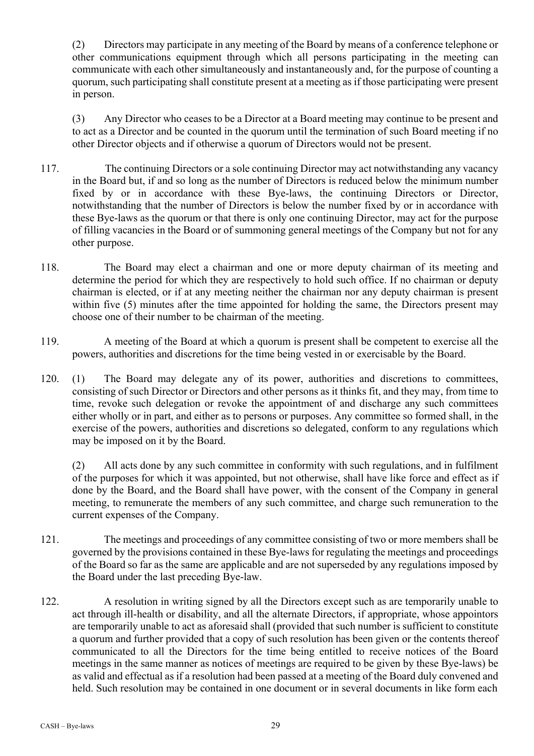(2) Directors may participate in any meeting of the Board by means of a conference telephone or other communications equipment through which all persons participating in the meeting can communicate with each other simultaneously and instantaneously and, for the purpose of counting a quorum, such participating shall constitute present at a meeting as if those participating were present in person.

(3) Any Director who ceases to be a Director at a Board meeting may continue to be present and to act as a Director and be counted in the quorum until the termination of such Board meeting if no other Director objects and if otherwise a quorum of Directors would not be present.

117. The continuing Directors or a sole continuing Director may act notwithstanding any vacancy in the Board but, if and so long as the number of Directors is reduced below the minimum number fixed by or in accordance with these Bye-laws, the continuing Directors or Director, notwithstanding that the number of Directors is below the number fixed by or in accordance with these Bye-laws as the quorum or that there is only one continuing Director, may act for the purpose of filling vacancies in the Board or of summoning general meetings of the Company but not for any other purpose.

118. The Board may elect a chairman and one or more deputy chairman of its meeting and determine the period for which they are respectively to hold such office. If no chairman or deputy chairman is elected, or if at any meeting neither the chairman nor any deputy chairman is present within five (5) minutes after the time appointed for holding the same, the Directors present may choose one of their number to be chairman of the meeting.

119. A meeting of the Board at which a quorum is present shall be competent to exercise all the powers, authorities and discretions for the time being vested in or exercisable by the Board.

120. (1) The Board may delegate any of its power, authorities and discretions to committees, consisting of such Director or Directors and other persons as it thinks fit, and they may, from time to time, revoke such delegation or revoke the appointment of and discharge any such committees either wholly or in part, and either as to persons or purposes. Any committee so formed shall, in the exercise of the powers, authorities and discretions so delegated, conform to any regulations which may be imposed on it by the Board.

(2) All acts done by any such committee in conformity with such regulations, and in fulfilment of the purposes for which it was appointed, but not otherwise, shall have like force and effect as if done by the Board, and the Board shall have power, with the consent of the Company in general meeting, to remunerate the members of any such committee, and charge such remuneration to the current expenses of the Company.

121. The meetings and proceedings of any committee consisting of two or more members shall be governed by the provisions contained in these Bye-laws for regulating the meetings and proceedings of the Board so far as the same are applicable and are not superseded by any regulations imposed by the Board under the last preceding Bye-law.

122. A resolution in writing signed by all the Directors except such as are temporarily unable to act through ill-health or disability, and all the alternate Directors, if appropriate, whose appointors are temporarily unable to act as aforesaid shall (provided that such number is sufficient to constitute a quorum and further provided that a copy of such resolution has been given or the contents thereof communicated to all the Directors for the time being entitled to receive notices of the Board meetings in the same manner as notices of meetings are required to be given by these Bye-laws) be as valid and effectual as if a resolution had been passed at a meeting of the Board duly convened and held. Such resolution may be contained in one document or in several documents in like form each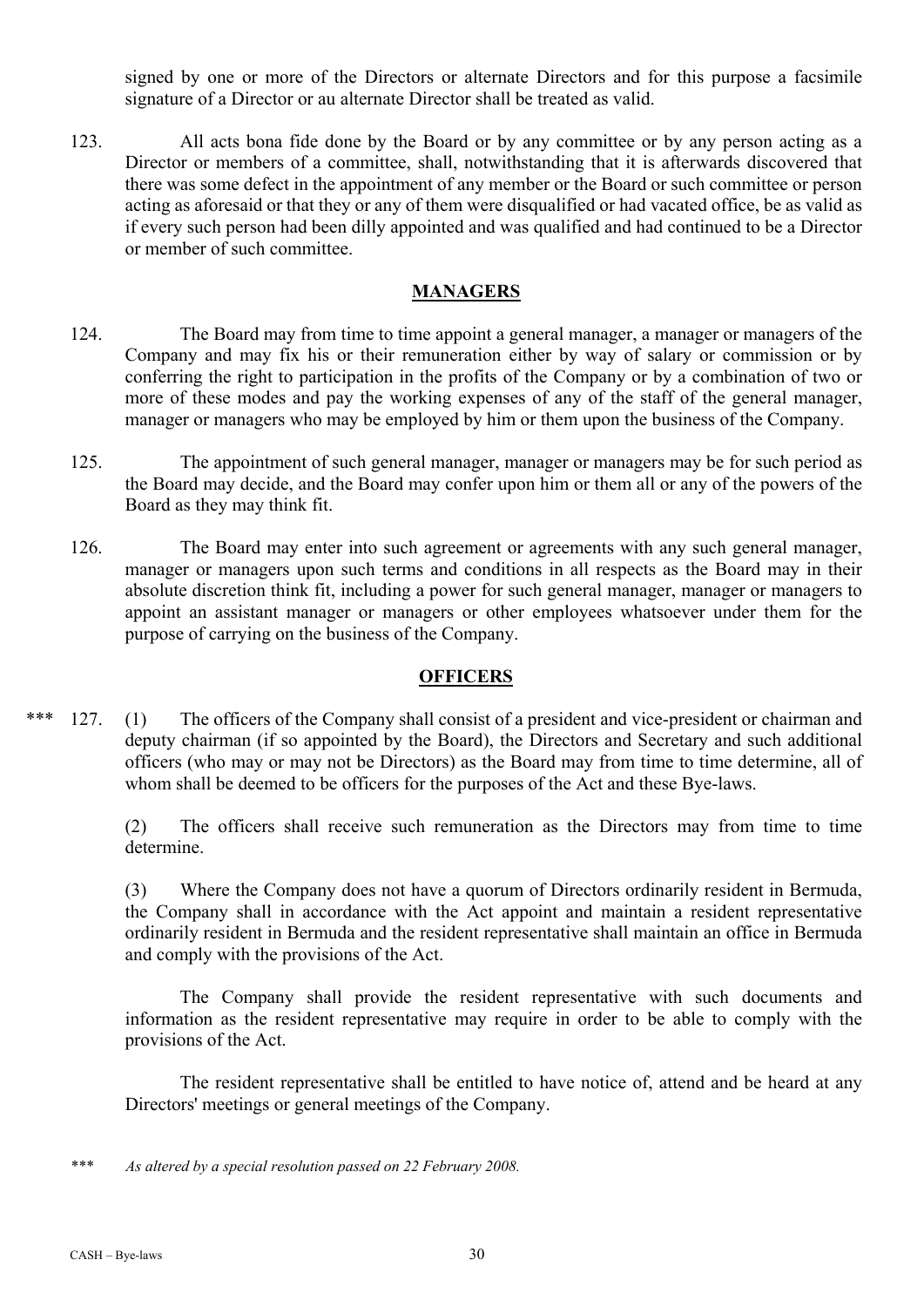signed by one or more of the Directors or alternate Directors and for this purpose a facsimile signature of a Director or au alternate Director shall be treated as valid.

123. All acts bona fide done by the Board or by any committee or by any person acting as a Director or members of a committee, shall, notwithstanding that it is afterwards discovered that there was some defect in the appointment of any member or the Board or such committee or person acting as aforesaid or that they or any of them were disqualified or had vacated office, be as valid as if every such person had been dilly appointed and was qualified and had continued to be a Director or member of such committee.

## MANAGERS

124. The Board may from time to time appoint a general manager, a manager or managers of the Company and may fix his or their remuneration either by way of salary or commission or by conferring the right to participation in the profits of the Company or by a combination of two or more of these modes and pay the working expenses of any of the staff of the general manager, manager or managers who may be employed by him or them upon the business of the Company.

125. The appointment of such general manager, manager or managers may be for such period as the Board may decide, and the Board may confer upon him or them all or any of the powers of the Board as they may think fit.

126. The Board may enter into such agreement or agreements with any such general manager, manager or managers upon such terms and conditions in all respects as the Board may in their absolute discretion think fit, including a power for such general manager, manager or managers to appoint an assistant manager or managers or other employees whatsoever under them for the purpose of carrying on the business of the Company.

## OFFICERS

\*\*\* 127. (1) The officers of the Company shall consist of a president and vice-president or chairman and deputy chairman (if so appointed by the Board), the Directors and Secretary and such additional officers (who may or may not be Directors) as the Board may from time to time determine, all of whom shall be deemed to be officers for the purposes of the Act and these Bye-laws.

(2) The officers shall receive such remuneration as the Directors may from time to time determine.

(3) Where the Company does not have a quorum of Directors ordinarily resident in Bermuda, the Company shall in accordance with the Act appoint and maintain a resident representative ordinarily resident in Bermuda and the resident representative shall maintain an office in Bermuda and comply with the provisions of the Act.

The Company shall provide the resident representative with such documents and information as the resident representative may require in order to be able to comply with the provisions of the Act.

The resident representative shall be entitled to have notice of, attend and be heard at any Directors' meetings or general meetings of the Company.

\*\*\* *As altered by a special resolution passed on 22 February 2008.*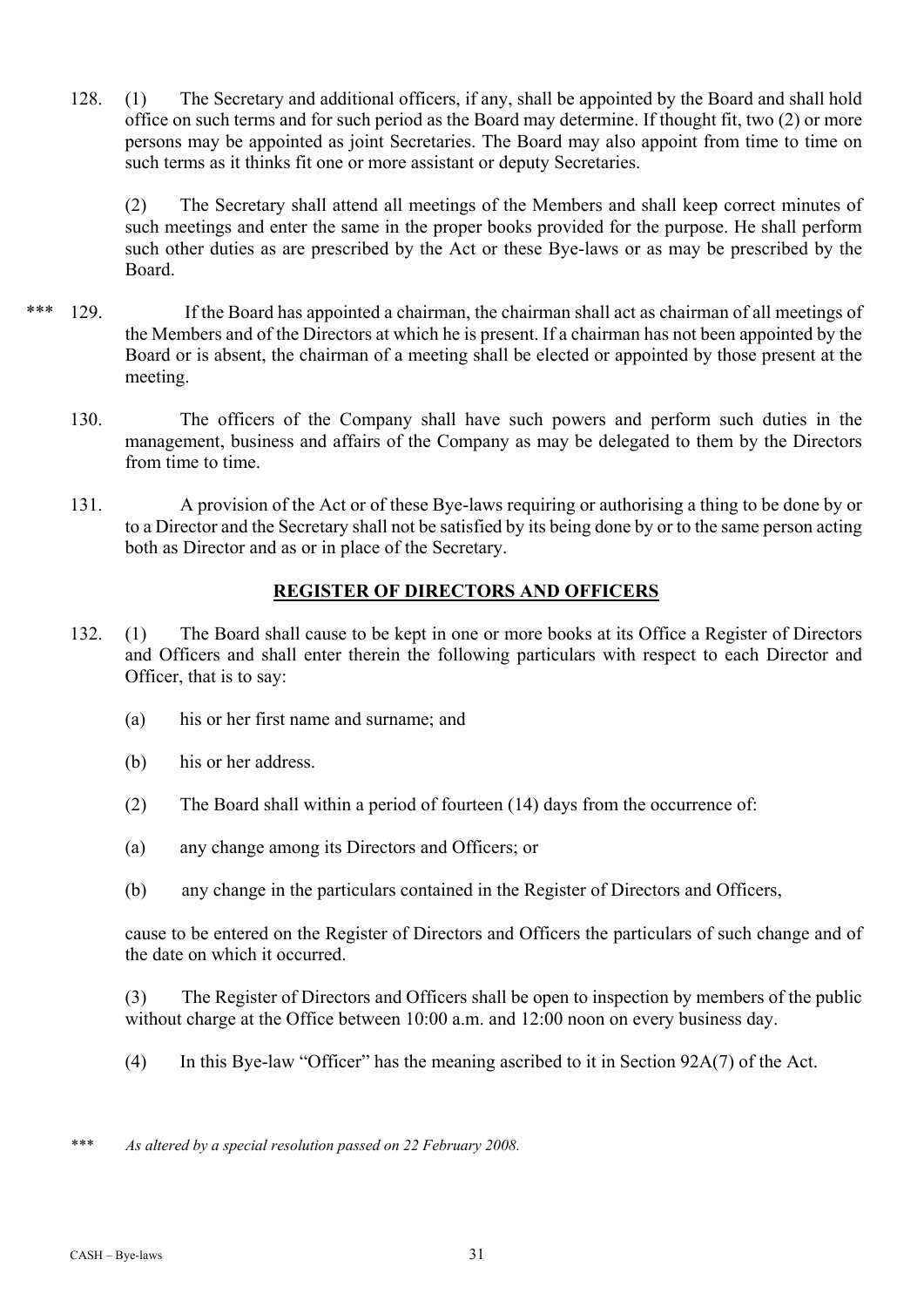128. (1) The Secretary and additional officers, if any, shall be appointed by the Board and shall hold office on such terms and for such period as the Board may determine. If thought fit, two (2) or more persons may be appointed as joint Secretaries. The Board may also appoint from time to time on such terms as it thinks fit one or more assistant or deputy Secretaries.

(2) The Secretary shall attend all meetings of the Members and shall keep correct minutes of such meetings and enter the same in the proper books provided for the purpose. He shall perform such other duties as are prescribed by the Act or these Bye-laws or as may be prescribed by the Board.

*** 129. If the Board has appointed a chairman, the chairman shall act as chairman of all meetings of the Members and of the Directors at which he is present. If a chairman has not been appointed by the Board or is absent, the chairman of a meeting shall be elected or appointed by those present at the meeting.

130. The officers of the Company shall have such powers and perform such duties in the management, business and affairs of the Company as may be delegated to them by the Directors from time to time.

131. A provision of the Act or of these Bye-laws requiring or authorising a thing to be done by or to a Director and the Secretary shall not be satisfied by its being done by or to the same person acting both as Director and as or in place of the Secretary.

## REGISTER OF DIRECTORS AND OFFICERS

132. (1) The Board shall cause to be kept in one or more books at its Office a Register of Directors and Officers and shall enter therein the following particulars with respect to each Director and Officer, that is to say:

(a) his or her first name and surname; and

(b) his or her address.

(2) The Board shall within a period of fourteen (14) days from the occurrence of:

(a) any change among its Directors and Officers; or

(b) any change in the particulars contained in the Register of Directors and Officers,

cause to be entered on the Register of Directors and Officers the particulars of such change and of the date on which it occurred.

(3) The Register of Directors and Officers shall be open to inspection by members of the public without charge at the Office between 10:00 a.m. and 12:00 noon on every business day.

(4) In this Bye-law "Officer" has the meaning ascribed to it in Section 92A(7) of the Act.

*** *As altered by a special resolution passed on 22 February 2008.*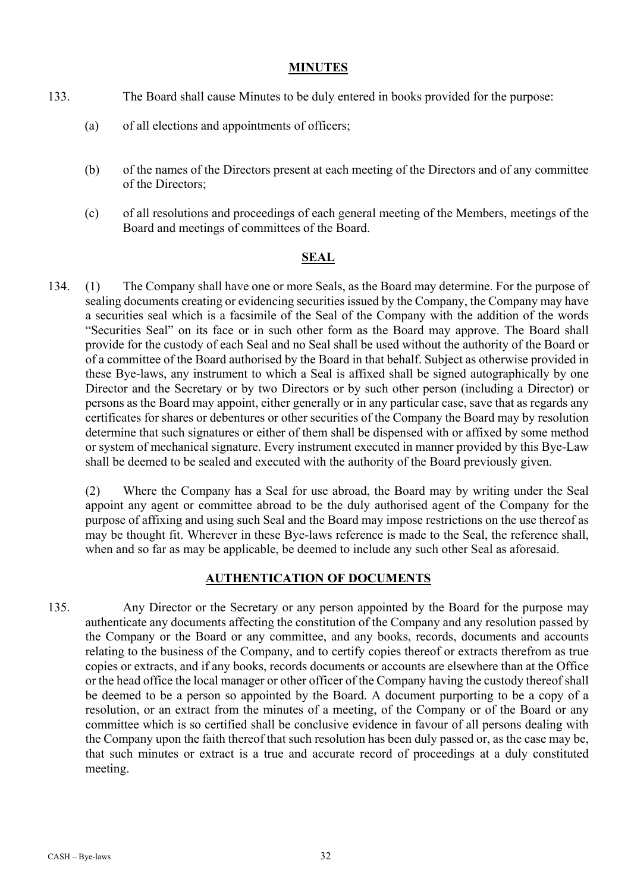## MINUTES

133. The Board shall cause Minutes to be duly entered in books provided for the purpose:

(a) of all elections and appointments of officers;

(b) of the names of the Directors present at each meeting of the Directors and of any committee of the Directors;

(c) of all resolutions and proceedings of each general meeting of the Members, meetings of the Board and meetings of committees of the Board.

## SEAL

134. (1) The Company shall have one or more Seals, as the Board may determine. For the purpose of sealing documents creating or evidencing securities issued by the Company, the Company may have a securities seal which is a facsimile of the Seal of the Company with the addition of the words "Securities Seal" on its face or in such other form as the Board may approve. The Board shall provide for the custody of each Seal and no Seal shall be used without the authority of the Board or of a committee of the Board authorised by the Board in that behalf. Subject as otherwise provided in these Bye-laws, any instrument to which a Seal is affixed shall be signed autographically by one Director and the Secretary or by two Directors or by such other person (including a Director) or persons as the Board may appoint, either generally or in any particular case, save that as regards any certificates for shares or debentures or other securities of the Company the Board may by resolution determine that such signatures or either of them shall be dispensed with or affixed by some method or system of mechanical signature. Every instrument executed in manner provided by this Bye-Law shall be deemed to be sealed and executed with the authority of the Board previously given.

(2) Where the Company has a Seal for use abroad, the Board may by writing under the Seal appoint any agent or committee abroad to be the duly authorised agent of the Company for the purpose of affixing and using such Seal and the Board may impose restrictions on the use thereof as may be thought fit. Wherever in these Bye-laws reference is made to the Seal, the reference shall, when and so far as may be applicable, be deemed to include any such other Seal as aforesaid.

## AUTHENTICATION OF DOCUMENTS

135. Any Director or the Secretary or any person appointed by the Board for the purpose may authenticate any documents affecting the constitution of the Company and any resolution passed by the Company or the Board or any committee, and any books, records, documents and accounts relating to the business of the Company, and to certify copies thereof or extracts therefrom as true copies or extracts, and if any books, records documents or accounts are elsewhere than at the Office or the head office the local manager or other officer of the Company having the custody thereof shall be deemed to be a person so appointed by the Board. A document purporting to be a copy of a resolution, or an extract from the minutes of a meeting, of the Company or of the Board or any committee which is so certified shall be conclusive evidence in favour of all persons dealing with the Company upon the faith thereof that such resolution has been duly passed or, as the case may be, that such minutes or extract is a true and accurate record of proceedings at a duly constituted meeting.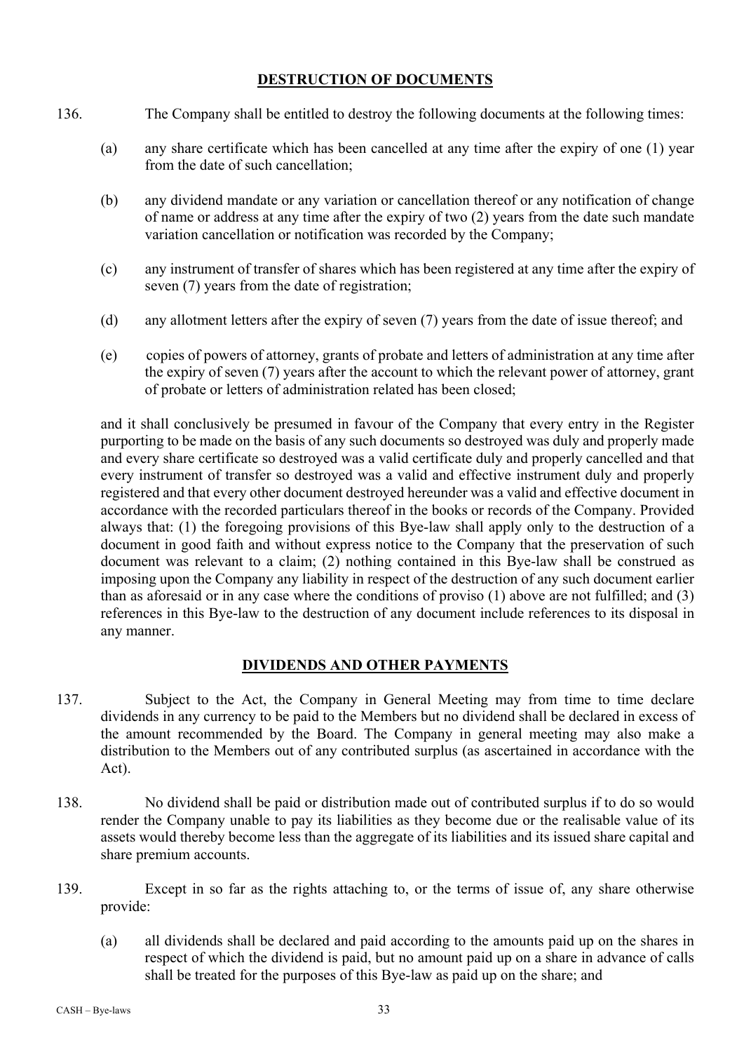## DESTRUCTION OF DOCUMENTS

136. The Company shall be entitled to destroy the following documents at the following times:

   (a) any share certificate which has been cancelled at any time after the expiry of one (1) year from the date of such cancellation;

   (b) any dividend mandate or any variation or cancellation thereof or any notification of change of name or address at any time after the expiry of two (2) years from the date such mandate variation cancellation or notification was recorded by the Company;

   (c) any instrument of transfer of shares which has been registered at any time after the expiry of seven (7) years from the date of registration;

   (d) any allotment letters after the expiry of seven (7) years from the date of issue thereof; and

   (e) copies of powers of attorney, grants of probate and letters of administration at any time after the expiry of seven (7) years after the account to which the relevant power of attorney, grant of probate or letters of administration related has been closed;

   and it shall conclusively be presumed in favour of the Company that every entry in the Register purporting to be made on the basis of any such documents so destroyed was duly and properly made and every share certificate so destroyed was a valid certificate duly and properly cancelled and that every instrument of transfer so destroyed was a valid and effective instrument duly and properly registered and that every other document destroyed hereunder was a valid and effective document in accordance with the recorded particulars thereof in the books or records of the Company. Provided always that: (1) the foregoing provisions of this Bye-law shall apply only to the destruction of a document in good faith and without express notice to the Company that the preservation of such document was relevant to a claim; (2) nothing contained in this Bye-law shall be construed as imposing upon the Company any liability in respect of the destruction of any such document earlier than as aforesaid or in any case where the conditions of proviso (1) above are not fulfilled; and (3) references in this Bye-law to the destruction of any document include references to its disposal in any manner.

## DIVIDENDS AND OTHER PAYMENTS

137. Subject to the Act, the Company in General Meeting may from time to time declare dividends in any currency to be paid to the Members but no dividend shall be declared in excess of the amount recommended by the Board. The Company in general meeting may also make a distribution to the Members out of any contributed surplus (as ascertained in accordance with the Act).

138. No dividend shall be paid or distribution made out of contributed surplus if to do so would render the Company unable to pay its liabilities as they become due or the realisable value of its assets would thereby become less than the aggregate of its liabilities and its issued share capital and share premium accounts.

139. Except in so far as the rights attaching to, or the terms of issue of, any share otherwise provide:

   (a) all dividends shall be declared and paid according to the amounts paid up on the shares in respect of which the dividend is paid, but no amount paid up on a share in advance of calls shall be treated for the purposes of this Bye-law as paid up on the share; and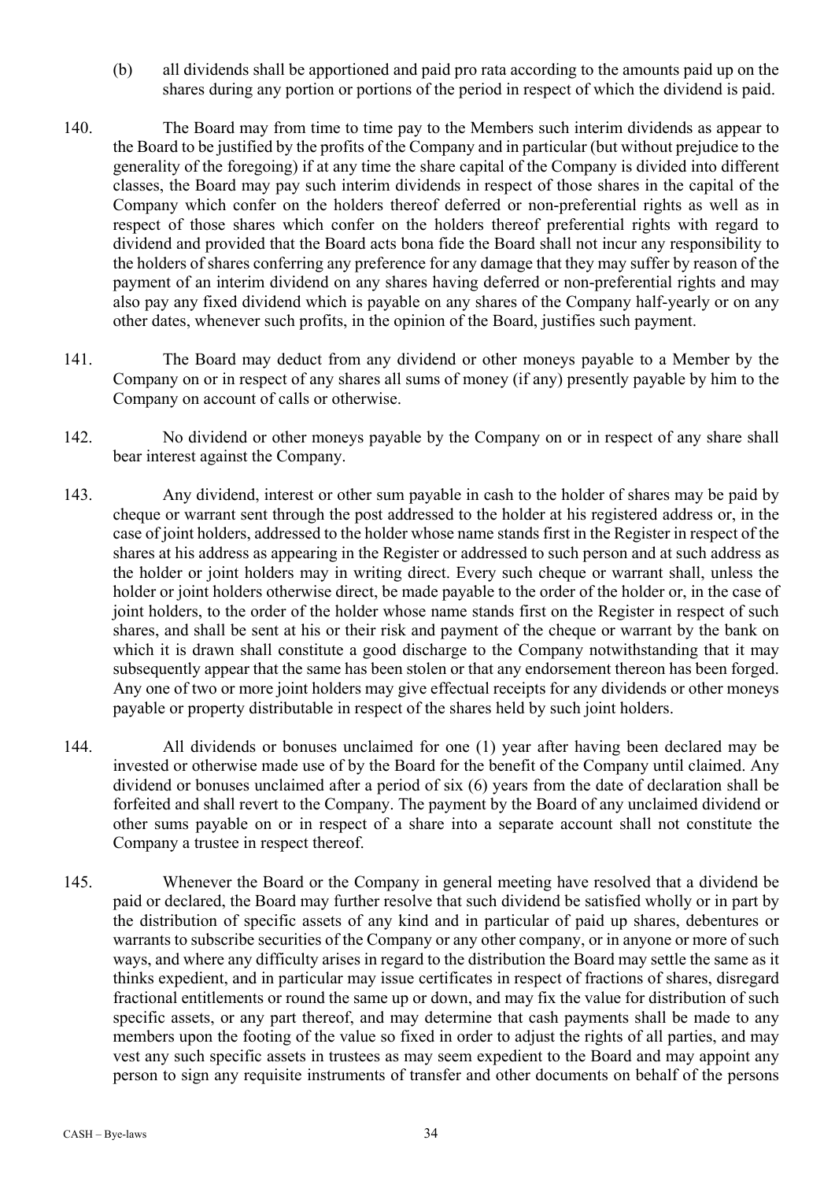(b) all dividends shall be apportioned and paid pro rata according to the amounts paid up on the shares during any portion or portions of the period in respect of which the dividend is paid.

140. The Board may from time to time pay to the Members such interim dividends as appear to the Board to be justified by the profits of the Company and in particular (but without prejudice to the generality of the foregoing) if at any time the share capital of the Company is divided into different classes, the Board may pay such interim dividends in respect of those shares in the capital of the Company which confer on the holders thereof deferred or non-preferential rights as well as in respect of those shares which confer on the holders thereof preferential rights with regard to dividend and provided that the Board acts bona fide the Board shall not incur any responsibility to the holders of shares conferring any preference for any damage that they may suffer by reason of the payment of an interim dividend on any shares having deferred or non-preferential rights and may also pay any fixed dividend which is payable on any shares of the Company half-yearly or on any other dates, whenever such profits, in the opinion of the Board, justifies such payment.

141. The Board may deduct from any dividend or other moneys payable to a Member by the Company on or in respect of any shares all sums of money (if any) presently payable by him to the Company on account of calls or otherwise.

142. No dividend or other moneys payable by the Company on or in respect of any share shall bear interest against the Company.

143. Any dividend, interest or other sum payable in cash to the holder of shares may be paid by cheque or warrant sent through the post addressed to the holder at his registered address or, in the case of joint holders, addressed to the holder whose name stands first in the Register in respect of the shares at his address as appearing in the Register or addressed to such person and at such address as the holder or joint holders may in writing direct. Every such cheque or warrant shall, unless the holder or joint holders otherwise direct, be made payable to the order of the holder or, in the case of joint holders, to the order of the holder whose name stands first on the Register in respect of such shares, and shall be sent at his or their risk and payment of the cheque or warrant by the bank on which it is drawn shall constitute a good discharge to the Company notwithstanding that it may subsequently appear that the same has been stolen or that any endorsement thereon has been forged. Any one of two or more joint holders may give effectual receipts for any dividends or other moneys payable or property distributable in respect of the shares held by such joint holders.

144. All dividends or bonuses unclaimed for one (1) year after having been declared may be invested or otherwise made use of by the Board for the benefit of the Company until claimed. Any dividend or bonuses unclaimed after a period of six (6) years from the date of declaration shall be forfeited and shall revert to the Company. The payment by the Board of any unclaimed dividend or other sums payable on or in respect of a share into a separate account shall not constitute the Company a trustee in respect thereof.

145. Whenever the Board or the Company in general meeting have resolved that a dividend be paid or declared, the Board may further resolve that such dividend be satisfied wholly or in part by the distribution of specific assets of any kind and in particular of paid up shares, debentures or warrants to subscribe securities of the Company or any other company, or in anyone or more of such ways, and where any difficulty arises in regard to the distribution the Board may settle the same as it thinks expedient, and in particular may issue certificates in respect of fractions of shares, disregard fractional entitlements or round the same up or down, and may fix the value for distribution of such specific assets, or any part thereof, and may determine that cash payments shall be made to any members upon the footing of the value so fixed in order to adjust the rights of all parties, and may vest any such specific assets in trustees as may seem expedient to the Board and may appoint any person to sign any requisite instruments of transfer and other documents on behalf of the persons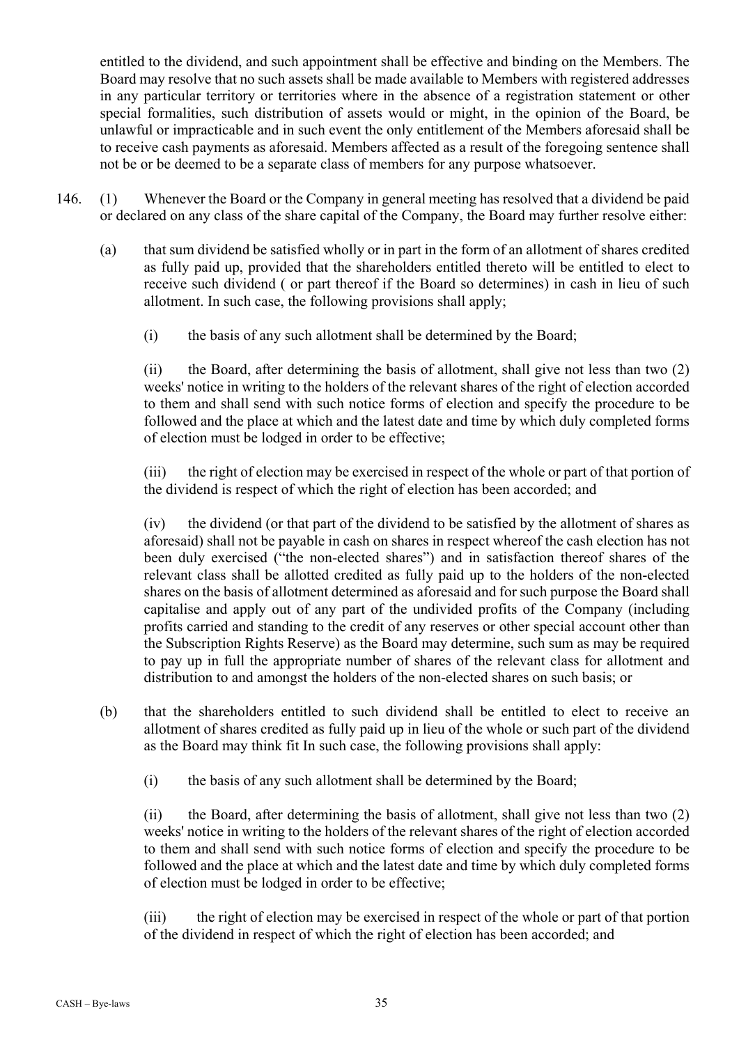entitled to the dividend, and such appointment shall be effective and binding on the Members. The Board may resolve that no such assets shall be made available to Members with registered addresses in any particular territory or territories where in the absence of a registration statement or other special formalities, such distribution of assets would or might, in the opinion of the Board, be unlawful or impracticable and in such event the only entitlement of the Members aforesaid shall be to receive cash payments as aforesaid. Members affected as a result of the foregoing sentence shall not be or be deemed to be a separate class of members for any purpose whatsoever.

146. (1) Whenever the Board or the Company in general meeting has resolved that a dividend be paid or declared on any class of the share capital of the Company, the Board may further resolve either:

(a) that sum dividend be satisfied wholly or in part in the form of an allotment of shares credited as fully paid up, provided that the shareholders entitled thereto will be entitled to elect to receive such dividend ( or part thereof if the Board so determines) in cash in lieu of such allotment. In such case, the following provisions shall apply;

(i) the basis of any such allotment shall be determined by the Board;

(ii) the Board, after determining the basis of allotment, shall give not less than two (2) weeks' notice in writing to the holders of the relevant shares of the right of election accorded to them and shall send with such notice forms of election and specify the procedure to be followed and the place at which and the latest date and time by which duly completed forms of election must be lodged in order to be effective;

(iii) the right of election may be exercised in respect of the whole or part of that portion of the dividend is respect of which the right of election has been accorded; and

(iv) the dividend (or that part of the dividend to be satisfied by the allotment of shares as aforesaid) shall not be payable in cash on shares in respect whereof the cash election has not been duly exercised ("the non-elected shares") and in satisfaction thereof shares of the relevant class shall be allotted credited as fully paid up to the holders of the non-elected shares on the basis of allotment determined as aforesaid and for such purpose the Board shall capitalise and apply out of any part of the undivided profits of the Company (including profits carried and standing to the credit of any reserves or other special account other than the Subscription Rights Reserve) as the Board may determine, such sum as may be required to pay up in full the appropriate number of shares of the relevant class for allotment and distribution to and amongst the holders of the non-elected shares on such basis; or

(b) that the shareholders entitled to such dividend shall be entitled to elect to receive an allotment of shares credited as fully paid up in lieu of the whole or such part of the dividend as the Board may think fit In such case, the following provisions shall apply:

(i) the basis of any such allotment shall be determined by the Board;

(ii) the Board, after determining the basis of allotment, shall give not less than two (2) weeks' notice in writing to the holders of the relevant shares of the right of election accorded to them and shall send with such notice forms of election and specify the procedure to be followed and the place at which and the latest date and time by which duly completed forms of election must be lodged in order to be effective;

(iii) the right of election may be exercised in respect of the whole or part of that portion of the dividend in respect of which the right of election has been accorded; and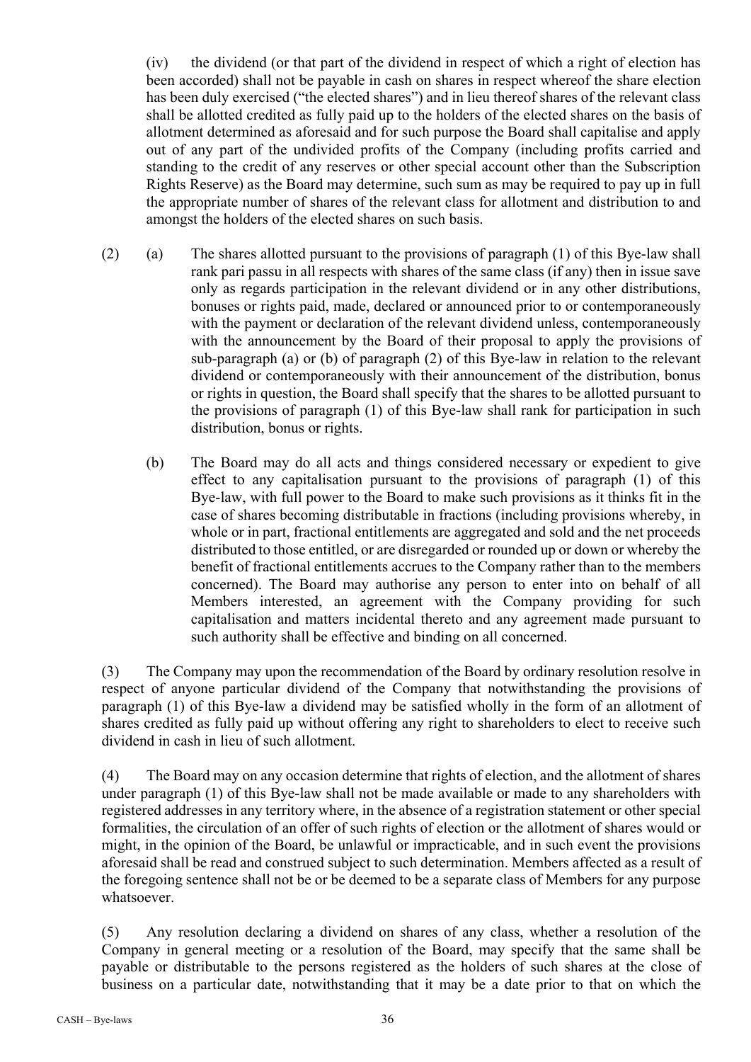(iv) the dividend (or that part of the dividend in respect of which a right of election has been accorded) shall not be payable in cash on shares in respect whereof the share election has been duly exercised ("the elected shares") and in lieu thereof shares of the relevant class shall be allotted credited as fully paid up to the holders of the elected shares on the basis of allotment determined as aforesaid and for such purpose the Board shall capitalise and apply out of any part of the undivided profits of the Company (including profits carried and standing to the credit of any reserves or other special account other than the Subscription Rights Reserve) as the Board may determine, such sum as may be required to pay up in full the appropriate number of shares of the relevant class for allotment and distribution to and amongst the holders of the elected shares on such basis.

(2) (a) The shares allotted pursuant to the provisions of paragraph (1) of this Bye-law shall rank pari passu in all respects with shares of the same class (if any) then in issue save only as regards participation in the relevant dividend or in any other distributions, bonuses or rights paid, made, declared or announced prior to or contemporaneously with the payment or declaration of the relevant dividend unless, contemporaneously with the announcement by the Board of their proposal to apply the provisions of sub-paragraph (a) or (b) of paragraph (2) of this Bye-law in relation to the relevant dividend or contemporaneously with their announcement of the distribution, bonus or rights in question, the Board shall specify that the shares to be allotted pursuant to the provisions of paragraph (1) of this Bye-law shall rank for participation in such distribution, bonus or rights.

(b) The Board may do all acts and things considered necessary or expedient to give effect to any capitalisation pursuant to the provisions of paragraph (1) of this Bye-law, with full power to the Board to make such provisions as it thinks fit in the case of shares becoming distributable in fractions (including provisions whereby, in whole or in part, fractional entitlements are aggregated and sold and the net proceeds distributed to those entitled, or are disregarded or rounded up or down or whereby the benefit of fractional entitlements accrues to the Company rather than to the members concerned). The Board may authorise any person to enter into on behalf of all Members interested, an agreement with the Company providing for such capitalisation and matters incidental thereto and any agreement made pursuant to such authority shall be effective and binding on all concerned.

(3) The Company may upon the recommendation of the Board by ordinary resolution resolve in respect of anyone particular dividend of the Company that notwithstanding the provisions of paragraph (1) of this Bye-law a dividend may be satisfied wholly in the form of an allotment of shares credited as fully paid up without offering any right to shareholders to elect to receive such dividend in cash in lieu of such allotment.

(4) The Board may on any occasion determine that rights of election, and the allotment of shares under paragraph (1) of this Bye-law shall not be made available or made to any shareholders with registered addresses in any territory where, in the absence of a registration statement or other special formalities, the circulation of an offer of such rights of election or the allotment of shares would or might, in the opinion of the Board, be unlawful or impracticable, and in such event the provisions aforesaid shall be read and construed subject to such determination. Members affected as a result of the foregoing sentence shall not be or be deemed to be a separate class of Members for any purpose whatsoever.

(5) Any resolution declaring a dividend on shares of any class, whether a resolution of the Company in general meeting or a resolution of the Board, may specify that the same shall be payable or distributable to the persons registered as the holders of such shares at the close of business on a particular date, notwithstanding that it may be a date prior to that on which the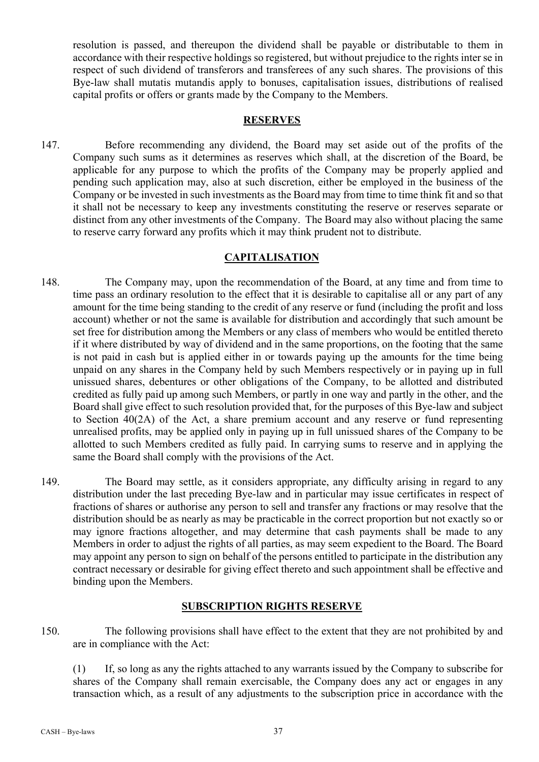resolution is passed, and thereupon the dividend shall be payable or distributable to them in accordance with their respective holdings so registered, but without prejudice to the rights inter se in respect of such dividend of transferors and transferees of any such shares. The provisions of this Bye-law shall mutatis mutandis apply to bonuses, capitalisation issues, distributions of realised capital profits or offers or grants made by the Company to the Members.

## RESERVES

147. Before recommending any dividend, the Board may set aside out of the profits of the Company such sums as it determines as reserves which shall, at the discretion of the Board, be applicable for any purpose to which the profits of the Company may be properly applied and pending such application may, also at such discretion, either be employed in the business of the Company or be invested in such investments as the Board may from time to time think fit and so that it shall not be necessary to keep any investments constituting the reserve or reserves separate or distinct from any other investments of the Company. The Board may also without placing the same to reserve carry forward any profits which it may think prudent not to distribute.

## CAPITALISATION

148. The Company may, upon the recommendation of the Board, at any time and from time to time pass an ordinary resolution to the effect that it is desirable to capitalise all or any part of any amount for the time being standing to the credit of any reserve or fund (including the profit and loss account) whether or not the same is available for distribution and accordingly that such amount be set free for distribution among the Members or any class of members who would be entitled thereto if it where distributed by way of dividend and in the same proportions, on the footing that the same is not paid in cash but is applied either in or towards paying up the amounts for the time being unpaid on any shares in the Company held by such Members respectively or in paying up in full unissued shares, debentures or other obligations of the Company, to be allotted and distributed credited as fully paid up among such Members, or partly in one way and partly in the other, and the Board shall give effect to such resolution provided that, for the purposes of this Bye-law and subject to Section 40(2A) of the Act, a share premium account and any reserve or fund representing unrealised profits, may be applied only in paying up in full unissued shares of the Company to be allotted to such Members credited as fully paid. In carrying sums to reserve and in applying the same the Board shall comply with the provisions of the Act.

149. The Board may settle, as it considers appropriate, any difficulty arising in regard to any distribution under the last preceding Bye-law and in particular may issue certificates in respect of fractions of shares or authorise any person to sell and transfer any fractions or may resolve that the distribution should be as nearly as may be practicable in the correct proportion but not exactly so or may ignore fractions altogether, and may determine that cash payments shall be made to any Members in order to adjust the rights of all parties, as may seem expedient to the Board. The Board may appoint any person to sign on behalf of the persons entitled to participate in the distribution any contract necessary or desirable for giving effect thereto and such appointment shall be effective and binding upon the Members.

## SUBSCRIPTION RIGHTS RESERVE

150. The following provisions shall have effect to the extent that they are not prohibited by and are in compliance with the Act:

(1) If, so long as any the rights attached to any warrants issued by the Company to subscribe for shares of the Company shall remain exercisable, the Company does any act or engages in any transaction which, as a result of any adjustments to the subscription price in accordance with the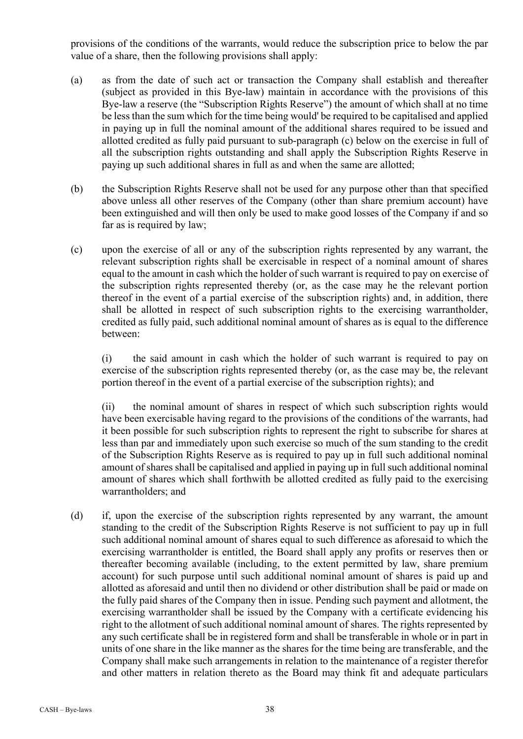provisions of the conditions of the warrants, would reduce the subscription price to below the par value of a share, then the following provisions shall apply:

(a) as from the date of such act or transaction the Company shall establish and thereafter (subject as provided in this Bye-law) maintain in accordance with the provisions of this Bye-law a reserve (the "Subscription Rights Reserve") the amount of which shall at no time be less than the sum which for the time being would' be required to be capitalised and applied in paying up in full the nominal amount of the additional shares required to be issued and allotted credited as fully paid pursuant to sub-paragraph (c) below on the exercise in full of all the subscription rights outstanding and shall apply the Subscription Rights Reserve in paying up such additional shares in full as and when the same are allotted;

(b) the Subscription Rights Reserve shall not be used for any purpose other than that specified above unless all other reserves of the Company (other than share premium account) have been extinguished and will then only be used to make good losses of the Company if and so far as is required by law;

(c) upon the exercise of all or any of the subscription rights represented by any warrant, the relevant subscription rights shall be exercisable in respect of a nominal amount of shares equal to the amount in cash which the holder of such warrant is required to pay on exercise of the subscription rights represented thereby (or, as the case may he the relevant portion thereof in the event of a partial exercise of the subscription rights) and, in addition, there shall be allotted in respect of such subscription rights to the exercising warrantholder, credited as fully paid, such additional nominal amount of shares as is equal to the difference between:

 (i) the said amount in cash which the holder of such warrant is required to pay on exercise of the subscription rights represented thereby (or, as the case may be, the relevant portion thereof in the event of a partial exercise of the subscription rights); and

 (ii) the nominal amount of shares in respect of which such subscription rights would have been exercisable having regard to the provisions of the conditions of the warrants, had it been possible for such subscription rights to represent the right to subscribe for shares at less than par and immediately upon such exercise so much of the sum standing to the credit of the Subscription Rights Reserve as is required to pay up in full such additional nominal amount of shares shall be capitalised and applied in paying up in full such additional nominal amount of shares which shall forthwith be allotted credited as fully paid to the exercising warrantholders; and

(d) if, upon the exercise of the subscription rights represented by any warrant, the amount standing to the credit of the Subscription Rights Reserve is not sufficient to pay up in full such additional nominal amount of shares equal to such difference as aforesaid to which the exercising warrantholder is entitled, the Board shall apply any profits or reserves then or thereafter becoming available (including, to the extent permitted by law, share premium account) for such purpose until such additional nominal amount of shares is paid up and allotted as aforesaid and until then no dividend or other distribution shall be paid or made on the fully paid shares of the Company then in issue. Pending such payment and allotment, the exercising warrantholder shall be issued by the Company with a certificate evidencing his right to the allotment of such additional nominal amount of shares. The rights represented by any such certificate shall be in registered form and shall be transferable in whole or in part in units of one share in the like manner as the shares for the time being are transferable, and the Company shall make such arrangements in relation to the maintenance of a register therefor and other matters in relation thereto as the Board may think fit and adequate particulars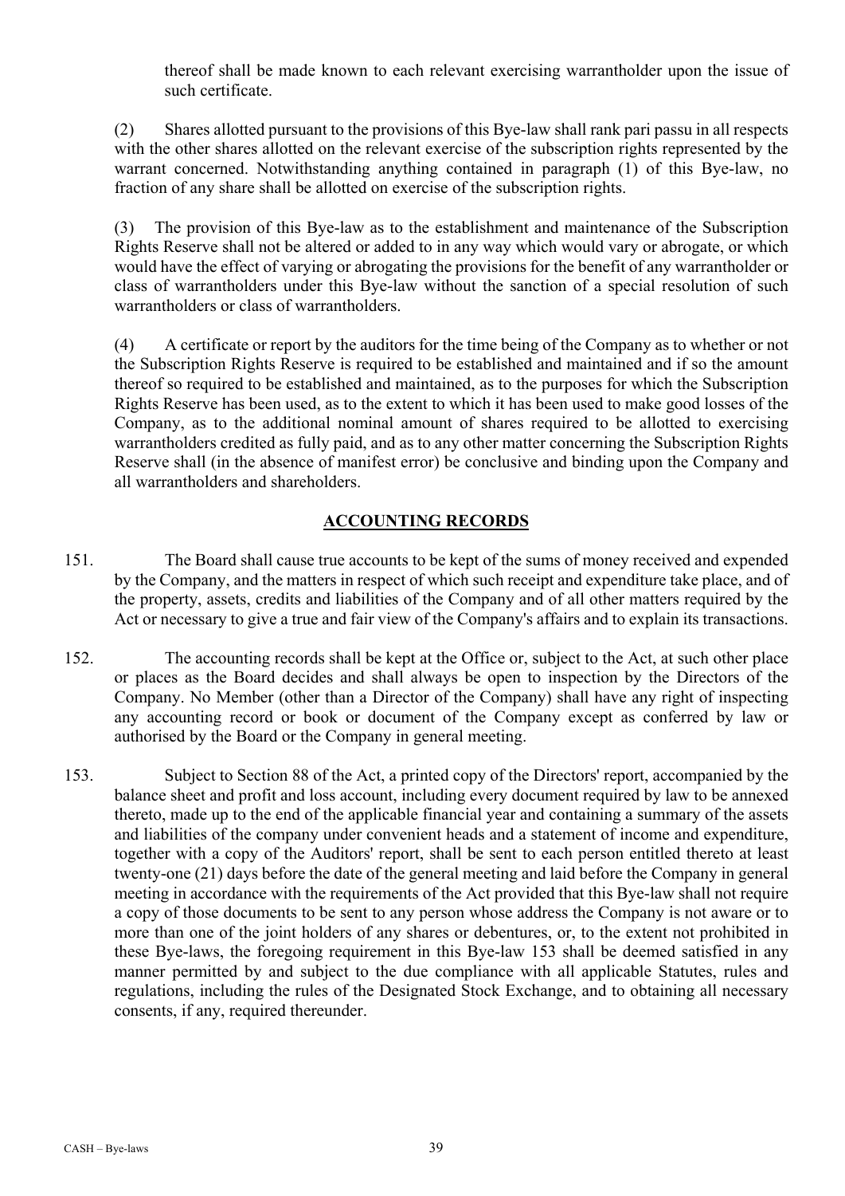thereof shall be made known to each relevant exercising warrantholder upon the issue of such certificate.

(2) Shares allotted pursuant to the provisions of this Bye-law shall rank pari passu in all respects with the other shares allotted on the relevant exercise of the subscription rights represented by the warrant concerned. Notwithstanding anything contained in paragraph (1) of this Bye-law, no fraction of any share shall be allotted on exercise of the subscription rights.

(3) The provision of this Bye-law as to the establishment and maintenance of the Subscription Rights Reserve shall not be altered or added to in any way which would vary or abrogate, or which would have the effect of varying or abrogating the provisions for the benefit of any warrantholder or class of warrantholders under this Bye-law without the sanction of a special resolution of such warrantholders or class of warrantholders.

(4) A certificate or report by the auditors for the time being of the Company as to whether or not the Subscription Rights Reserve is required to be established and maintained and if so the amount thereof so required to be established and maintained, as to the purposes for which the Subscription Rights Reserve has been used, as to the extent to which it has been used to make good losses of the Company, as to the additional nominal amount of shares required to be allotted to exercising warrantholders credited as fully paid, and as to any other matter concerning the Subscription Rights Reserve shall (in the absence of manifest error) be conclusive and binding upon the Company and all warrantholders and shareholders.

## ACCOUNTING RECORDS

151. The Board shall cause true accounts to be kept of the sums of money received and expended by the Company, and the matters in respect of which such receipt and expenditure take place, and of the property, assets, credits and liabilities of the Company and of all other matters required by the Act or necessary to give a true and fair view of the Company's affairs and to explain its transactions.

152. The accounting records shall be kept at the Office or, subject to the Act, at such other place or places as the Board decides and shall always be open to inspection by the Directors of the Company. No Member (other than a Director of the Company) shall have any right of inspecting any accounting record or book or document of the Company except as conferred by law or authorised by the Board or the Company in general meeting.

153. Subject to Section 88 of the Act, a printed copy of the Directors' report, accompanied by the balance sheet and profit and loss account, including every document required by law to be annexed thereto, made up to the end of the applicable financial year and containing a summary of the assets and liabilities of the company under convenient heads and a statement of income and expenditure, together with a copy of the Auditors' report, shall be sent to each person entitled thereto at least twenty-one (21) days before the date of the general meeting and laid before the Company in general meeting in accordance with the requirements of the Act provided that this Bye-law shall not require a copy of those documents to be sent to any person whose address the Company is not aware or to more than one of the joint holders of any shares or debentures, or, to the extent not prohibited in these Bye-laws, the foregoing requirement in this Bye-law 153 shall be deemed satisfied in any manner permitted by and subject to the due compliance with all applicable Statutes, rules and regulations, including the rules of the Designated Stock Exchange, and to obtaining all necessary consents, if any, required thereunder.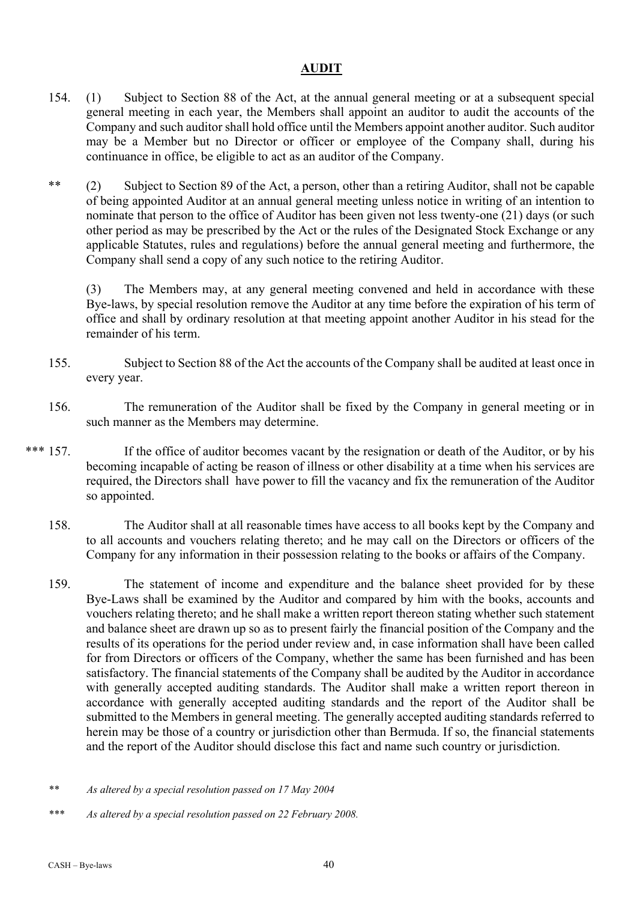## AUDIT

154. (1) Subject to Section 88 of the Act, at the annual general meeting or at a subsequent special general meeting in each year, the Members shall appoint an auditor to audit the accounts of the Company and such auditor shall hold office until the Members appoint another auditor. Such auditor may be a Member but no Director or officer or employee of the Company shall, during his continuance in office, be eligible to act as an auditor of the Company.

** (2) Subject to Section 89 of the Act, a person, other than a retiring Auditor, shall not be capable of being appointed Auditor at an annual general meeting unless notice in writing of an intention to nominate that person to the office of Auditor has been given not less twenty-one (21) days (or such other period as may be prescribed by the Act or the rules of the Designated Stock Exchange or any applicable Statutes, rules and regulations) before the annual general meeting and furthermore, the Company shall send a copy of any such notice to the retiring Auditor.

(3) The Members may, at any general meeting convened and held in accordance with these Bye-laws, by special resolution remove the Auditor at any time before the expiration of his term of office and shall by ordinary resolution at that meeting appoint another Auditor in his stead for the remainder of his term.

155. Subject to Section 88 of the Act the accounts of the Company shall be audited at least once in every year.

156. The remuneration of the Auditor shall be fixed by the Company in general meeting or in such manner as the Members may determine.

*** 157. If the office of auditor becomes vacant by the resignation or death of the Auditor, or by his becoming incapable of acting be reason of illness or other disability at a time when his services are required, the Directors shall have power to fill the vacancy and fix the remuneration of the Auditor so appointed.

158. The Auditor shall at all reasonable times have access to all books kept by the Company and to all accounts and vouchers relating thereto; and he may call on the Directors or officers of the Company for any information in their possession relating to the books or affairs of the Company.

159. The statement of income and expenditure and the balance sheet provided for by these Bye-Laws shall be examined by the Auditor and compared by him with the books, accounts and vouchers relating thereto; and he shall make a written report thereon stating whether such statement and balance sheet are drawn up so as to present fairly the financial position of the Company and the results of its operations for the period under review and, in case information shall have been called for from Directors or officers of the Company, whether the same has been furnished and has been satisfactory. The financial statements of the Company shall be audited by the Auditor in accordance with generally accepted auditing standards. The Auditor shall make a written report thereon in accordance with generally accepted auditing standards and the report of the Auditor shall be submitted to the Members in general meeting. The generally accepted auditing standards referred to herein may be those of a country or jurisdiction other than Bermuda. If so, the financial statements and the report of the Auditor should disclose this fact and name such country or jurisdiction.

*\*\* As altered by a special resolution passed on 17 May 2004*

*\*\*\* As altered by a special resolution passed on 22 February 2008.*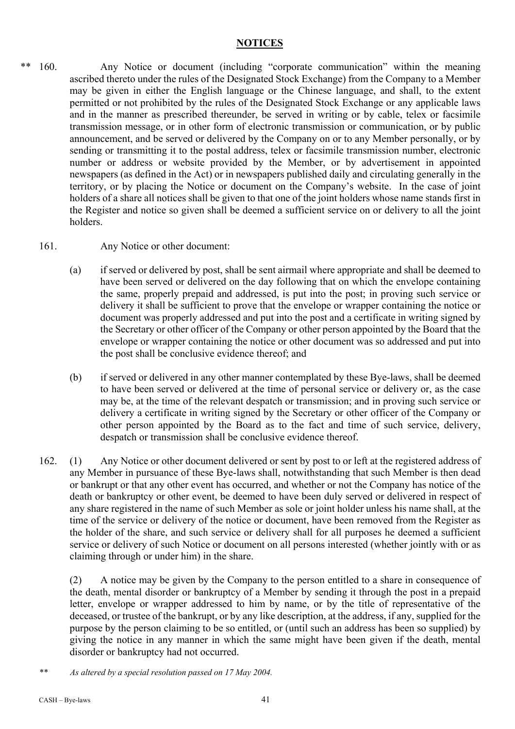## NOTICES

** 160. Any Notice or document (including "corporate communication" within the meaning ascribed thereto under the rules of the Designated Stock Exchange) from the Company to a Member may be given in either the English language or the Chinese language, and shall, to the extent permitted or not prohibited by the rules of the Designated Stock Exchange or any applicable laws and in the manner as prescribed thereunder, be served in writing or by cable, telex or facsimile transmission message, or in other form of electronic transmission or communication, or by public announcement, and be served or delivered by the Company on or to any Member personally, or by sending or transmitting it to the postal address, telex or facsimile transmission number, electronic number or address or website provided by the Member, or by advertisement in appointed newspapers (as defined in the Act) or in newspapers published daily and circulating generally in the territory, or by placing the Notice or document on the Company's website. In the case of joint holders of a share all notices shall be given to that one of the joint holders whose name stands first in the Register and notice so given shall be deemed a sufficient service on or delivery to all the joint holders.

161. Any Notice or other document:

(a) if served or delivered by post, shall be sent airmail where appropriate and shall be deemed to have been served or delivered on the day following that on which the envelope containing the same, properly prepaid and addressed, is put into the post; in proving such service or delivery it shall be sufficient to prove that the envelope or wrapper containing the notice or document was properly addressed and put into the post and a certificate in writing signed by the Secretary or other officer of the Company or other person appointed by the Board that the envelope or wrapper containing the notice or other document was so addressed and put into the post shall be conclusive evidence thereof; and

(b) if served or delivered in any other manner contemplated by these Bye-laws, shall be deemed to have been served or delivered at the time of personal service or delivery or, as the case may be, at the time of the relevant despatch or transmission; and in proving such service or delivery a certificate in writing signed by the Secretary or other officer of the Company or other person appointed by the Board as to the fact and time of such service, delivery, despatch or transmission shall be conclusive evidence thereof.

162. (1) Any Notice or other document delivered or sent by post to or left at the registered address of any Member in pursuance of these Bye-laws shall, notwithstanding that such Member is then dead or bankrupt or that any other event has occurred, and whether or not the Company has notice of the death or bankruptcy or other event, be deemed to have been duly served or delivered in respect of any share registered in the name of such Member as sole or joint holder unless his name shall, at the time of the service or delivery of the notice or document, have been removed from the Register as the holder of the share, and such service or delivery shall for all purposes he deemed a sufficient service or delivery of such Notice or document on all persons interested (whether jointly with or as claiming through or under him) in the share.

(2) A notice may be given by the Company to the person entitled to a share in consequence of the death, mental disorder or bankruptcy of a Member by sending it through the post in a prepaid letter, envelope or wrapper addressed to him by name, or by the title of representative of the deceased, or trustee of the bankrupt, or by any like description, at the address, if any, supplied for the purpose by the person claiming to be so entitled, or (until such an address has been so supplied) by giving the notice in any manner in which the same might have been given if the death, mental disorder or bankruptcy had not occurred.

** *As altered by a special resolution passed on 17 May 2004.*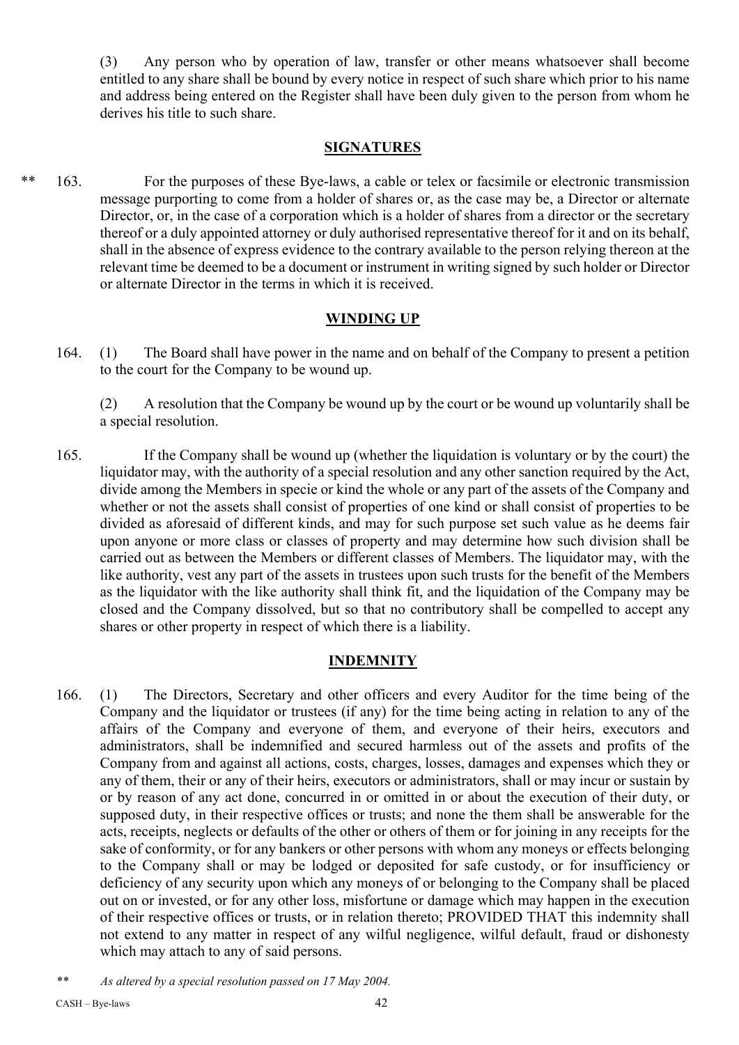(3) Any person who by operation of law, transfer or other means whatsoever shall become entitled to any share shall be bound by every notice in respect of such share which prior to his name and address being entered on the Register shall have been duly given to the person from whom he derives his title to such share.

## SIGNATURES

** 163. For the purposes of these Bye-laws, a cable or telex or facsimile or electronic transmission message purporting to come from a holder of shares or, as the case may be, a Director or alternate Director, or, in the case of a corporation which is a holder of shares from a director or the secretary thereof or a duly appointed attorney or duly authorised representative thereof for it and on its behalf, shall in the absence of express evidence to the contrary available to the person relying thereon at the relevant time be deemed to be a document or instrument in writing signed by such holder or Director or alternate Director in the terms in which it is received.

## WINDING UP

164. (1) The Board shall have power in the name and on behalf of the Company to present a petition to the court for the Company to be wound up.

(2) A resolution that the Company be wound up by the court or be wound up voluntarily shall be a special resolution.

165. If the Company shall be wound up (whether the liquidation is voluntary or by the court) the liquidator may, with the authority of a special resolution and any other sanction required by the Act, divide among the Members in specie or kind the whole or any part of the assets of the Company and whether or not the assets shall consist of properties of one kind or shall consist of properties to be divided as aforesaid of different kinds, and may for such purpose set such value as he deems fair upon anyone or more class or classes of property and may determine how such division shall be carried out as between the Members or different classes of Members. The liquidator may, with the like authority, vest any part of the assets in trustees upon such trusts for the benefit of the Members as the liquidator with the like authority shall think fit, and the liquidation of the Company may be closed and the Company dissolved, but so that no contributory shall be compelled to accept any shares or other property in respect of which there is a liability.

## INDEMNITY

166. (1) The Directors, Secretary and other officers and every Auditor for the time being of the Company and the liquidator or trustees (if any) for the time being acting in relation to any of the affairs of the Company and everyone of them, and everyone of their heirs, executors and administrators, shall be indemnified and secured harmless out of the assets and profits of the Company from and against all actions, costs, charges, losses, damages and expenses which they or any of them, their or any of their heirs, executors or administrators, shall or may incur or sustain by or by reason of any act done, concurred in or omitted in or about the execution of their duty, or supposed duty, in their respective offices or trusts; and none the them shall be answerable for the acts, receipts, neglects or defaults of the other or others of them or for joining in any receipts for the sake of conformity, or for any bankers or other persons with whom any moneys or effects belonging to the Company shall or may be lodged or deposited for safe custody, or for insufficiency or deficiency of any security upon which any moneys of or belonging to the Company shall be placed out on or invested, or for any other loss, misfortune or damage which may happen in the execution of their respective offices or trusts, or in relation thereto; PROVIDED THAT this indemnity shall not extend to any matter in respect of any wilful negligence, wilful default, fraud or dishonesty which may attach to any of said persons.

** *As altered by a special resolution passed on 17 May 2004.*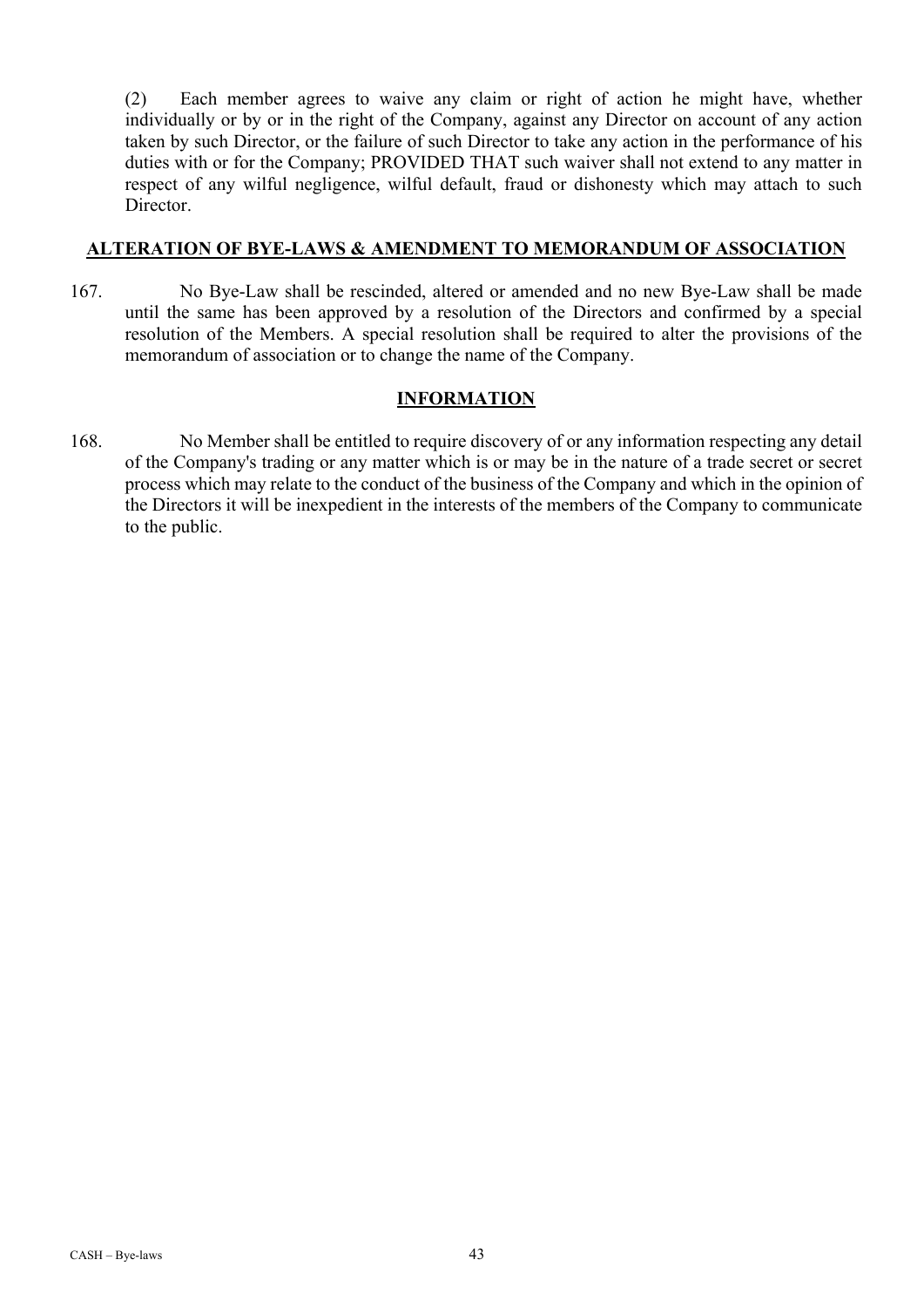(2) Each member agrees to waive any claim or right of action he might have, whether individually or by or in the right of the Company, against any Director on account of any action taken by such Director, or the failure of such Director to take any action in the performance of his duties with or for the Company; PROVIDED THAT such waiver shall not extend to any matter in respect of any wilful negligence, wilful default, fraud or dishonesty which may attach to such Director.

## ALTERATION OF BYE-LAWS & AMENDMENT TO MEMORANDUM OF ASSOCIATION

167. No Bye-Law shall be rescinded, altered or amended and no new Bye-Law shall be made until the same has been approved by a resolution of the Directors and confirmed by a special resolution of the Members. A special resolution shall be required to alter the provisions of the memorandum of association or to change the name of the Company.

## INFORMATION

168. No Member shall be entitled to require discovery of or any information respecting any detail of the Company's trading or any matter which is or may be in the nature of a trade secret or secret process which may relate to the conduct of the business of the Company and which in the opinion of the Directors it will be inexpedient in the interests of the members of the Company to communicate to the public.